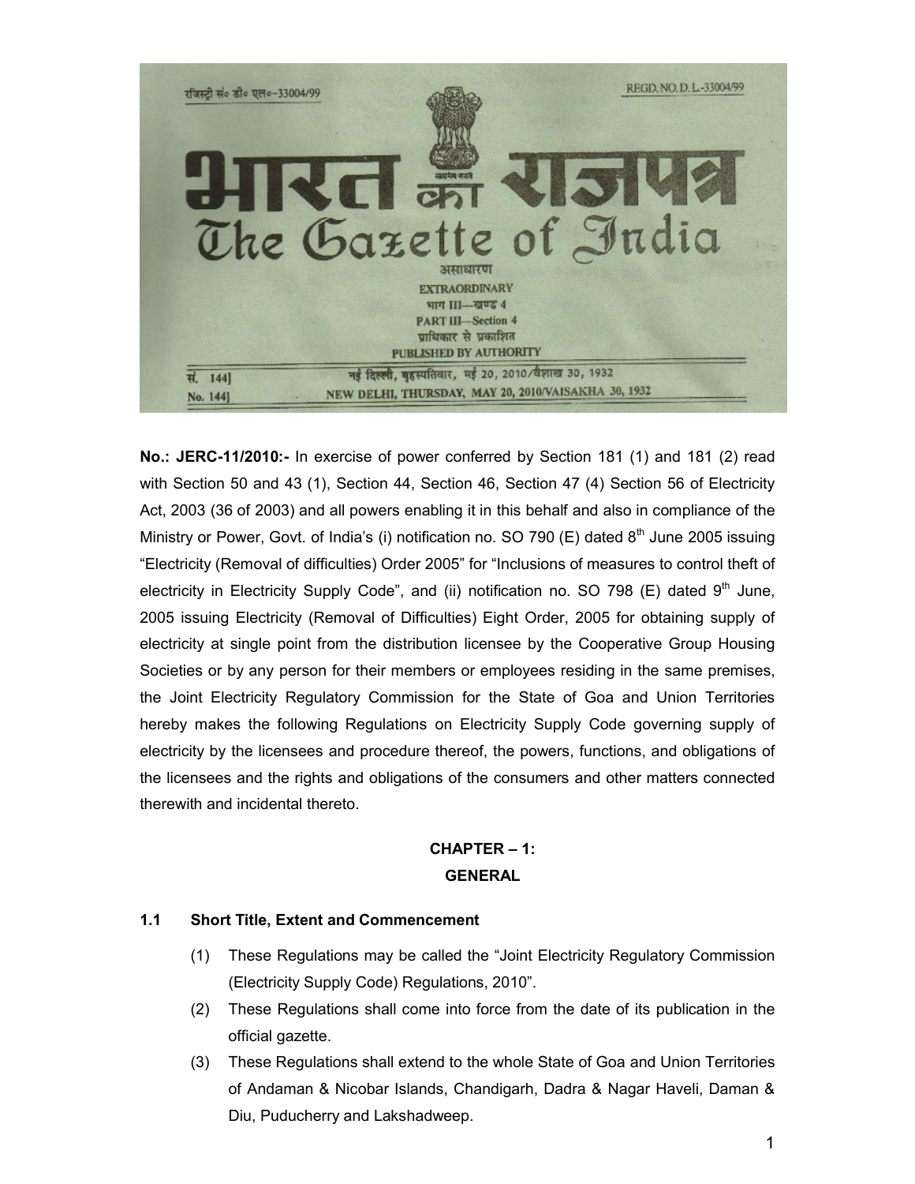रजिस्ट्री सं० डी० एल०-33004/99 REGD. NO. D. L.-33004/99

# भारत का राजपत्र
# The Gazette of India

असाधारण
**EXTRAORDINARY**
भाग III—खण्ड 4
**PART III—Section 4**
प्राधिकार से प्रकाशित
**PUBLISHED BY AUTHORITY**

सं. 144] नई दिल्ली, बृहस्पतिवार, मई 20, 2010/वैशाख 30, 1932
No. 144] NEW DELHI, THURSDAY, MAY 20, 2010/VAISAKHA 30, 1932

**No.: JERC-11/2010:-** In exercise of power conferred by Section 181 (1) and 181 (2) read with Section 50 and 43 (1), Section 44, Section 46, Section 47 (4) Section 56 of Electricity Act, 2003 (36 of 2003) and all powers enabling it in this behalf and also in compliance of the Ministry or Power, Govt. of India's (i) notification no. SO 790 (E) dated 8th June 2005 issuing "Electricity (Removal of difficulties) Order 2005" for "Inclusions of measures to control theft of electricity in Electricity Supply Code", and (ii) notification no. SO 798 (E) dated 9th June, 2005 issuing Electricity (Removal of Difficulties) Eight Order, 2005 for obtaining supply of electricity at single point from the distribution licensee by the Cooperative Group Housing Societies or by any person for their members or employees residing in the same premises, the Joint Electricity Regulatory Commission for the State of Goa and Union Territories hereby makes the following Regulations on Electricity Supply Code governing supply of electricity by the licensees and procedure thereof, the powers, functions, and obligations of the licensees and the rights and obligations of the consumers and other matters connected therewith and incidental thereto.

## CHAPTER – 1:
## GENERAL

### 1.1 Short Title, Extent and Commencement

(1) These Regulations may be called the "Joint Electricity Regulatory Commission (Electricity Supply Code) Regulations, 2010".

(2) These Regulations shall come into force from the date of its publication in the official gazette.

(3) These Regulations shall extend to the whole State of Goa and Union Territories of Andaman & Nicobar Islands, Chandigarh, Dadra & Nagar Haveli, Daman & Diu, Puducherry and Lakshadweep.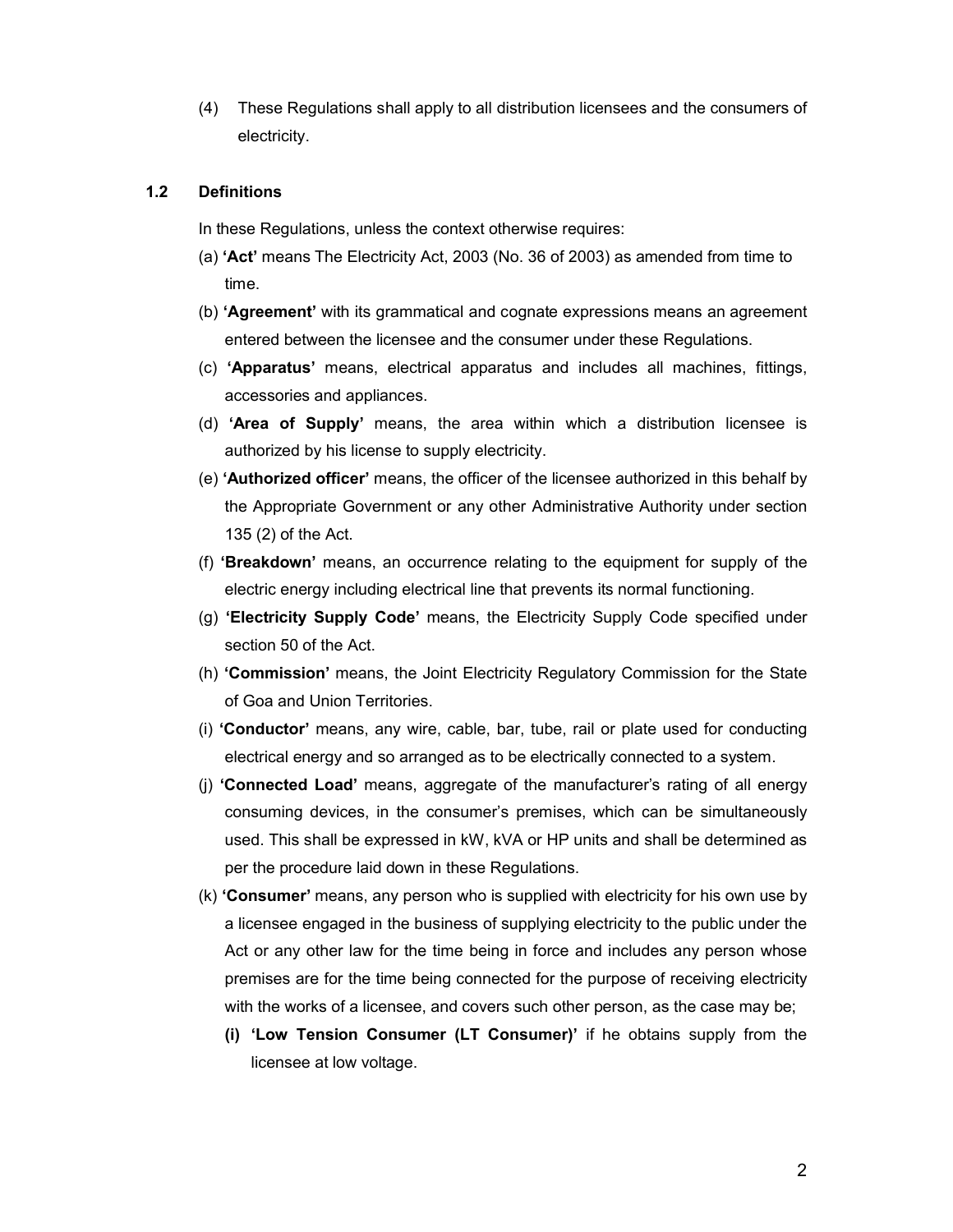(4) These Regulations shall apply to all distribution licensees and the consumers of electricity.

### 1.2 Definitions

In these Regulations, unless the context otherwise requires:

(a) **'Act'** means The Electricity Act, 2003 (No. 36 of 2003) as amended from time to time.

(b) **'Agreement'** with its grammatical and cognate expressions means an agreement entered between the licensee and the consumer under these Regulations.

(c) **'Apparatus'** means, electrical apparatus and includes all machines, fittings, accessories and appliances.

(d) **'Area of Supply'** means, the area within which a distribution licensee is authorized by his license to supply electricity.

(e) **'Authorized officer'** means, the officer of the licensee authorized in this behalf by the Appropriate Government or any other Administrative Authority under section 135 (2) of the Act.

(f) **'Breakdown'** means, an occurrence relating to the equipment for supply of the electric energy including electrical line that prevents its normal functioning.

(g) **'Electricity Supply Code'** means, the Electricity Supply Code specified under section 50 of the Act.

(h) **'Commission'** means, the Joint Electricity Regulatory Commission for the State of Goa and Union Territories.

(i) **'Conductor'** means, any wire, cable, bar, tube, rail or plate used for conducting electrical energy and so arranged as to be electrically connected to a system.

(j) **'Connected Load'** means, aggregate of the manufacturer's rating of all energy consuming devices, in the consumer's premises, which can be simultaneously used. This shall be expressed in kW, kVA or HP units and shall be determined as per the procedure laid down in these Regulations.

(k) **'Consumer'** means, any person who is supplied with electricity for his own use by a licensee engaged in the business of supplying electricity to the public under the Act or any other law for the time being in force and includes any person whose premises are for the time being connected for the purpose of receiving electricity with the works of a licensee, and covers such other person, as the case may be;

**(i) 'Low Tension Consumer (LT Consumer)'** if he obtains supply from the licensee at low voltage.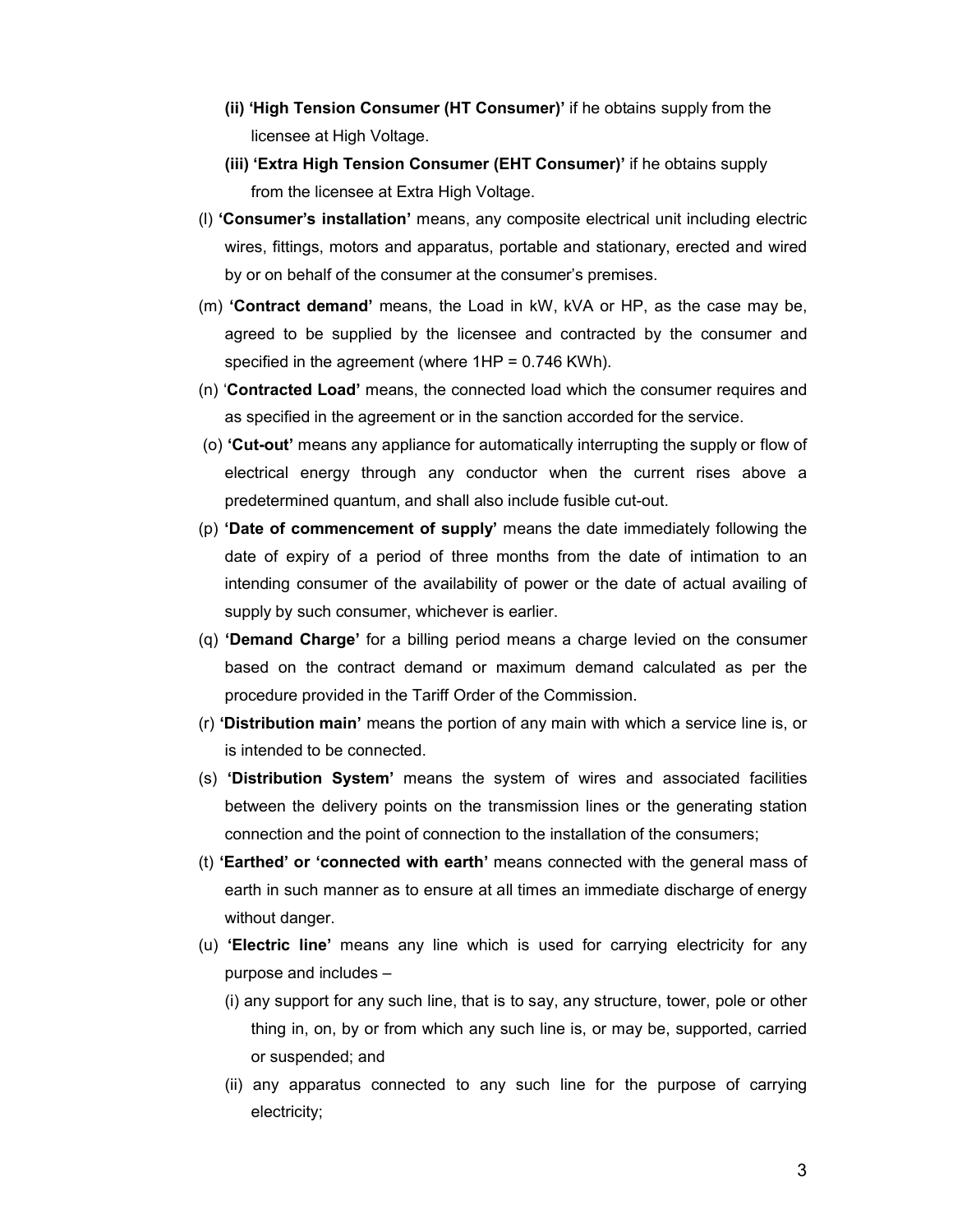(ii) **'High Tension Consumer (HT Consumer)'** if he obtains supply from the licensee at High Voltage.

(iii) **'Extra High Tension Consumer (EHT Consumer)'** if he obtains supply from the licensee at Extra High Voltage.

(l) **'Consumer's installation'** means, any composite electrical unit including electric wires, fittings, motors and apparatus, portable and stationary, erected and wired by or on behalf of the consumer at the consumer's premises.

(m) **'Contract demand'** means, the Load in kW, kVA or HP, as the case may be, agreed to be supplied by the licensee and contracted by the consumer and specified in the agreement (where 1HP = 0.746 KWh).

(n) '**Contracted Load'** means, the connected load which the consumer requires and as specified in the agreement or in the sanction accorded for the service.

(o) **'Cut-out'** means any appliance for automatically interrupting the supply or flow of electrical energy through any conductor when the current rises above a predetermined quantum, and shall also include fusible cut-out.

(p) **'Date of commencement of supply'** means the date immediately following the date of expiry of a period of three months from the date of intimation to an intending consumer of the availability of power or the date of actual availing of supply by such consumer, whichever is earlier.

(q) **'Demand Charge'** for a billing period means a charge levied on the consumer based on the contract demand or maximum demand calculated as per the procedure provided in the Tariff Order of the Commission.

(r) **'Distribution main'** means the portion of any main with which a service line is, or is intended to be connected.

(s) **'Distribution System'** means the system of wires and associated facilities between the delivery points on the transmission lines or the generating station connection and the point of connection to the installation of the consumers;

(t) **'Earthed' or 'connected with earth'** means connected with the general mass of earth in such manner as to ensure at all times an immediate discharge of energy without danger.

(u) **'Electric line'** means any line which is used for carrying electricity for any purpose and includes –

(i) any support for any such line, that is to say, any structure, tower, pole or other thing in, on, by or from which any such line is, or may be, supported, carried or suspended; and

(ii) any apparatus connected to any such line for the purpose of carrying electricity;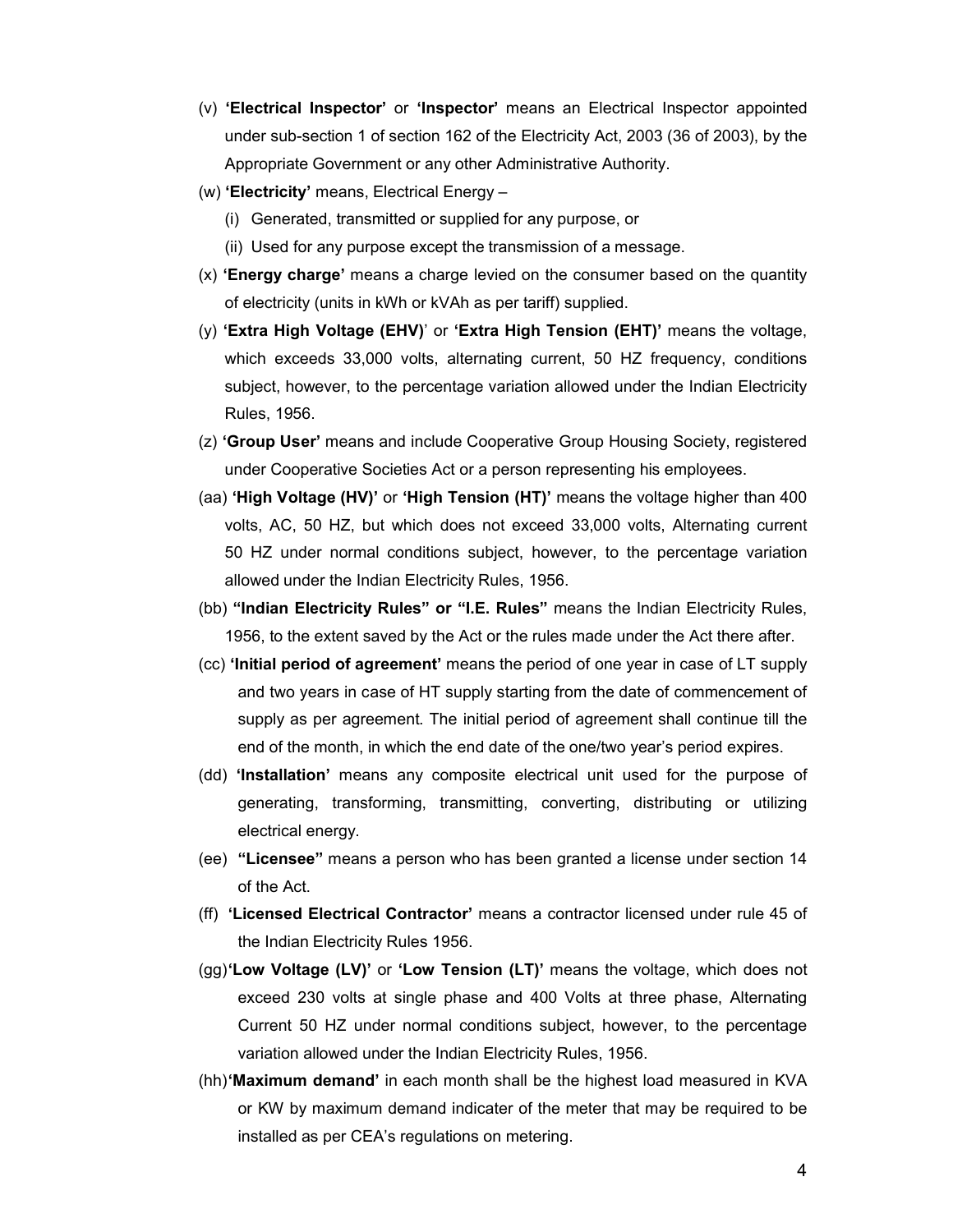(v) **'Electrical Inspector'** or **'Inspector'** means an Electrical Inspector appointed under sub-section 1 of section 162 of the Electricity Act, 2003 (36 of 2003), by the Appropriate Government or any other Administrative Authority.

(w) **'Electricity'** means, Electrical Energy –

  (i) Generated, transmitted or supplied for any purpose, or

  (ii) Used for any purpose except the transmission of a message.

(x) **'Energy charge'** means a charge levied on the consumer based on the quantity of electricity (units in kWh or kVAh as per tariff) supplied.

(y) **'Extra High Voltage (EHV)'** or **'Extra High Tension (EHT)'** means the voltage, which exceeds 33,000 volts, alternating current, 50 HZ frequency, conditions subject, however, to the percentage variation allowed under the Indian Electricity Rules, 1956.

(z) **'Group User'** means and include Cooperative Group Housing Society, registered under Cooperative Societies Act or a person representing his employees.

(aa) **'High Voltage (HV)'** or **'High Tension (HT)'** means the voltage higher than 400 volts, AC, 50 HZ, but which does not exceed 33,000 volts, Alternating current 50 HZ under normal conditions subject, however, to the percentage variation allowed under the Indian Electricity Rules, 1956.

(bb) **"Indian Electricity Rules" or "I.E. Rules"** means the Indian Electricity Rules, 1956, to the extent saved by the Act or the rules made under the Act there after.

(cc) **'Initial period of agreement'** means the period of one year in case of LT supply and two years in case of HT supply starting from the date of commencement of supply as per agreement. The initial period of agreement shall continue till the end of the month, in which the end date of the one/two year's period expires.

(dd) **'Installation'** means any composite electrical unit used for the purpose of generating, transforming, transmitting, converting, distributing or utilizing electrical energy.

(ee) **"Licensee"** means a person who has been granted a license under section 14 of the Act.

(ff) **'Licensed Electrical Contractor'** means a contractor licensed under rule 45 of the Indian Electricity Rules 1956.

(gg) **'Low Voltage (LV)'** or **'Low Tension (LT)'** means the voltage, which does not exceed 230 volts at single phase and 400 Volts at three phase, Alternating Current 50 HZ under normal conditions subject, however, to the percentage variation allowed under the Indian Electricity Rules, 1956.

(hh) **'Maximum demand'** in each month shall be the highest load measured in KVA or KW by maximum demand indicater of the meter that may be required to be installed as per CEA's regulations on metering.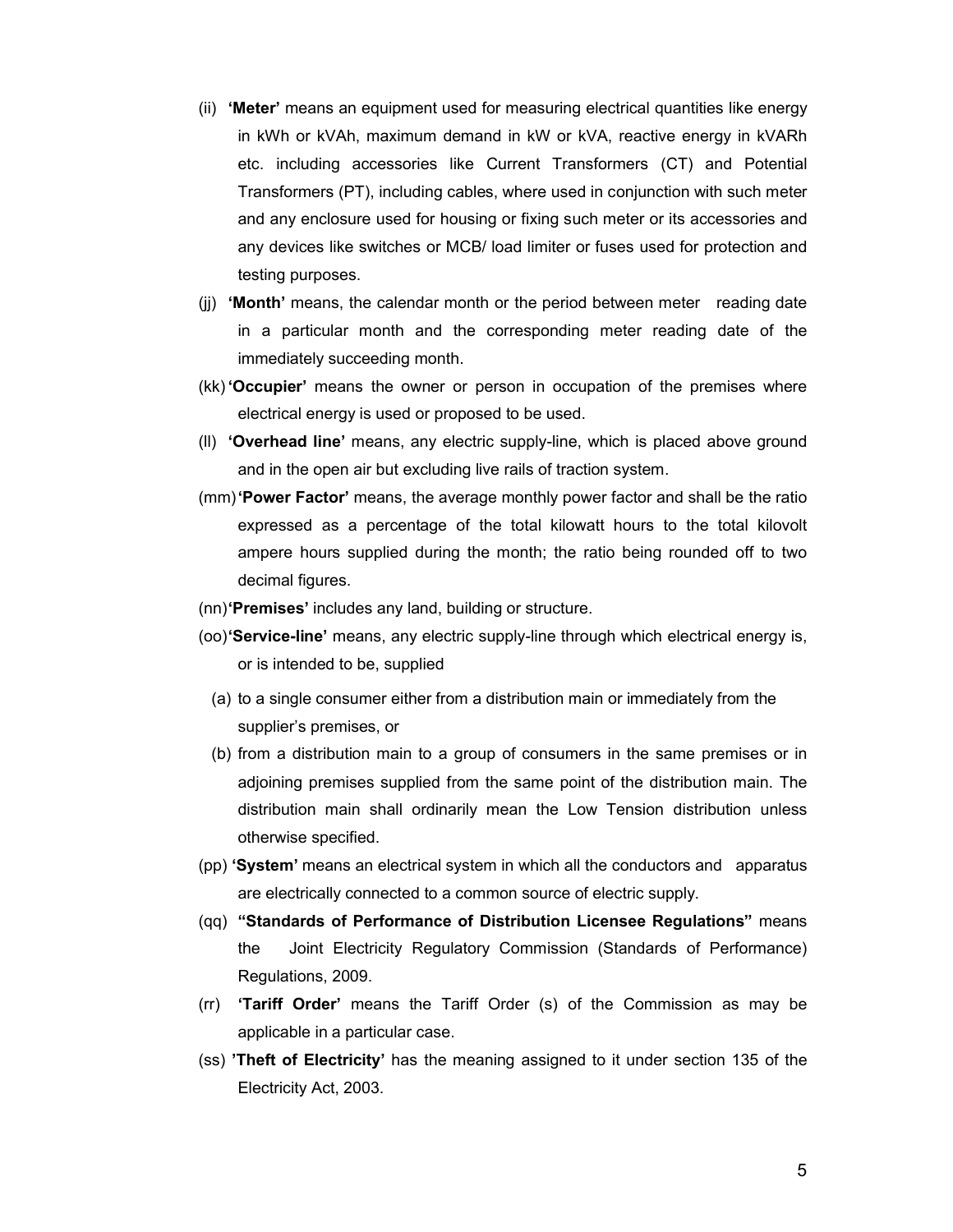(ii) **'Meter'** means an equipment used for measuring electrical quantities like energy in kWh or kVAh, maximum demand in kW or kVA, reactive energy in kVARh etc. including accessories like Current Transformers (CT) and Potential Transformers (PT), including cables, where used in conjunction with such meter and any enclosure used for housing or fixing such meter or its accessories and any devices like switches or MCB/ load limiter or fuses used for protection and testing purposes.

(jj) **'Month'** means, the calendar month or the period between meter reading date in a particular month and the corresponding meter reading date of the immediately succeeding month.

(kk) **'Occupier'** means the owner or person in occupation of the premises where electrical energy is used or proposed to be used.

(ll) **'Overhead line'** means, any electric supply-line, which is placed above ground and in the open air but excluding live rails of traction system.

(mm) **'Power Factor'** means, the average monthly power factor and shall be the ratio expressed as a percentage of the total kilowatt hours to the total kilovolt ampere hours supplied during the month; the ratio being rounded off to two decimal figures.

(nn) **'Premises'** includes any land, building or structure.

(oo) **'Service-line'** means, any electric supply-line through which electrical energy is, or is intended to be, supplied

(a) to a single consumer either from a distribution main or immediately from the supplier's premises, or

(b) from a distribution main to a group of consumers in the same premises or in adjoining premises supplied from the same point of the distribution main. The distribution main shall ordinarily mean the Low Tension distribution unless otherwise specified.

(pp) **'System'** means an electrical system in which all the conductors and apparatus are electrically connected to a common source of electric supply.

(qq) **"Standards of Performance of Distribution Licensee Regulations"** means the Joint Electricity Regulatory Commission (Standards of Performance) Regulations, 2009.

(rr) **'Tariff Order'** means the Tariff Order (s) of the Commission as may be applicable in a particular case.

(ss) **'Theft of Electricity'** has the meaning assigned to it under section 135 of the Electricity Act, 2003.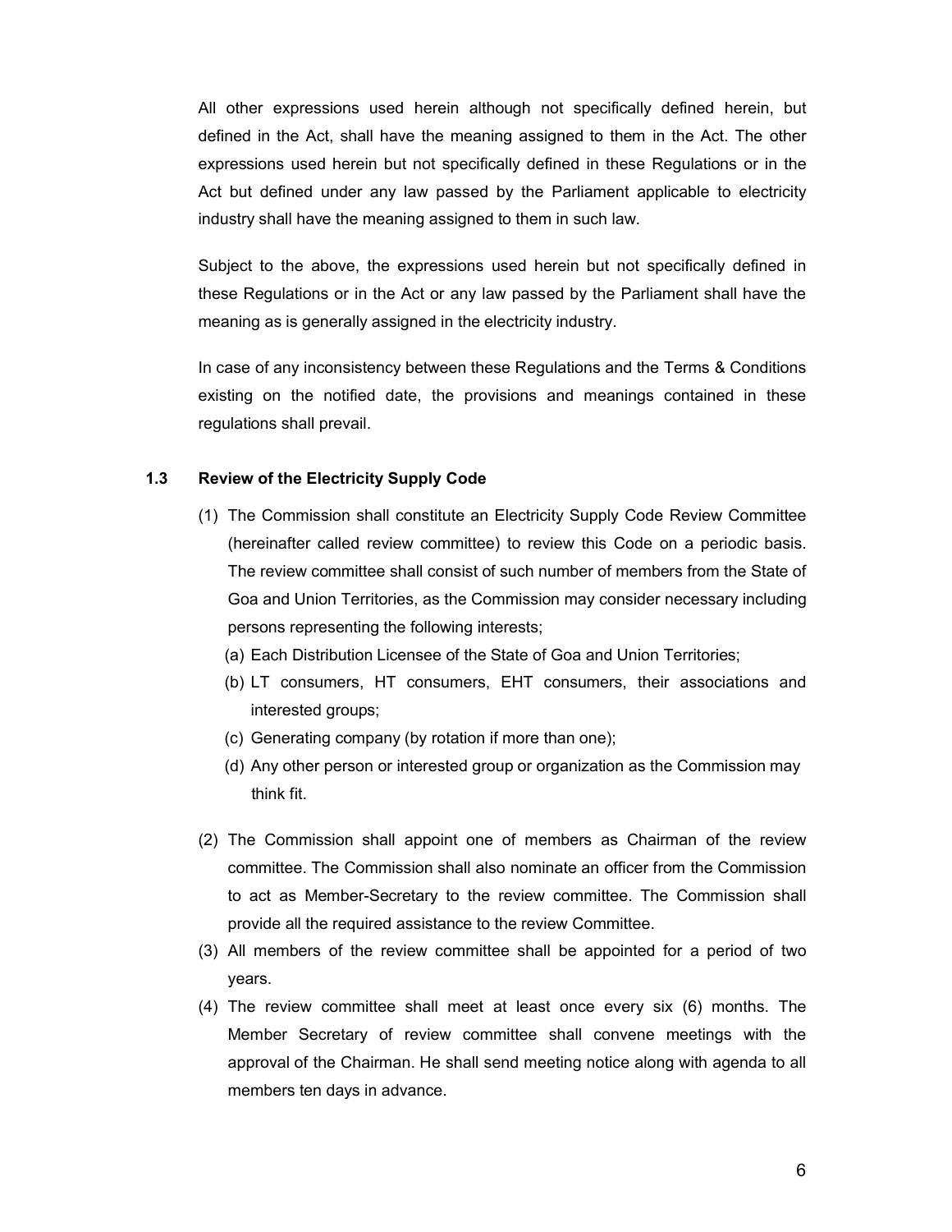All other expressions used herein although not specifically defined herein, but defined in the Act, shall have the meaning assigned to them in the Act. The other expressions used herein but not specifically defined in these Regulations or in the Act but defined under any law passed by the Parliament applicable to electricity industry shall have the meaning assigned to them in such law.

Subject to the above, the expressions used herein but not specifically defined in these Regulations or in the Act or any law passed by the Parliament shall have the meaning as is generally assigned in the electricity industry.

In case of any inconsistency between these Regulations and the Terms & Conditions existing on the notified date, the provisions and meanings contained in these regulations shall prevail.

### 1.3 Review of the Electricity Supply Code

(1) The Commission shall constitute an Electricity Supply Code Review Committee (hereinafter called review committee) to review this Code on a periodic basis. The review committee shall consist of such number of members from the State of Goa and Union Territories, as the Commission may consider necessary including persons representing the following interests;

  (a) Each Distribution Licensee of the State of Goa and Union Territories;

  (b) LT consumers, HT consumers, EHT consumers, their associations and interested groups;

  (c) Generating company (by rotation if more than one);

  (d) Any other person or interested group or organization as the Commission may think fit.

(2) The Commission shall appoint one of members as Chairman of the review committee. The Commission shall also nominate an officer from the Commission to act as Member-Secretary to the review committee. The Commission shall provide all the required assistance to the review Committee.

(3) All members of the review committee shall be appointed for a period of two years.

(4) The review committee shall meet at least once every six (6) months. The Member Secretary of review committee shall convene meetings with the approval of the Chairman. He shall send meeting notice along with agenda to all members ten days in advance.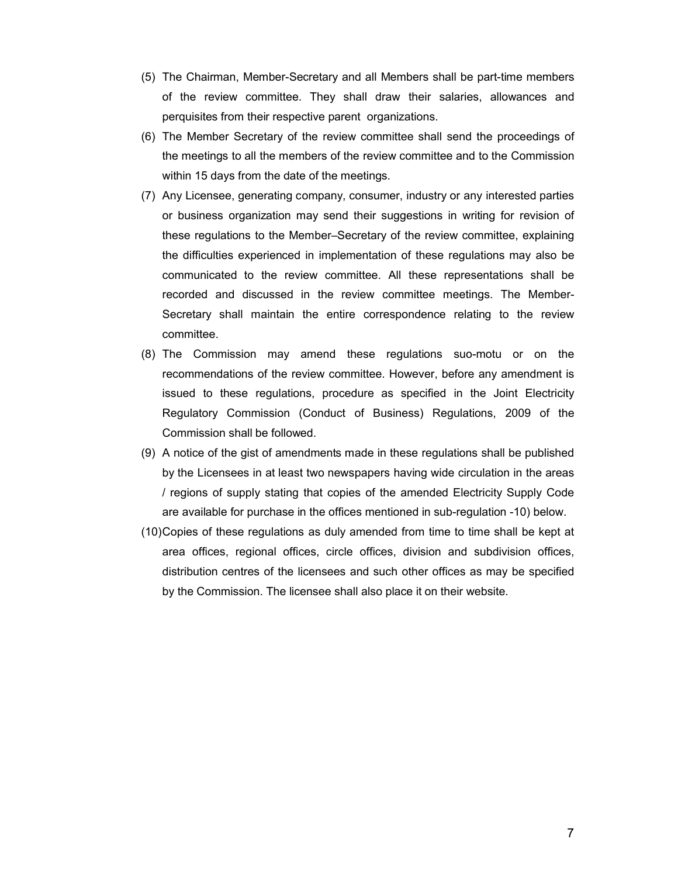(5) The Chairman, Member-Secretary and all Members shall be part-time members of the review committee. They shall draw their salaries, allowances and perquisites from their respective parent organizations.

(6) The Member Secretary of the review committee shall send the proceedings of the meetings to all the members of the review committee and to the Commission within 15 days from the date of the meetings.

(7) Any Licensee, generating company, consumer, industry or any interested parties or business organization may send their suggestions in writing for revision of these regulations to the Member–Secretary of the review committee, explaining the difficulties experienced in implementation of these regulations may also be communicated to the review committee. All these representations shall be recorded and discussed in the review committee meetings. The Member-Secretary shall maintain the entire correspondence relating to the review committee.

(8) The Commission may amend these regulations suo-motu or on the recommendations of the review committee. However, before any amendment is issued to these regulations, procedure as specified in the Joint Electricity Regulatory Commission (Conduct of Business) Regulations, 2009 of the Commission shall be followed.

(9) A notice of the gist of amendments made in these regulations shall be published by the Licensees in at least two newspapers having wide circulation in the areas / regions of supply stating that copies of the amended Electricity Supply Code are available for purchase in the offices mentioned in sub-regulation -10) below.

(10) Copies of these regulations as duly amended from time to time shall be kept at area offices, regional offices, circle offices, division and subdivision offices, distribution centres of the licensees and such other offices as may be specified by the Commission. The licensee shall also place it on their website.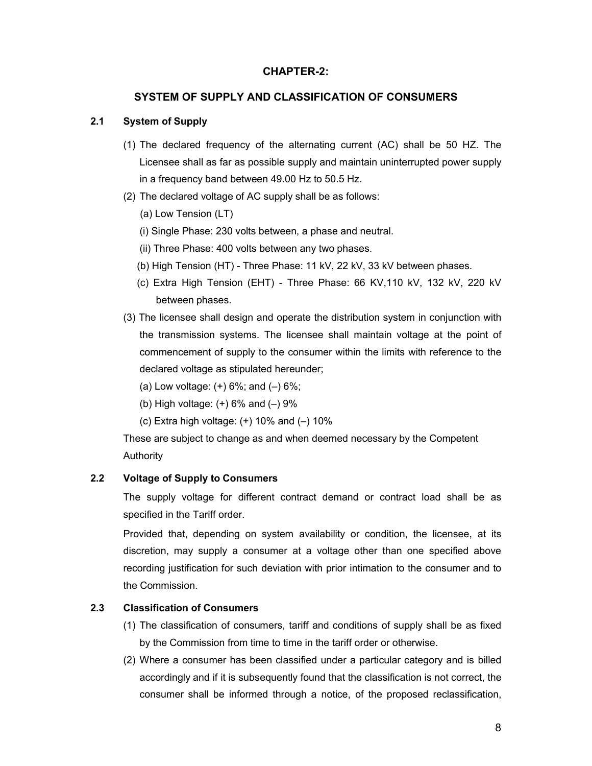# CHAPTER-2:

## SYSTEM OF SUPPLY AND CLASSIFICATION OF CONSUMERS

### 2.1 System of Supply

(1) The declared frequency of the alternating current (AC) shall be 50 HZ. The Licensee shall as far as possible supply and maintain uninterrupted power supply in a frequency band between 49.00 Hz to 50.5 Hz.

(2) The declared voltage of AC supply shall be as follows:

(a) Low Tension (LT)

(i) Single Phase: 230 volts between, a phase and neutral.

(ii) Three Phase: 400 volts between any two phases.

(b) High Tension (HT) - Three Phase: 11 kV, 22 kV, 33 kV between phases.

(c) Extra High Tension (EHT) - Three Phase: 66 KV,110 kV, 132 kV, 220 kV between phases.

(3) The licensee shall design and operate the distribution system in conjunction with the transmission systems. The licensee shall maintain voltage at the point of commencement of supply to the consumer within the limits with reference to the declared voltage as stipulated hereunder;

(a) Low voltage: (+) 6%; and (–) 6%;

(b) High voltage: (+) 6% and (–) 9%

(c) Extra high voltage: (+) 10% and (–) 10%

These are subject to change as and when deemed necessary by the Competent Authority

### 2.2 Voltage of Supply to Consumers

The supply voltage for different contract demand or contract load shall be as specified in the Tariff order.

Provided that, depending on system availability or condition, the licensee, at its discretion, may supply a consumer at a voltage other than one specified above recording justification for such deviation with prior intimation to the consumer and to the Commission.

### 2.3 Classification of Consumers

(1) The classification of consumers, tariff and conditions of supply shall be as fixed by the Commission from time to time in the tariff order or otherwise.

(2) Where a consumer has been classified under a particular category and is billed accordingly and if it is subsequently found that the classification is not correct, the consumer shall be informed through a notice, of the proposed reclassification,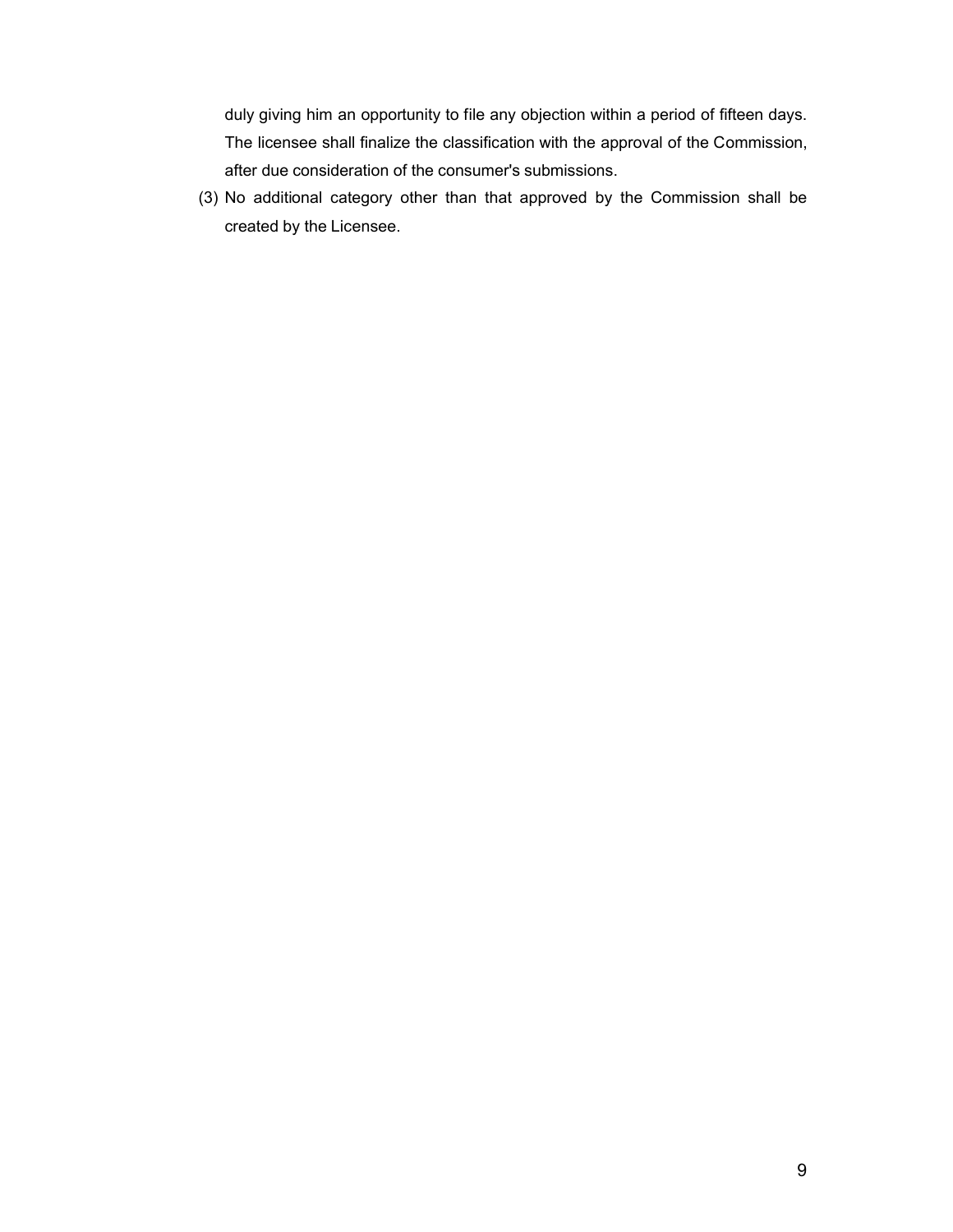duly giving him an opportunity to file any objection within a period of fifteen days. The licensee shall finalize the classification with the approval of the Commission, after due consideration of the consumer's submissions.

(3) No additional category other than that approved by the Commission shall be created by the Licensee.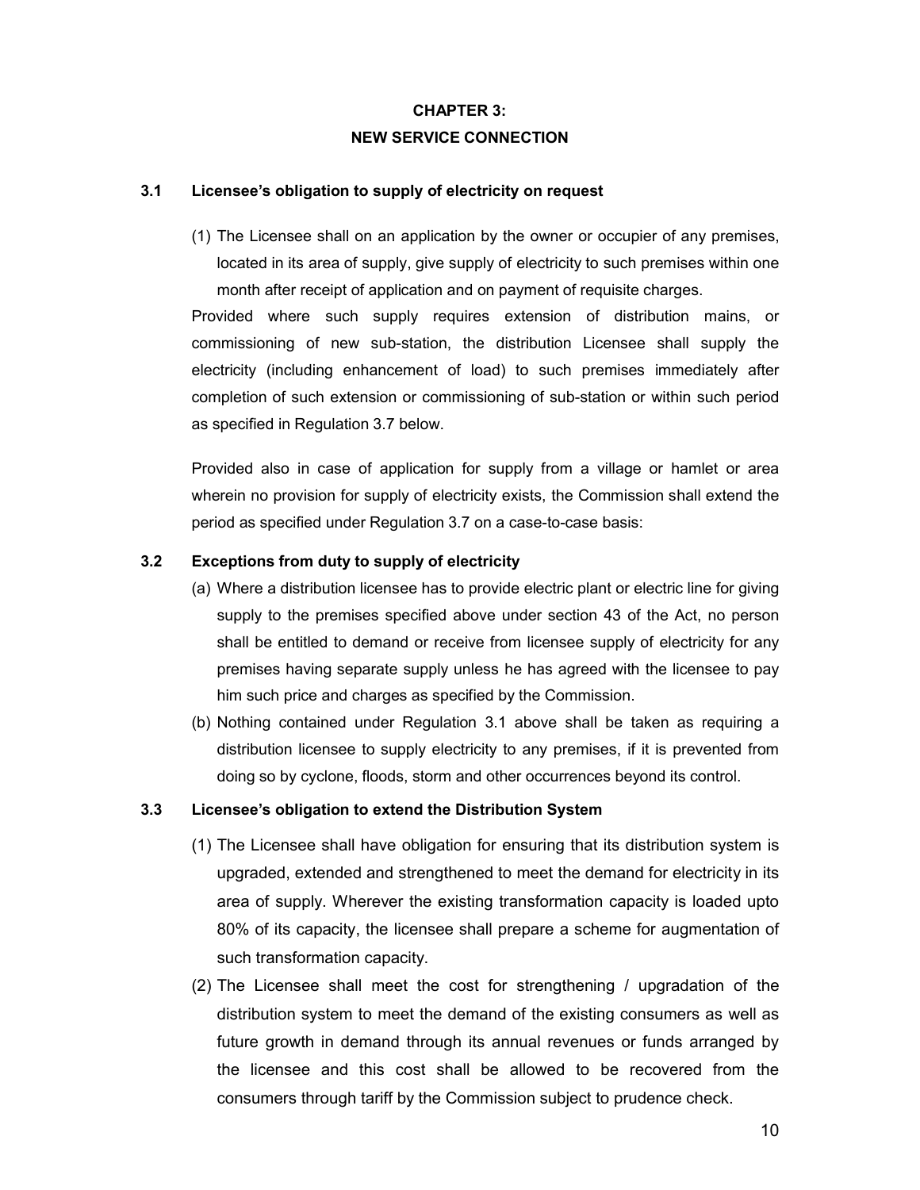# CHAPTER 3:
# NEW SERVICE CONNECTION

### 3.1 Licensee's obligation to supply of electricity on request

(1) The Licensee shall on an application by the owner or occupier of any premises, located in its area of supply, give supply of electricity to such premises within one month after receipt of application and on payment of requisite charges.

Provided where such supply requires extension of distribution mains, or commissioning of new sub-station, the distribution Licensee shall supply the electricity (including enhancement of load) to such premises immediately after completion of such extension or commissioning of sub-station or within such period as specified in Regulation 3.7 below.

Provided also in case of application for supply from a village or hamlet or area wherein no provision for supply of electricity exists, the Commission shall extend the period as specified under Regulation 3.7 on a case-to-case basis:

### 3.2 Exceptions from duty to supply of electricity

(a) Where a distribution licensee has to provide electric plant or electric line for giving supply to the premises specified above under section 43 of the Act, no person shall be entitled to demand or receive from licensee supply of electricity for any premises having separate supply unless he has agreed with the licensee to pay him such price and charges as specified by the Commission.

(b) Nothing contained under Regulation 3.1 above shall be taken as requiring a distribution licensee to supply electricity to any premises, if it is prevented from doing so by cyclone, floods, storm and other occurrences beyond its control.

### 3.3 Licensee's obligation to extend the Distribution System

(1) The Licensee shall have obligation for ensuring that its distribution system is upgraded, extended and strengthened to meet the demand for electricity in its area of supply. Wherever the existing transformation capacity is loaded upto 80% of its capacity, the licensee shall prepare a scheme for augmentation of such transformation capacity.

(2) The Licensee shall meet the cost for strengthening / upgradation of the distribution system to meet the demand of the existing consumers as well as future growth in demand through its annual revenues or funds arranged by the licensee and this cost shall be allowed to be recovered from the consumers through tariff by the Commission subject to prudence check.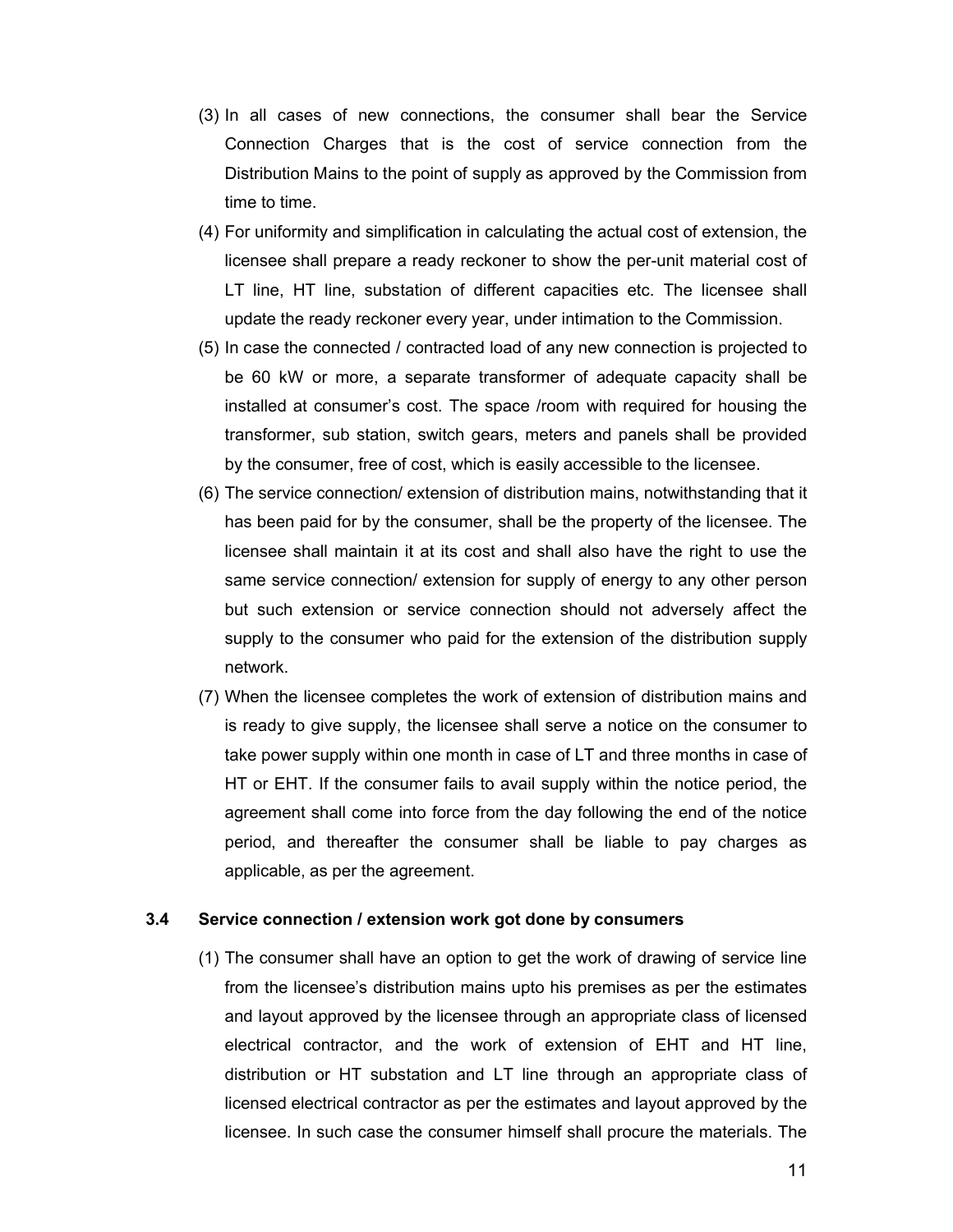(3) In all cases of new connections, the consumer shall bear the Service Connection Charges that is the cost of service connection from the Distribution Mains to the point of supply as approved by the Commission from time to time.

(4) For uniformity and simplification in calculating the actual cost of extension, the licensee shall prepare a ready reckoner to show the per-unit material cost of LT line, HT line, substation of different capacities etc. The licensee shall update the ready reckoner every year, under intimation to the Commission.

(5) In case the connected / contracted load of any new connection is projected to be 60 kW or more, a separate transformer of adequate capacity shall be installed at consumer's cost. The space /room with required for housing the transformer, sub station, switch gears, meters and panels shall be provided by the consumer, free of cost, which is easily accessible to the licensee.

(6) The service connection/ extension of distribution mains, notwithstanding that it has been paid for by the consumer, shall be the property of the licensee. The licensee shall maintain it at its cost and shall also have the right to use the same service connection/ extension for supply of energy to any other person but such extension or service connection should not adversely affect the supply to the consumer who paid for the extension of the distribution supply network.

(7) When the licensee completes the work of extension of distribution mains and is ready to give supply, the licensee shall serve a notice on the consumer to take power supply within one month in case of LT and three months in case of HT or EHT. If the consumer fails to avail supply within the notice period, the agreement shall come into force from the day following the end of the notice period, and thereafter the consumer shall be liable to pay charges as applicable, as per the agreement.

### 3.4 Service connection / extension work got done by consumers

(1) The consumer shall have an option to get the work of drawing of service line from the licensee's distribution mains upto his premises as per the estimates and layout approved by the licensee through an appropriate class of licensed electrical contractor, and the work of extension of EHT and HT line, distribution or HT substation and LT line through an appropriate class of licensed electrical contractor as per the estimates and layout approved by the licensee. In such case the consumer himself shall procure the materials. The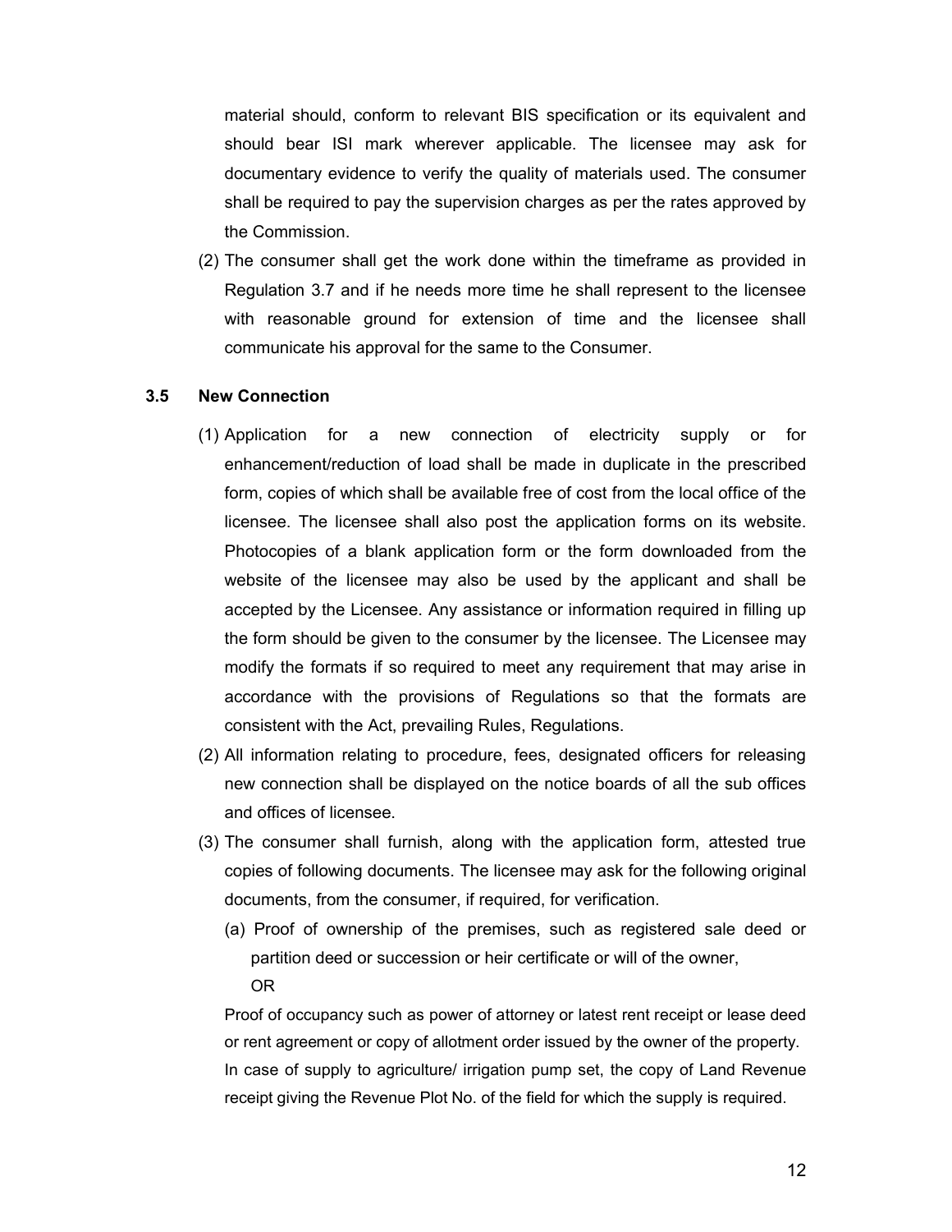material should, conform to relevant BIS specification or its equivalent and should bear ISI mark wherever applicable. The licensee may ask for documentary evidence to verify the quality of materials used. The consumer shall be required to pay the supervision charges as per the rates approved by the Commission.

(2) The consumer shall get the work done within the timeframe as provided in Regulation 3.7 and if he needs more time he shall represent to the licensee with reasonable ground for extension of time and the licensee shall communicate his approval for the same to the Consumer.

### 3.5 New Connection

(1) Application for a new connection of electricity supply or for enhancement/reduction of load shall be made in duplicate in the prescribed form, copies of which shall be available free of cost from the local office of the licensee. The licensee shall also post the application forms on its website. Photocopies of a blank application form or the form downloaded from the website of the licensee may also be used by the applicant and shall be accepted by the Licensee. Any assistance or information required in filling up the form should be given to the consumer by the licensee. The Licensee may modify the formats if so required to meet any requirement that may arise in accordance with the provisions of Regulations so that the formats are consistent with the Act, prevailing Rules, Regulations.

(2) All information relating to procedure, fees, designated officers for releasing new connection shall be displayed on the notice boards of all the sub offices and offices of licensee.

(3) The consumer shall furnish, along with the application form, attested true copies of following documents. The licensee may ask for the following original documents, from the consumer, if required, for verification.

(a) Proof of ownership of the premises, such as registered sale deed or partition deed or succession or heir certificate or will of the owner,

OR

Proof of occupancy such as power of attorney or latest rent receipt or lease deed or rent agreement or copy of allotment order issued by the owner of the property. In case of supply to agriculture/ irrigation pump set, the copy of Land Revenue receipt giving the Revenue Plot No. of the field for which the supply is required.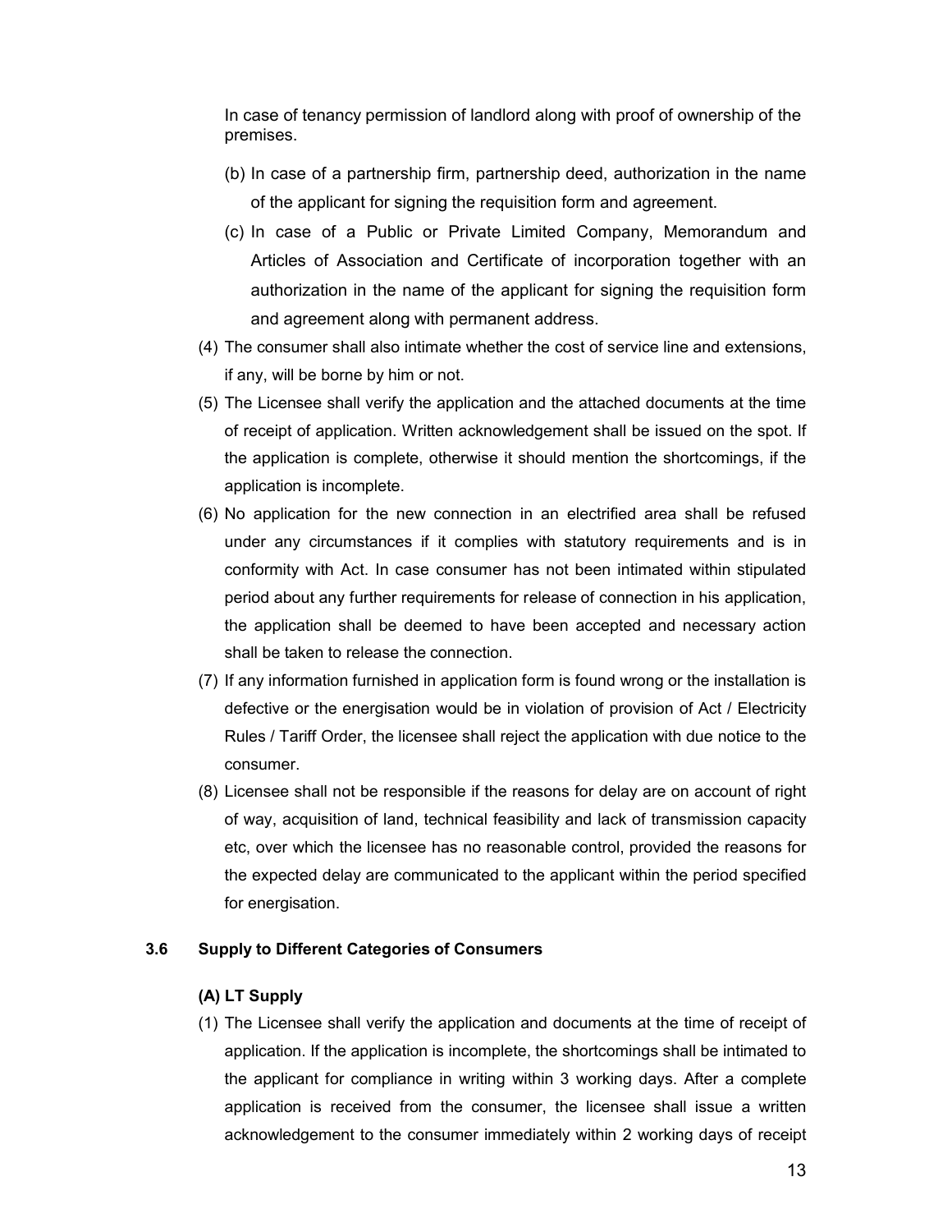In case of tenancy permission of landlord along with proof of ownership of the premises.

(b) In case of a partnership firm, partnership deed, authorization in the name of the applicant for signing the requisition form and agreement.

(c) In case of a Public or Private Limited Company, Memorandum and Articles of Association and Certificate of incorporation together with an authorization in the name of the applicant for signing the requisition form and agreement along with permanent address.

(4) The consumer shall also intimate whether the cost of service line and extensions, if any, will be borne by him or not.

(5) The Licensee shall verify the application and the attached documents at the time of receipt of application. Written acknowledgement shall be issued on the spot. If the application is complete, otherwise it should mention the shortcomings, if the application is incomplete.

(6) No application for the new connection in an electrified area shall be refused under any circumstances if it complies with statutory requirements and is in conformity with Act. In case consumer has not been intimated within stipulated period about any further requirements for release of connection in his application, the application shall be deemed to have been accepted and necessary action shall be taken to release the connection.

(7) If any information furnished in application form is found wrong or the installation is defective or the energisation would be in violation of provision of Act / Electricity Rules / Tariff Order, the licensee shall reject the application with due notice to the consumer.

(8) Licensee shall not be responsible if the reasons for delay are on account of right of way, acquisition of land, technical feasibility and lack of transmission capacity etc, over which the licensee has no reasonable control, provided the reasons for the expected delay are communicated to the applicant within the period specified for energisation.

### 3.6 Supply to Different Categories of Consumers

**(A) LT Supply**

(1) The Licensee shall verify the application and documents at the time of receipt of application. If the application is incomplete, the shortcomings shall be intimated to the applicant for compliance in writing within 3 working days. After a complete application is received from the consumer, the licensee shall issue a written acknowledgement to the consumer immediately within 2 working days of receipt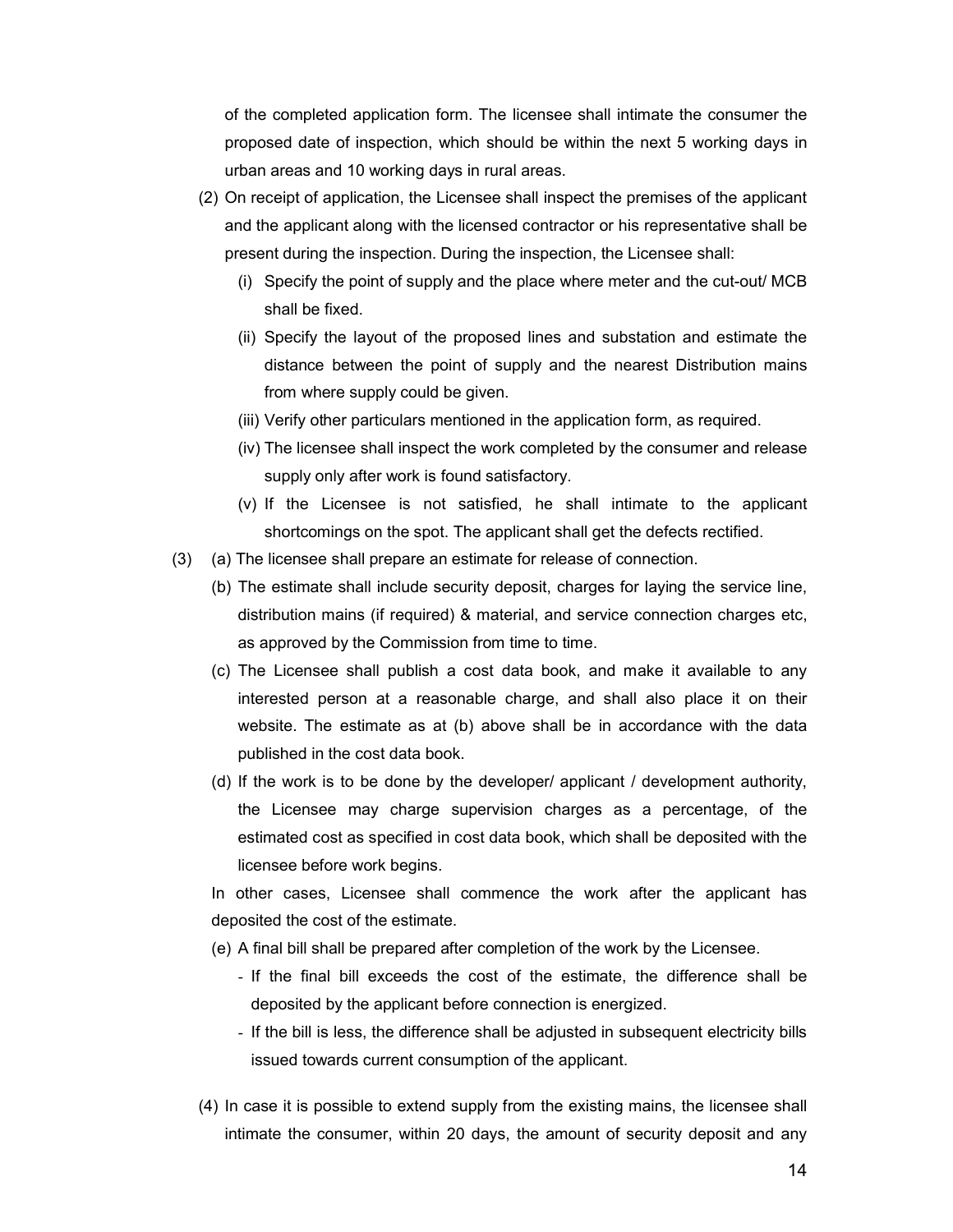of the completed application form. The licensee shall intimate the consumer the proposed date of inspection, which should be within the next 5 working days in urban areas and 10 working days in rural areas.

(2) On receipt of application, the Licensee shall inspect the premises of the applicant and the applicant along with the licensed contractor or his representative shall be present during the inspection. During the inspection, the Licensee shall:

   (i) Specify the point of supply and the place where meter and the cut-out/ MCB shall be fixed.

   (ii) Specify the layout of the proposed lines and substation and estimate the distance between the point of supply and the nearest Distribution mains from where supply could be given.

   (iii) Verify other particulars mentioned in the application form, as required.

   (iv) The licensee shall inspect the work completed by the consumer and release supply only after work is found satisfactory.

   (v) If the Licensee is not satisfied, he shall intimate to the applicant shortcomings on the spot. The applicant shall get the defects rectified.

(3) (a) The licensee shall prepare an estimate for release of connection.

   (b) The estimate shall include security deposit, charges for laying the service line, distribution mains (if required) & material, and service connection charges etc, as approved by the Commission from time to time.

   (c) The Licensee shall publish a cost data book, and make it available to any interested person at a reasonable charge, and shall also place it on their website. The estimate as at (b) above shall be in accordance with the data published in the cost data book.

   (d) If the work is to be done by the developer/ applicant / development authority, the Licensee may charge supervision charges as a percentage, of the estimated cost as specified in cost data book, which shall be deposited with the licensee before work begins.

   In other cases, Licensee shall commence the work after the applicant has deposited the cost of the estimate.

   (e) A final bill shall be prepared after completion of the work by the Licensee.

   - If the final bill exceeds the cost of the estimate, the difference shall be deposited by the applicant before connection is energized.
   - If the bill is less, the difference shall be adjusted in subsequent electricity bills issued towards current consumption of the applicant.

(4) In case it is possible to extend supply from the existing mains, the licensee shall intimate the consumer, within 20 days, the amount of security deposit and any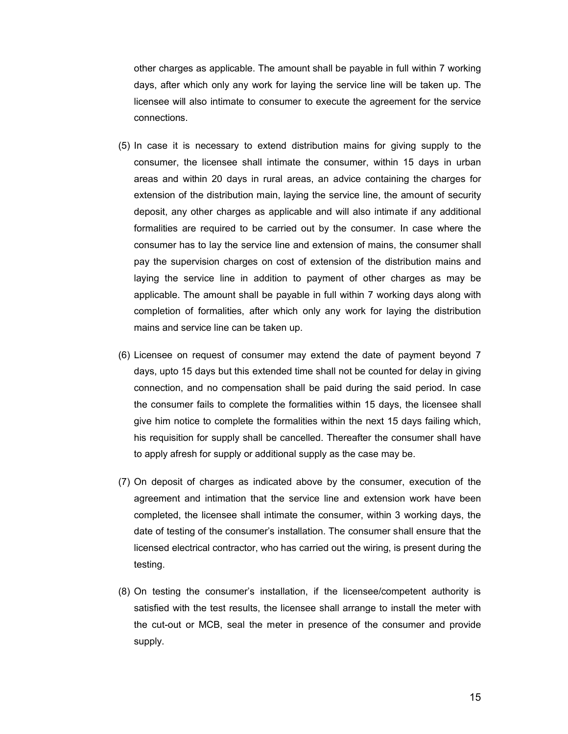other charges as applicable. The amount shall be payable in full within 7 working days, after which only any work for laying the service line will be taken up. The licensee will also intimate to consumer to execute the agreement for the service connections.

(5) In case it is necessary to extend distribution mains for giving supply to the consumer, the licensee shall intimate the consumer, within 15 days in urban areas and within 20 days in rural areas, an advice containing the charges for extension of the distribution main, laying the service line, the amount of security deposit, any other charges as applicable and will also intimate if any additional formalities are required to be carried out by the consumer. In case where the consumer has to lay the service line and extension of mains, the consumer shall pay the supervision charges on cost of extension of the distribution mains and laying the service line in addition to payment of other charges as may be applicable. The amount shall be payable in full within 7 working days along with completion of formalities, after which only any work for laying the distribution mains and service line can be taken up.

(6) Licensee on request of consumer may extend the date of payment beyond 7 days, upto 15 days but this extended time shall not be counted for delay in giving connection, and no compensation shall be paid during the said period. In case the consumer fails to complete the formalities within 15 days, the licensee shall give him notice to complete the formalities within the next 15 days failing which, his requisition for supply shall be cancelled. Thereafter the consumer shall have to apply afresh for supply or additional supply as the case may be.

(7) On deposit of charges as indicated above by the consumer, execution of the agreement and intimation that the service line and extension work have been completed, the licensee shall intimate the consumer, within 3 working days, the date of testing of the consumer's installation. The consumer shall ensure that the licensed electrical contractor, who has carried out the wiring, is present during the testing.

(8) On testing the consumer's installation, if the licensee/competent authority is satisfied with the test results, the licensee shall arrange to install the meter with the cut-out or MCB, seal the meter in presence of the consumer and provide supply.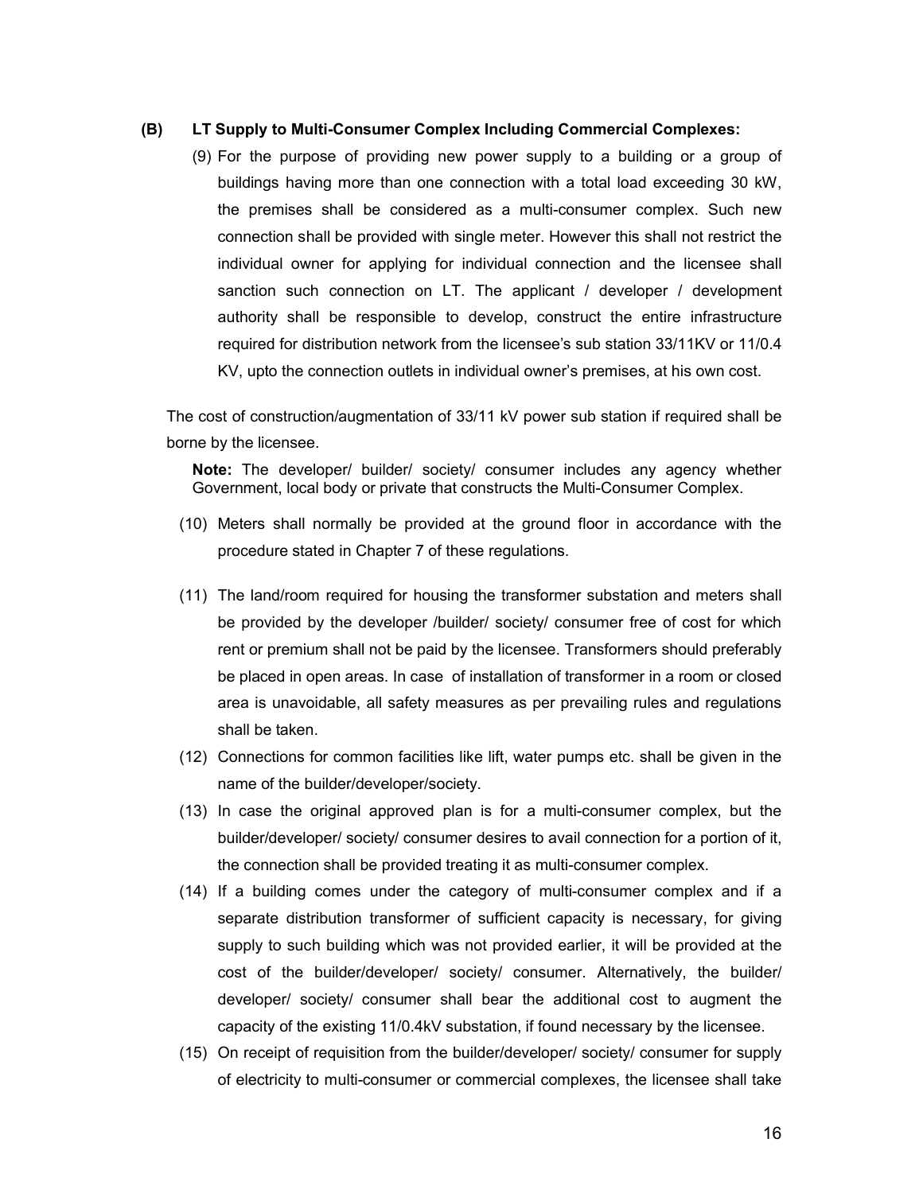**(B) LT Supply to Multi-Consumer Complex Including Commercial Complexes:**

(9) For the purpose of providing new power supply to a building or a group of buildings having more than one connection with a total load exceeding 30 kW, the premises shall be considered as a multi-consumer complex. Such new connection shall be provided with single meter. However this shall not restrict the individual owner for applying for individual connection and the licensee shall sanction such connection on LT. The applicant / developer / development authority shall be responsible to develop, construct the entire infrastructure required for distribution network from the licensee's sub station 33/11KV or 11/0.4 KV, upto the connection outlets in individual owner's premises, at his own cost.

The cost of construction/augmentation of 33/11 kV power sub station if required shall be borne by the licensee.

**Note:** The developer/ builder/ society/ consumer includes any agency whether Government, local body or private that constructs the Multi-Consumer Complex.

(10) Meters shall normally be provided at the ground floor in accordance with the procedure stated in Chapter 7 of these regulations.

(11) The land/room required for housing the transformer substation and meters shall be provided by the developer /builder/ society/ consumer free of cost for which rent or premium shall not be paid by the licensee. Transformers should preferably be placed in open areas. In case of installation of transformer in a room or closed area is unavoidable, all safety measures as per prevailing rules and regulations shall be taken.

(12) Connections for common facilities like lift, water pumps etc. shall be given in the name of the builder/developer/society.

(13) In case the original approved plan is for a multi-consumer complex, but the builder/developer/ society/ consumer desires to avail connection for a portion of it, the connection shall be provided treating it as multi-consumer complex.

(14) If a building comes under the category of multi-consumer complex and if a separate distribution transformer of sufficient capacity is necessary, for giving supply to such building which was not provided earlier, it will be provided at the cost of the builder/developer/ society/ consumer. Alternatively, the builder/ developer/ society/ consumer shall bear the additional cost to augment the capacity of the existing 11/0.4kV substation, if found necessary by the licensee.

(15) On receipt of requisition from the builder/developer/ society/ consumer for supply of electricity to multi-consumer or commercial complexes, the licensee shall take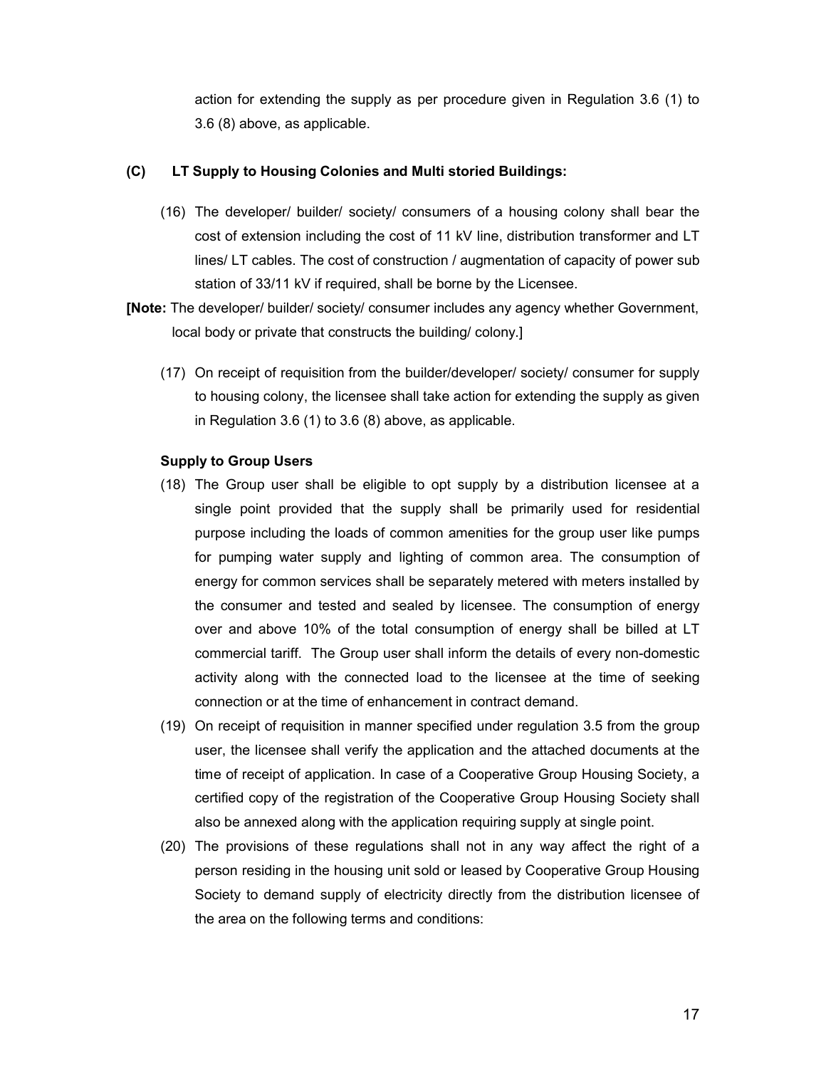action for extending the supply as per procedure given in Regulation 3.6 (1) to 3.6 (8) above, as applicable.

**(C) LT Supply to Housing Colonies and Multi storied Buildings:**

(16) The developer/ builder/ society/ consumers of a housing colony shall bear the cost of extension including the cost of 11 kV line, distribution transformer and LT lines/ LT cables. The cost of construction / augmentation of capacity of power sub station of 33/11 kV if required, shall be borne by the Licensee.

[**Note:** The developer/ builder/ society/ consumer includes any agency whether Government, local body or private that constructs the building/ colony.]

(17) On receipt of requisition from the builder/developer/ society/ consumer for supply to housing colony, the licensee shall take action for extending the supply as given in Regulation 3.6 (1) to 3.6 (8) above, as applicable.

**Supply to Group Users**

(18) The Group user shall be eligible to opt supply by a distribution licensee at a single point provided that the supply shall be primarily used for residential purpose including the loads of common amenities for the group user like pumps for pumping water supply and lighting of common area. The consumption of energy for common services shall be separately metered with meters installed by the consumer and tested and sealed by licensee. The consumption of energy over and above 10% of the total consumption of energy shall be billed at LT commercial tariff. The Group user shall inform the details of every non-domestic activity along with the connected load to the licensee at the time of seeking connection or at the time of enhancement in contract demand.

(19) On receipt of requisition in manner specified under regulation 3.5 from the group user, the licensee shall verify the application and the attached documents at the time of receipt of application. In case of a Cooperative Group Housing Society, a certified copy of the registration of the Cooperative Group Housing Society shall also be annexed along with the application requiring supply at single point.

(20) The provisions of these regulations shall not in any way affect the right of a person residing in the housing unit sold or leased by Cooperative Group Housing Society to demand supply of electricity directly from the distribution licensee of the area on the following terms and conditions: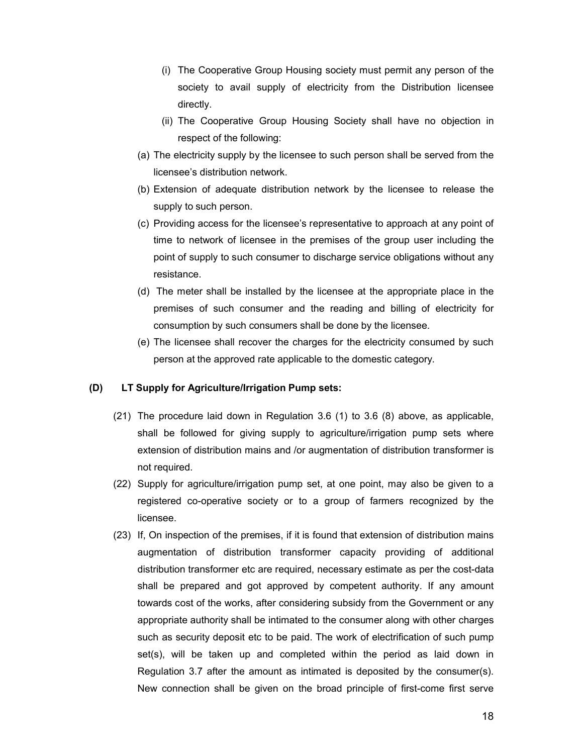(i) The Cooperative Group Housing society must permit any person of the society to avail supply of electricity from the Distribution licensee directly.

(ii) The Cooperative Group Housing Society shall have no objection in respect of the following:

(a) The electricity supply by the licensee to such person shall be served from the licensee's distribution network.

(b) Extension of adequate distribution network by the licensee to release the supply to such person.

(c) Providing access for the licensee's representative to approach at any point of time to network of licensee in the premises of the group user including the point of supply to such consumer to discharge service obligations without any resistance.

(d) The meter shall be installed by the licensee at the appropriate place in the premises of such consumer and the reading and billing of electricity for consumption by such consumers shall be done by the licensee.

(e) The licensee shall recover the charges for the electricity consumed by such person at the approved rate applicable to the domestic category.

**(D) LT Supply for Agriculture/Irrigation Pump sets:**

(21) The procedure laid down in Regulation 3.6 (1) to 3.6 (8) above, as applicable, shall be followed for giving supply to agriculture/irrigation pump sets where extension of distribution mains and /or augmentation of distribution transformer is not required.

(22) Supply for agriculture/irrigation pump set, at one point, may also be given to a registered co-operative society or to a group of farmers recognized by the licensee.

(23) If, On inspection of the premises, if it is found that extension of distribution mains augmentation of distribution transformer capacity providing of additional distribution transformer etc are required, necessary estimate as per the cost-data shall be prepared and got approved by competent authority. If any amount towards cost of the works, after considering subsidy from the Government or any appropriate authority shall be intimated to the consumer along with other charges such as security deposit etc to be paid. The work of electrification of such pump set(s), will be taken up and completed within the period as laid down in Regulation 3.7 after the amount as intimated is deposited by the consumer(s). New connection shall be given on the broad principle of first-come first serve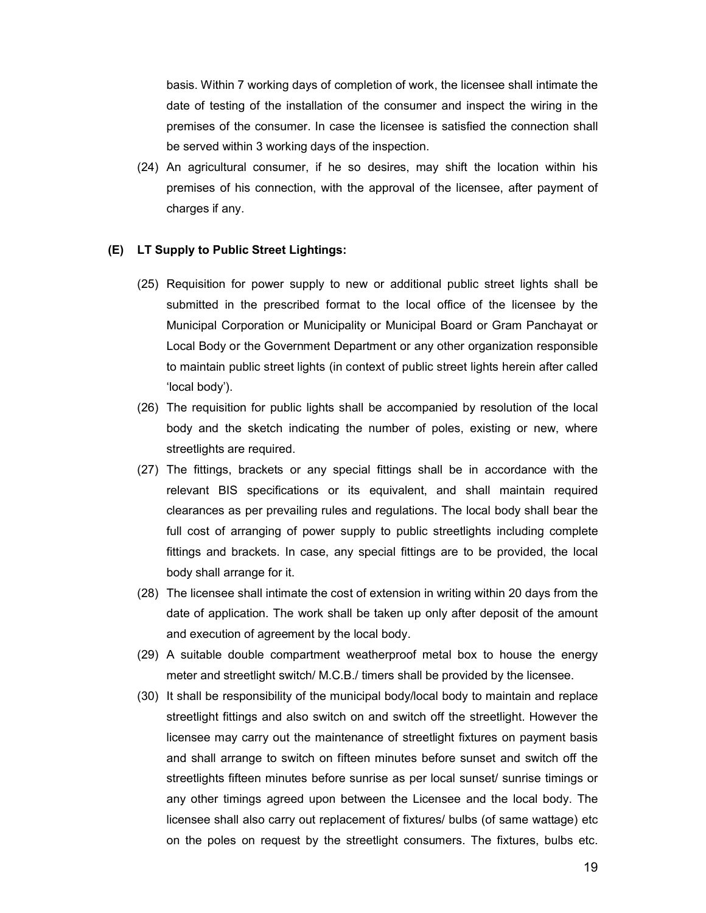basis. Within 7 working days of completion of work, the licensee shall intimate the date of testing of the installation of the consumer and inspect the wiring in the premises of the consumer. In case the licensee is satisfied the connection shall be served within 3 working days of the inspection.

(24) An agricultural consumer, if he so desires, may shift the location within his premises of his connection, with the approval of the licensee, after payment of charges if any.

**(E) LT Supply to Public Street Lightings:**

(25) Requisition for power supply to new or additional public street lights shall be submitted in the prescribed format to the local office of the licensee by the Municipal Corporation or Municipality or Municipal Board or Gram Panchayat or Local Body or the Government Department or any other organization responsible to maintain public street lights (in context of public street lights herein after called 'local body').

(26) The requisition for public lights shall be accompanied by resolution of the local body and the sketch indicating the number of poles, existing or new, where streetlights are required.

(27) The fittings, brackets or any special fittings shall be in accordance with the relevant BIS specifications or its equivalent, and shall maintain required clearances as per prevailing rules and regulations. The local body shall bear the full cost of arranging of power supply to public streetlights including complete fittings and brackets. In case, any special fittings are to be provided, the local body shall arrange for it.

(28) The licensee shall intimate the cost of extension in writing within 20 days from the date of application. The work shall be taken up only after deposit of the amount and execution of agreement by the local body.

(29) A suitable double compartment weatherproof metal box to house the energy meter and streetlight switch/ M.C.B./ timers shall be provided by the licensee.

(30) It shall be responsibility of the municipal body/local body to maintain and replace streetlight fittings and also switch on and switch off the streetlight. However the licensee may carry out the maintenance of streetlight fixtures on payment basis and shall arrange to switch on fifteen minutes before sunset and switch off the streetlights fifteen minutes before sunrise as per local sunset/ sunrise timings or any other timings agreed upon between the Licensee and the local body. The licensee shall also carry out replacement of fixtures/ bulbs (of same wattage) etc on the poles on request by the streetlight consumers. The fixtures, bulbs etc.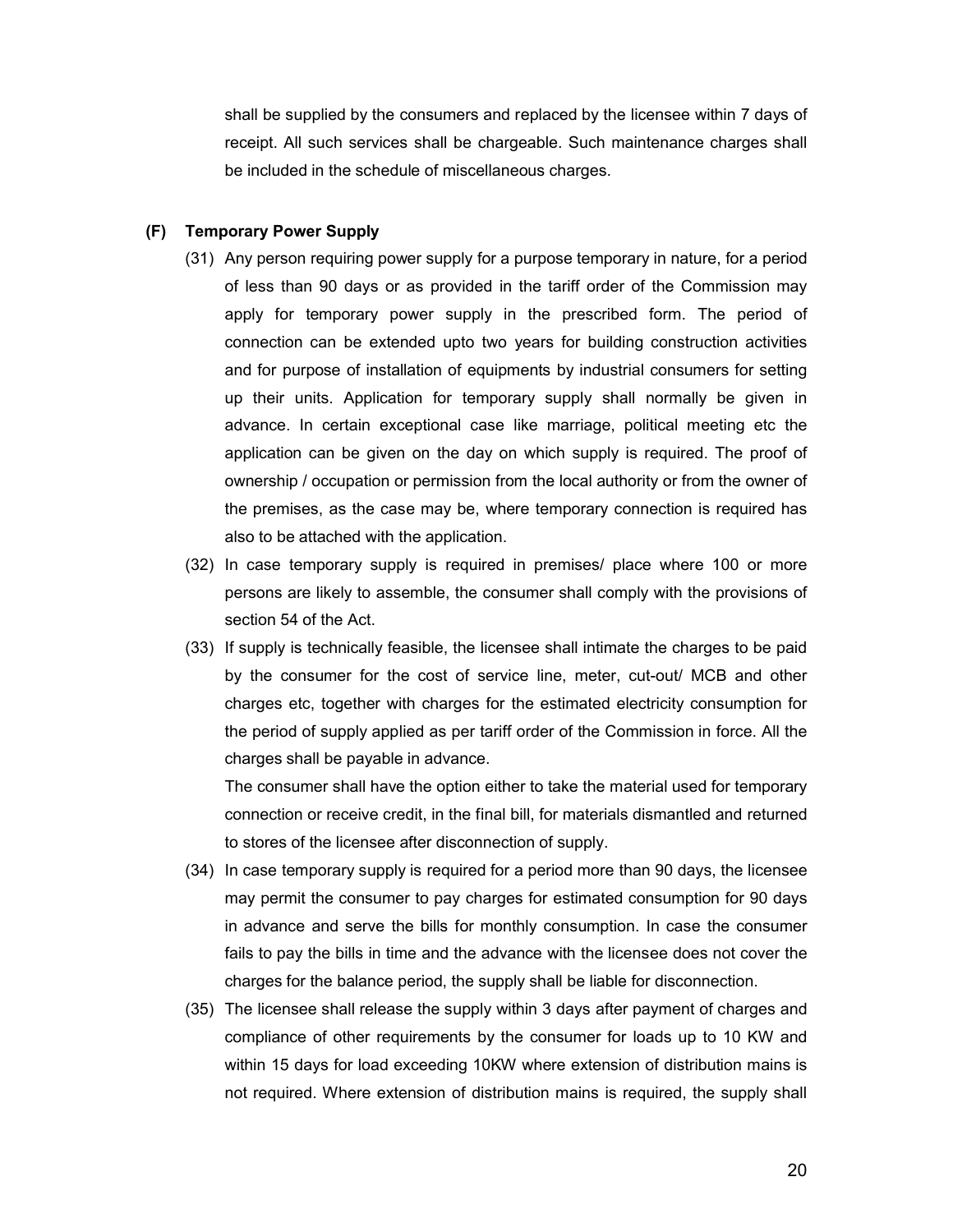shall be supplied by the consumers and replaced by the licensee within 7 days of receipt. All such services shall be chargeable. Such maintenance charges shall be included in the schedule of miscellaneous charges.

**(F) Temporary Power Supply**

(31) Any person requiring power supply for a purpose temporary in nature, for a period of less than 90 days or as provided in the tariff order of the Commission may apply for temporary power supply in the prescribed form. The period of connection can be extended upto two years for building construction activities and for purpose of installation of equipments by industrial consumers for setting up their units. Application for temporary supply shall normally be given in advance. In certain exceptional case like marriage, political meeting etc the application can be given on the day on which supply is required. The proof of ownership / occupation or permission from the local authority or from the owner of the premises, as the case may be, where temporary connection is required has also to be attached with the application.

(32) In case temporary supply is required in premises/ place where 100 or more persons are likely to assemble, the consumer shall comply with the provisions of section 54 of the Act.

(33) If supply is technically feasible, the licensee shall intimate the charges to be paid by the consumer for the cost of service line, meter, cut-out/ MCB and other charges etc, together with charges for the estimated electricity consumption for the period of supply applied as per tariff order of the Commission in force. All the charges shall be payable in advance.

The consumer shall have the option either to take the material used for temporary connection or receive credit, in the final bill, for materials dismantled and returned to stores of the licensee after disconnection of supply.

(34) In case temporary supply is required for a period more than 90 days, the licensee may permit the consumer to pay charges for estimated consumption for 90 days in advance and serve the bills for monthly consumption. In case the consumer fails to pay the bills in time and the advance with the licensee does not cover the charges for the balance period, the supply shall be liable for disconnection.

(35) The licensee shall release the supply within 3 days after payment of charges and compliance of other requirements by the consumer for loads up to 10 KW and within 15 days for load exceeding 10KW where extension of distribution mains is not required. Where extension of distribution mains is required, the supply shall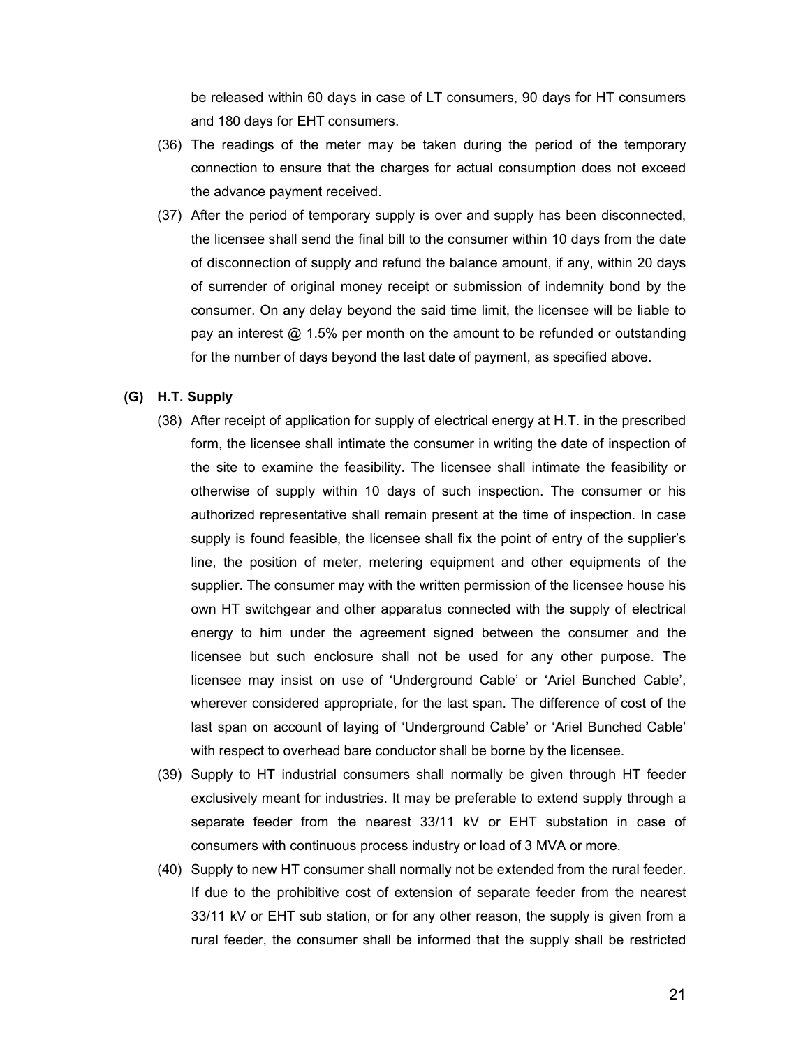be released within 60 days in case of LT consumers, 90 days for HT consumers and 180 days for EHT consumers.

(36) The readings of the meter may be taken during the period of the temporary connection to ensure that the charges for actual consumption does not exceed the advance payment received.

(37) After the period of temporary supply is over and supply has been disconnected, the licensee shall send the final bill to the consumer within 10 days from the date of disconnection of supply and refund the balance amount, if any, within 20 days of surrender of original money receipt or submission of indemnity bond by the consumer. On any delay beyond the said time limit, the licensee will be liable to pay an interest @ 1.5% per month on the amount to be refunded or outstanding for the number of days beyond the last date of payment, as specified above.

**(G) H.T. Supply**

(38) After receipt of application for supply of electrical energy at H.T. in the prescribed form, the licensee shall intimate the consumer in writing the date of inspection of the site to examine the feasibility. The licensee shall intimate the feasibility or otherwise of supply within 10 days of such inspection. The consumer or his authorized representative shall remain present at the time of inspection. In case supply is found feasible, the licensee shall fix the point of entry of the supplier's line, the position of meter, metering equipment and other equipments of the supplier. The consumer may with the written permission of the licensee house his own HT switchgear and other apparatus connected with the supply of electrical energy to him under the agreement signed between the consumer and the licensee but such enclosure shall not be used for any other purpose. The licensee may insist on use of 'Underground Cable' or 'Ariel Bunched Cable', wherever considered appropriate, for the last span. The difference of cost of the last span on account of laying of 'Underground Cable' or 'Ariel Bunched Cable' with respect to overhead bare conductor shall be borne by the licensee.

(39) Supply to HT industrial consumers shall normally be given through HT feeder exclusively meant for industries. It may be preferable to extend supply through a separate feeder from the nearest 33/11 kV or EHT substation in case of consumers with continuous process industry or load of 3 MVA or more.

(40) Supply to new HT consumer shall normally not be extended from the rural feeder. If due to the prohibitive cost of extension of separate feeder from the nearest 33/11 kV or EHT sub station, or for any other reason, the supply is given from a rural feeder, the consumer shall be informed that the supply shall be restricted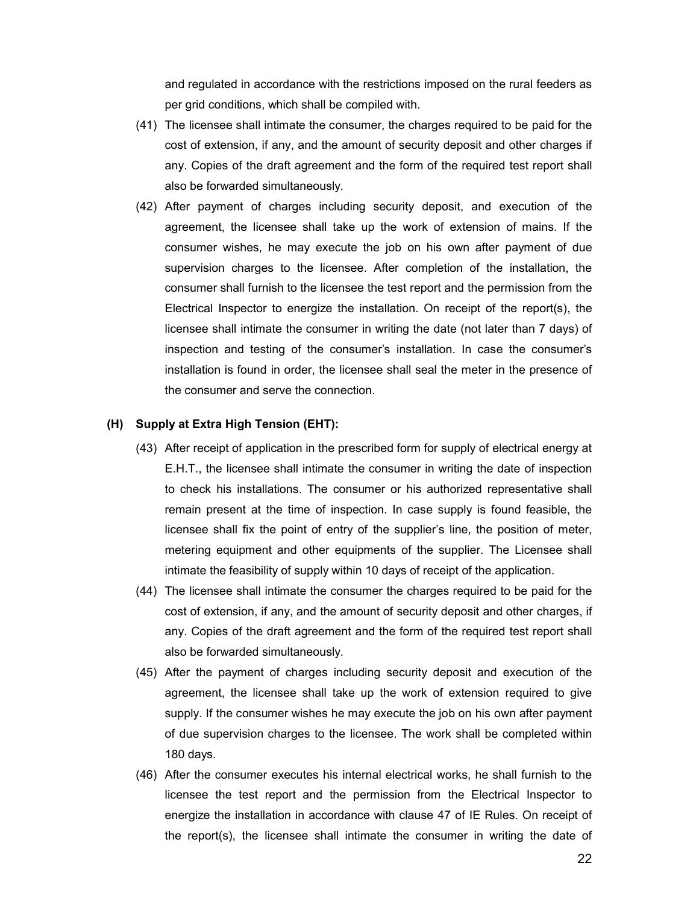and regulated in accordance with the restrictions imposed on the rural feeders as per grid conditions, which shall be compiled with.

(41) The licensee shall intimate the consumer, the charges required to be paid for the cost of extension, if any, and the amount of security deposit and other charges if any. Copies of the draft agreement and the form of the required test report shall also be forwarded simultaneously.

(42) After payment of charges including security deposit, and execution of the agreement, the licensee shall take up the work of extension of mains. If the consumer wishes, he may execute the job on his own after payment of due supervision charges to the licensee. After completion of the installation, the consumer shall furnish to the licensee the test report and the permission from the Electrical Inspector to energize the installation. On receipt of the report(s), the licensee shall intimate the consumer in writing the date (not later than 7 days) of inspection and testing of the consumer's installation. In case the consumer's installation is found in order, the licensee shall seal the meter in the presence of the consumer and serve the connection.

### (H) Supply at Extra High Tension (EHT):

(43) After receipt of application in the prescribed form for supply of electrical energy at E.H.T., the licensee shall intimate the consumer in writing the date of inspection to check his installations. The consumer or his authorized representative shall remain present at the time of inspection. In case supply is found feasible, the licensee shall fix the point of entry of the supplier's line, the position of meter, metering equipment and other equipments of the supplier. The Licensee shall intimate the feasibility of supply within 10 days of receipt of the application.

(44) The licensee shall intimate the consumer the charges required to be paid for the cost of extension, if any, and the amount of security deposit and other charges, if any. Copies of the draft agreement and the form of the required test report shall also be forwarded simultaneously.

(45) After the payment of charges including security deposit and execution of the agreement, the licensee shall take up the work of extension required to give supply. If the consumer wishes he may execute the job on his own after payment of due supervision charges to the licensee. The work shall be completed within 180 days.

(46) After the consumer executes his internal electrical works, he shall furnish to the licensee the test report and the permission from the Electrical Inspector to energize the installation in accordance with clause 47 of IE Rules. On receipt of the report(s), the licensee shall intimate the consumer in writing the date of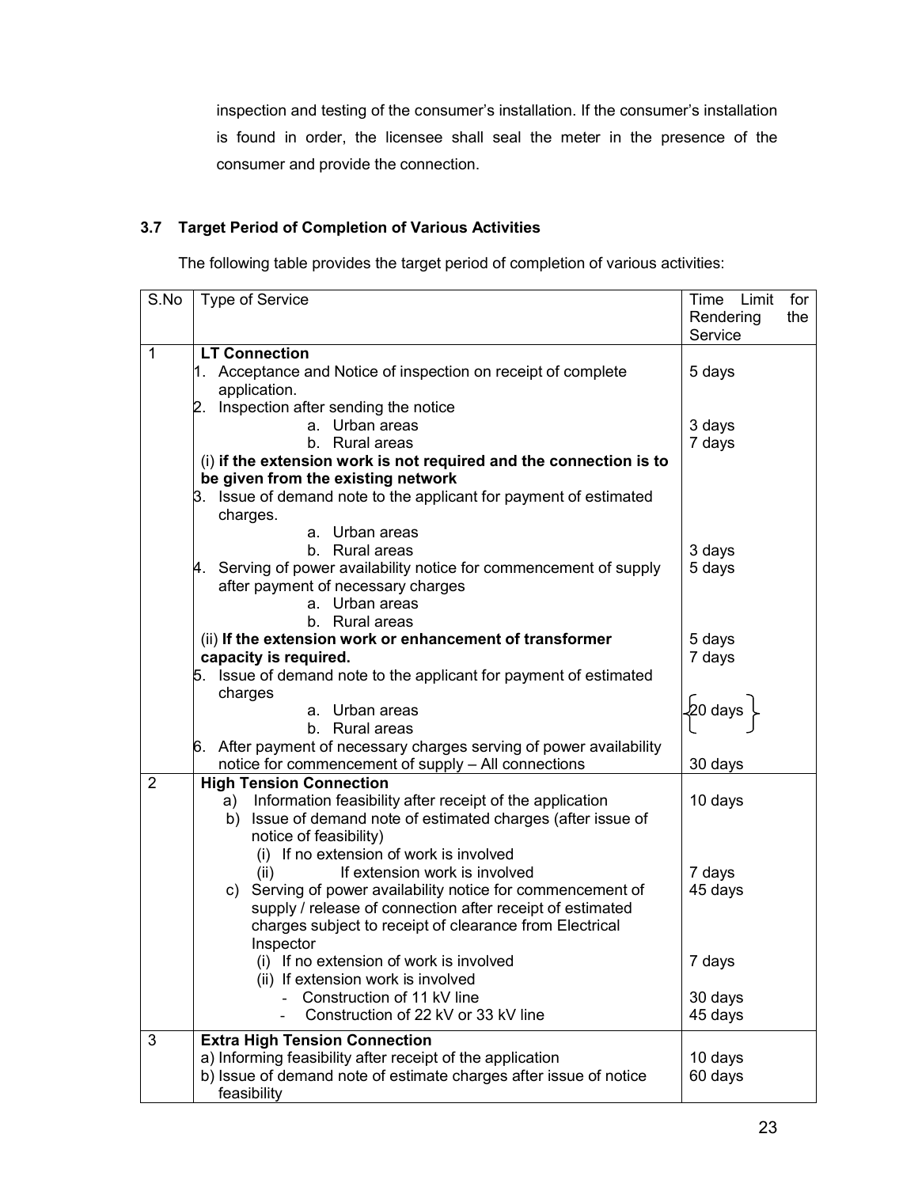inspection and testing of the consumer's installation. If the consumer's installation is found in order, the licensee shall seal the meter in the presence of the consumer and provide the connection.

### 3.7 Target Period of Completion of Various Activities

The following table provides the target period of completion of various activities:

| S.No | Type of Service | Time Limit for Rendering the Service |
|---|---|---|
| 1 | **LT Connection** | |
| | 1. Acceptance and Notice of inspection on receipt of complete application. | 5 days |
| | 2. Inspection after sending the notice | |
| | a. Urban areas | 3 days |
| | b. Rural areas | 7 days |
| | (i) **if the extension work is not required and the connection is to be given from the existing network** | |
| | 3. Issue of demand note to the applicant for payment of estimated charges. | |
| | a. Urban areas | |
| | b. Rural areas | 3 days |
| | 4. Serving of power availability notice for commencement of supply after payment of necessary charges | 5 days |
| | a. Urban areas | |
| | b. Rural areas | |
| | (ii) **If the extension work or enhancement of transformer capacity is required.** | 5 days |
| | | 7 days |
| | 5. Issue of demand note to the applicant for payment of estimated charges | |
| | a. Urban areas | 20 days |
| | b. Rural areas | |
| | 6. After payment of necessary charges serving of power availability notice for commencement of supply – All connections | 30 days |
| 2 | **High Tension Connection** | |
| | a) Information feasibility after receipt of the application | 10 days |
| | b) Issue of demand note of estimated charges (after issue of notice of feasibility) | |
| | (i) If no extension of work is involved | |
| | (ii) If extension work is involved | 7 days |
| | c) Serving of power availability notice for commencement of supply / release of connection after receipt of estimated charges subject to receipt of clearance from Electrical Inspector | 45 days |
| | (i) If no extension of work is involved | 7 days |
| | (ii) If extension work is involved | |
| | - Construction of 11 kV line | 30 days |
| | - Construction of 22 kV or 33 kV line | 45 days |
| 3 | **Extra High Tension Connection** | |
| | a) Informing feasibility after receipt of the application | 10 days |
| | b) Issue of demand note of estimate charges after issue of notice feasibility | 60 days |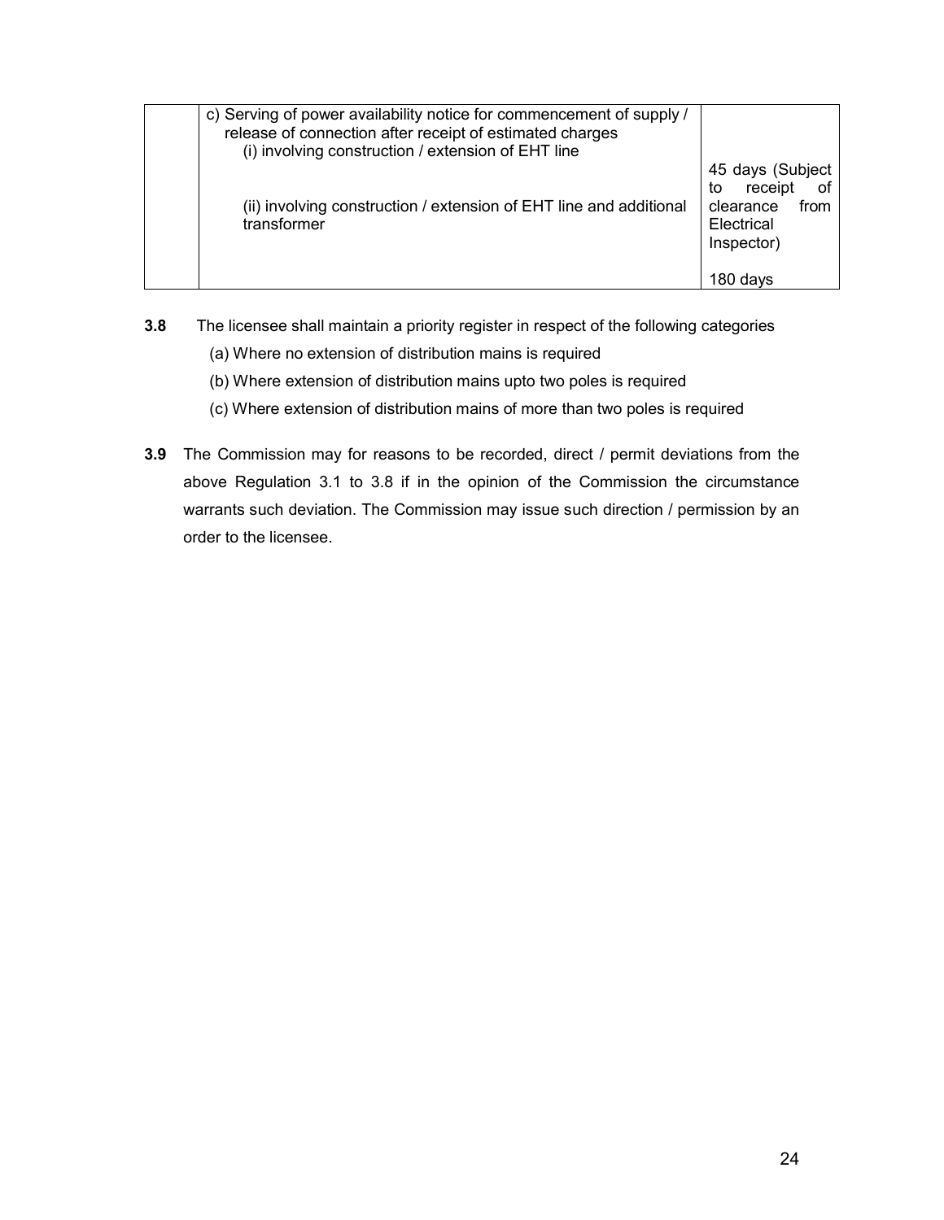|  | c) Serving of power availability notice for commencement of supply / release of connection after receipt of estimated charges<br>(i) involving construction / extension of EHT line<br><br>(ii) involving construction / extension of EHT line and additional transformer | <br><br>45 days (Subject to receipt of clearance from Electrical Inspector)<br><br>180 days |
|---|---|---|

**3.8** The licensee shall maintain a priority register in respect of the following categories

(a) Where no extension of distribution mains is required

(b) Where extension of distribution mains upto two poles is required

(c) Where extension of distribution mains of more than two poles is required

**3.9** The Commission may for reasons to be recorded, direct / permit deviations from the above Regulation 3.1 to 3.8 if in the opinion of the Commission the circumstance warrants such deviation. The Commission may issue such direction / permission by an order to the licensee.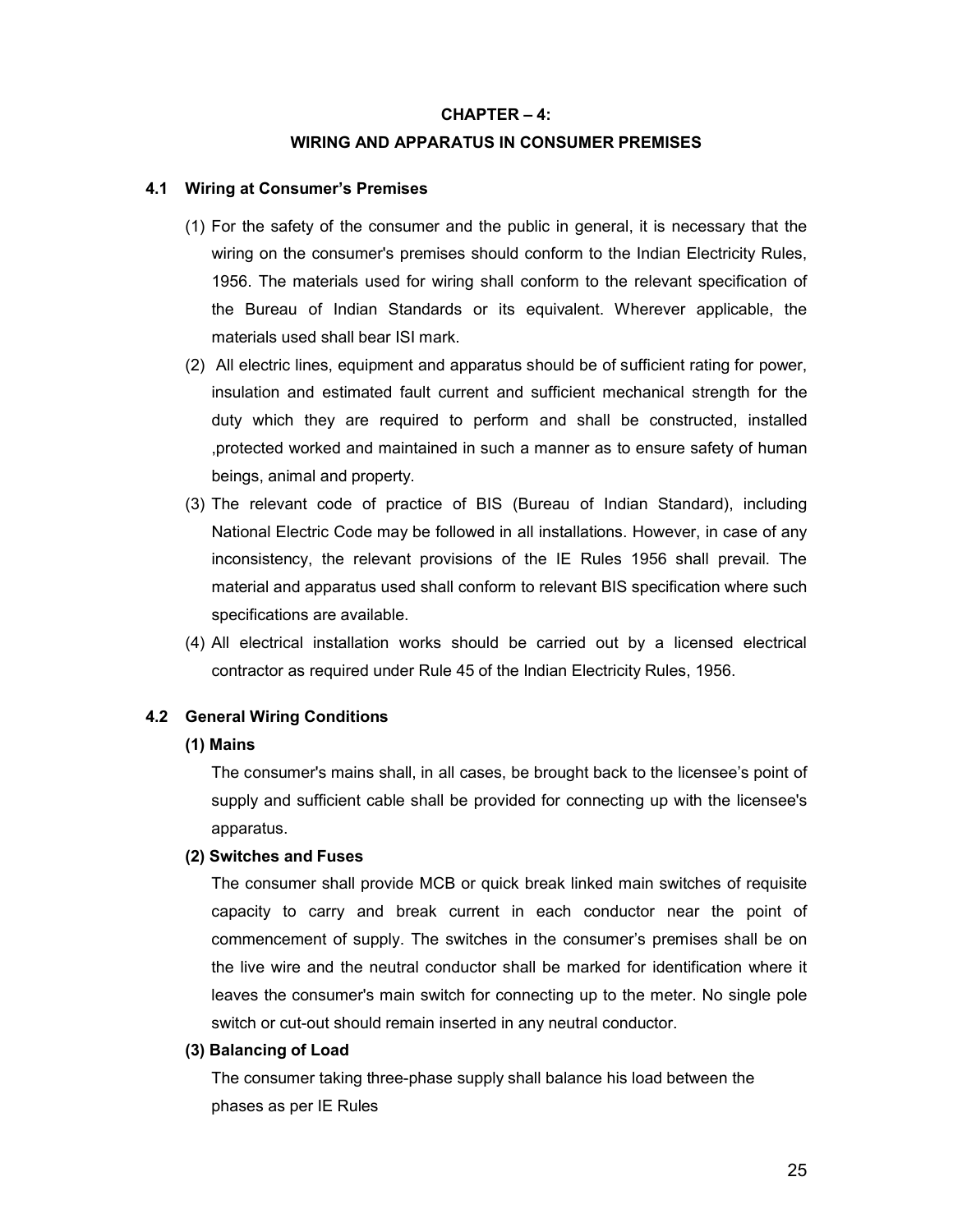# CHAPTER – 4:

# WIRING AND APPARATUS IN CONSUMER PREMISES

## 4.1 Wiring at Consumer's Premises

(1) For the safety of the consumer and the public in general, it is necessary that the wiring on the consumer's premises should conform to the Indian Electricity Rules, 1956. The materials used for wiring shall conform to the relevant specification of the Bureau of Indian Standards or its equivalent. Wherever applicable, the materials used shall bear ISI mark.

(2) All electric lines, equipment and apparatus should be of sufficient rating for power, insulation and estimated fault current and sufficient mechanical strength for the duty which they are required to perform and shall be constructed, installed ,protected worked and maintained in such a manner as to ensure safety of human beings, animal and property.

(3) The relevant code of practice of BIS (Bureau of Indian Standard), including National Electric Code may be followed in all installations. However, in case of any inconsistency, the relevant provisions of the IE Rules 1956 shall prevail. The material and apparatus used shall conform to relevant BIS specification where such specifications are available.

(4) All electrical installation works should be carried out by a licensed electrical contractor as required under Rule 45 of the Indian Electricity Rules, 1956.

## 4.2 General Wiring Conditions

### (1) Mains

The consumer's mains shall, in all cases, be brought back to the licensee's point of supply and sufficient cable shall be provided for connecting up with the licensee's apparatus.

### (2) Switches and Fuses

The consumer shall provide MCB or quick break linked main switches of requisite capacity to carry and break current in each conductor near the point of commencement of supply. The switches in the consumer's premises shall be on the live wire and the neutral conductor shall be marked for identification where it leaves the consumer's main switch for connecting up to the meter. No single pole switch or cut-out should remain inserted in any neutral conductor.

### (3) Balancing of Load

The consumer taking three-phase supply shall balance his load between the phases as per IE Rules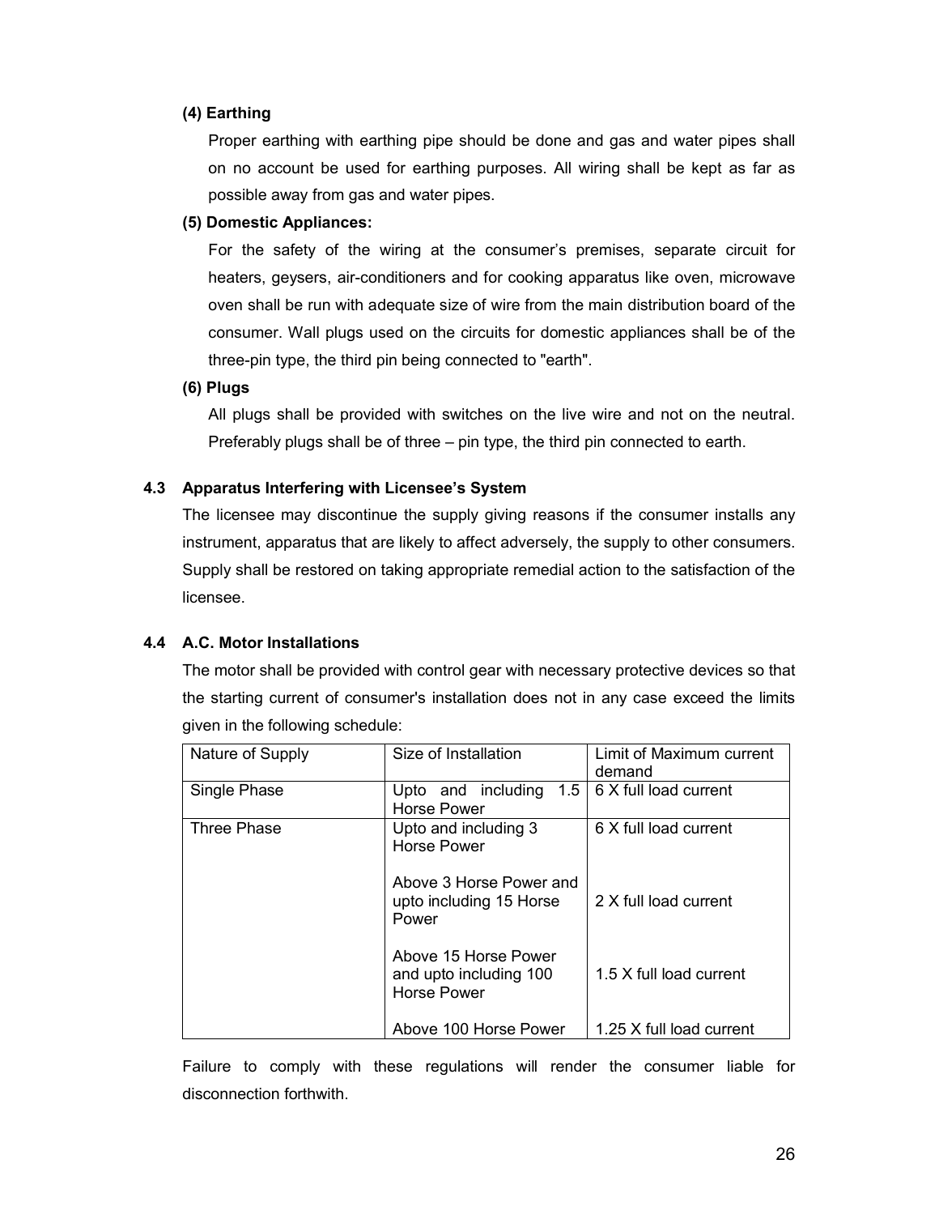**(4) Earthing**

Proper earthing with earthing pipe should be done and gas and water pipes shall on no account be used for earthing purposes. All wiring shall be kept as far as possible away from gas and water pipes.

**(5) Domestic Appliances:**

For the safety of the wiring at the consumer's premises, separate circuit for heaters, geysers, air-conditioners and for cooking apparatus like oven, microwave oven shall be run with adequate size of wire from the main distribution board of the consumer. Wall plugs used on the circuits for domestic appliances shall be of the three-pin type, the third pin being connected to "earth".

**(6) Plugs**

All plugs shall be provided with switches on the live wire and not on the neutral. Preferably plugs shall be of three – pin type, the third pin connected to earth.

### 4.3 Apparatus Interfering with Licensee's System

The licensee may discontinue the supply giving reasons if the consumer installs any instrument, apparatus that are likely to affect adversely, the supply to other consumers. Supply shall be restored on taking appropriate remedial action to the satisfaction of the licensee.

### 4.4 A.C. Motor Installations

The motor shall be provided with control gear with necessary protective devices so that the starting current of consumer's installation does not in any case exceed the limits given in the following schedule:

| Nature of Supply | Size of Installation | Limit of Maximum current demand |
|---|---|---|
| Single Phase | Upto and including 1.5 Horse Power | 6 X full load current |
| Three Phase | Upto and including 3 Horse Power | 6 X full load current |
| | Above 3 Horse Power and upto including 15 Horse Power | 2 X full load current |
| | Above 15 Horse Power and upto including 100 Horse Power | 1.5 X full load current |
| | Above 100 Horse Power | 1.25 X full load current |

Failure to comply with these regulations will render the consumer liable for disconnection forthwith.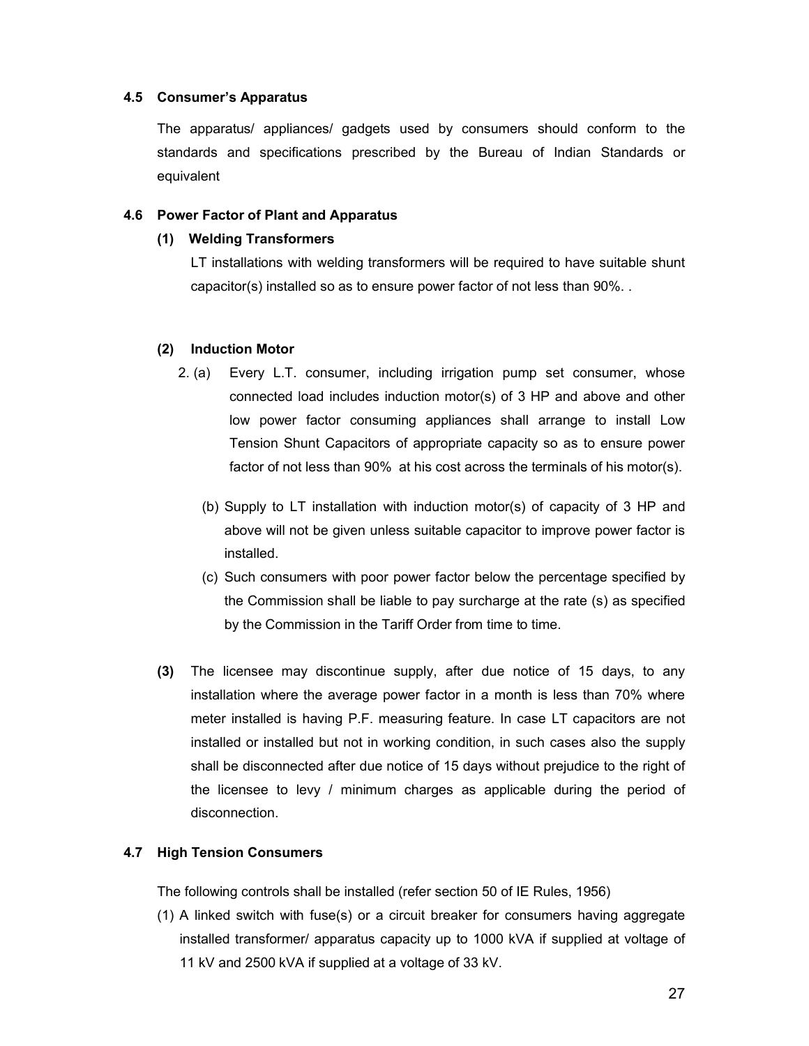### 4.5 Consumer's Apparatus

The apparatus/ appliances/ gadgets used by consumers should conform to the standards and specifications prescribed by the Bureau of Indian Standards or equivalent

### 4.6 Power Factor of Plant and Apparatus

**(1) Welding Transformers**

LT installations with welding transformers will be required to have suitable shunt capacitor(s) installed so as to ensure power factor of not less than 90%. .

**(2) Induction Motor**

2. (a) Every L.T. consumer, including irrigation pump set consumer, whose connected load includes induction motor(s) of 3 HP and above and other low power factor consuming appliances shall arrange to install Low Tension Shunt Capacitors of appropriate capacity so as to ensure power factor of not less than 90% at his cost across the terminals of his motor(s).

(b) Supply to LT installation with induction motor(s) of capacity of 3 HP and above will not be given unless suitable capacitor to improve power factor is installed.

(c) Such consumers with poor power factor below the percentage specified by the Commission shall be liable to pay surcharge at the rate (s) as specified by the Commission in the Tariff Order from time to time.

**(3)** The licensee may discontinue supply, after due notice of 15 days, to any installation where the average power factor in a month is less than 70% where meter installed is having P.F. measuring feature. In case LT capacitors are not installed or installed but not in working condition, in such cases also the supply shall be disconnected after due notice of 15 days without prejudice to the right of the licensee to levy / minimum charges as applicable during the period of disconnection.

### 4.7 High Tension Consumers

The following controls shall be installed (refer section 50 of IE Rules, 1956)

(1) A linked switch with fuse(s) or a circuit breaker for consumers having aggregate installed transformer/ apparatus capacity up to 1000 kVA if supplied at voltage of 11 kV and 2500 kVA if supplied at a voltage of 33 kV.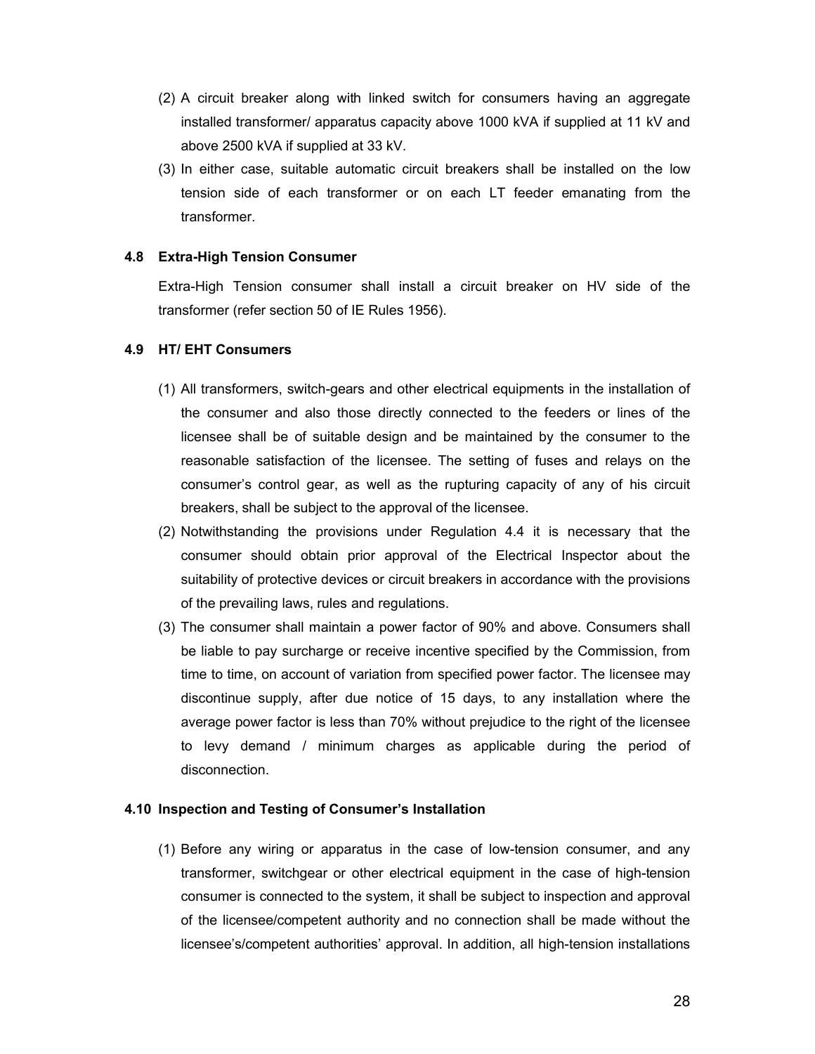(2) A circuit breaker along with linked switch for consumers having an aggregate installed transformer/ apparatus capacity above 1000 kVA if supplied at 11 kV and above 2500 kVA if supplied at 33 kV.

(3) In either case, suitable automatic circuit breakers shall be installed on the low tension side of each transformer or on each LT feeder emanating from the transformer.

### 4.8 Extra-High Tension Consumer

Extra-High Tension consumer shall install a circuit breaker on HV side of the transformer (refer section 50 of IE Rules 1956).

### 4.9 HT/ EHT Consumers

(1) All transformers, switch-gears and other electrical equipments in the installation of the consumer and also those directly connected to the feeders or lines of the licensee shall be of suitable design and be maintained by the consumer to the reasonable satisfaction of the licensee. The setting of fuses and relays on the consumer's control gear, as well as the rupturing capacity of any of his circuit breakers, shall be subject to the approval of the licensee.

(2) Notwithstanding the provisions under Regulation 4.4 it is necessary that the consumer should obtain prior approval of the Electrical Inspector about the suitability of protective devices or circuit breakers in accordance with the provisions of the prevailing laws, rules and regulations.

(3) The consumer shall maintain a power factor of 90% and above. Consumers shall be liable to pay surcharge or receive incentive specified by the Commission, from time to time, on account of variation from specified power factor. The licensee may discontinue supply, after due notice of 15 days, to any installation where the average power factor is less than 70% without prejudice to the right of the licensee to levy demand / minimum charges as applicable during the period of disconnection.

### 4.10 Inspection and Testing of Consumer's Installation

(1) Before any wiring or apparatus in the case of low-tension consumer, and any transformer, switchgear or other electrical equipment in the case of high-tension consumer is connected to the system, it shall be subject to inspection and approval of the licensee/competent authority and no connection shall be made without the licensee's/competent authorities' approval. In addition, all high-tension installations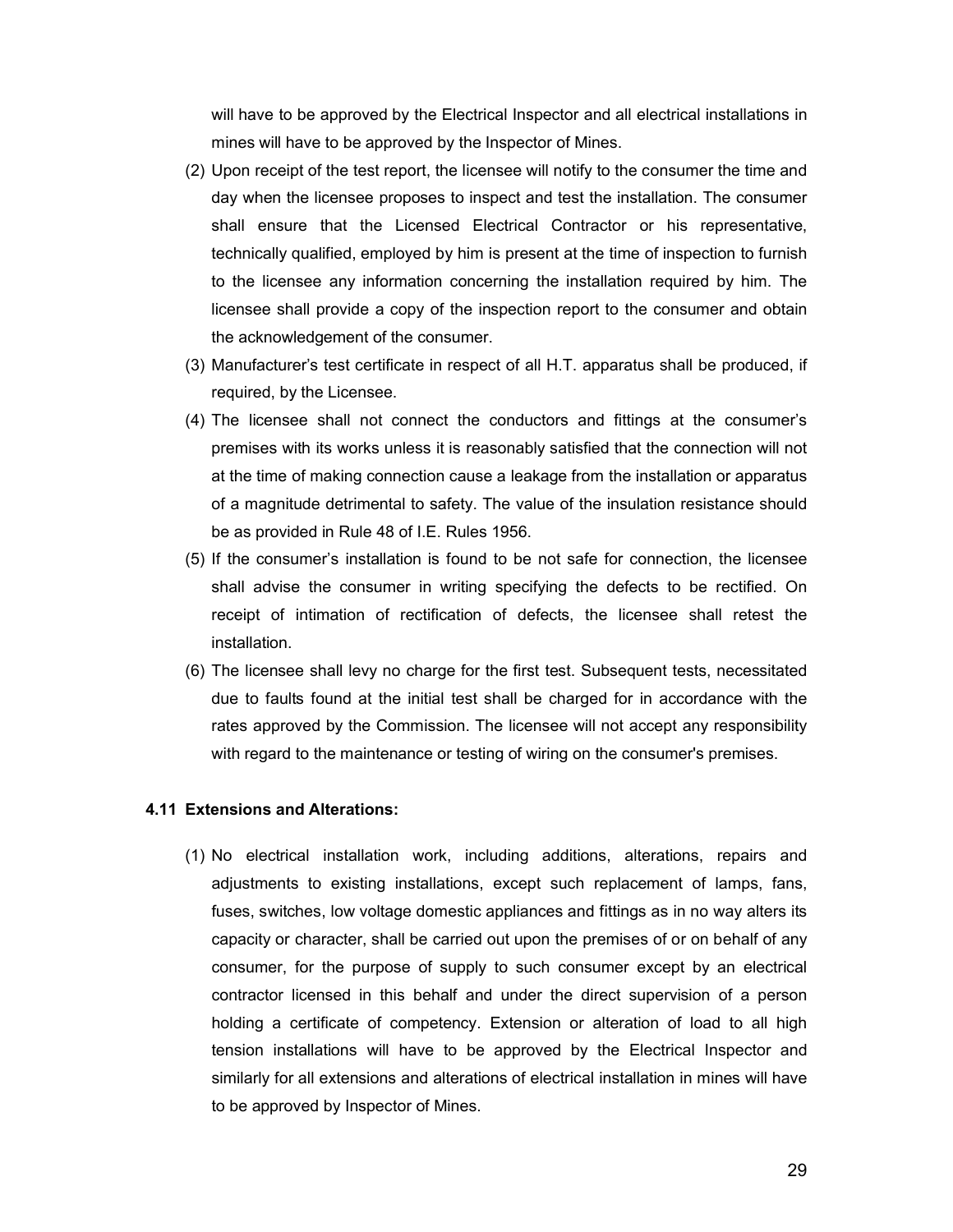will have to be approved by the Electrical Inspector and all electrical installations in mines will have to be approved by the Inspector of Mines.

(2) Upon receipt of the test report, the licensee will notify to the consumer the time and day when the licensee proposes to inspect and test the installation. The consumer shall ensure that the Licensed Electrical Contractor or his representative, technically qualified, employed by him is present at the time of inspection to furnish to the licensee any information concerning the installation required by him. The licensee shall provide a copy of the inspection report to the consumer and obtain the acknowledgement of the consumer.

(3) Manufacturer's test certificate in respect of all H.T. apparatus shall be produced, if required, by the Licensee.

(4) The licensee shall not connect the conductors and fittings at the consumer's premises with its works unless it is reasonably satisfied that the connection will not at the time of making connection cause a leakage from the installation or apparatus of a magnitude detrimental to safety. The value of the insulation resistance should be as provided in Rule 48 of I.E. Rules 1956.

(5) If the consumer's installation is found to be not safe for connection, the licensee shall advise the consumer in writing specifying the defects to be rectified. On receipt of intimation of rectification of defects, the licensee shall retest the installation.

(6) The licensee shall levy no charge for the first test. Subsequent tests, necessitated due to faults found at the initial test shall be charged for in accordance with the rates approved by the Commission. The licensee will not accept any responsibility with regard to the maintenance or testing of wiring on the consumer's premises.

### 4.11 Extensions and Alterations:

(1) No electrical installation work, including additions, alterations, repairs and adjustments to existing installations, except such replacement of lamps, fans, fuses, switches, low voltage domestic appliances and fittings as in no way alters its capacity or character, shall be carried out upon the premises of or on behalf of any consumer, for the purpose of supply to such consumer except by an electrical contractor licensed in this behalf and under the direct supervision of a person holding a certificate of competency. Extension or alteration of load to all high tension installations will have to be approved by the Electrical Inspector and similarly for all extensions and alterations of electrical installation in mines will have to be approved by Inspector of Mines.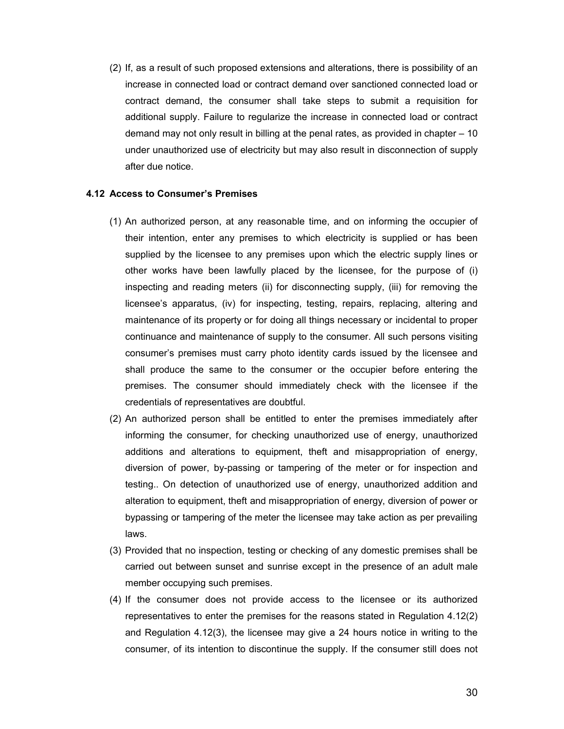(2) If, as a result of such proposed extensions and alterations, there is possibility of an increase in connected load or contract demand over sanctioned connected load or contract demand, the consumer shall take steps to submit a requisition for additional supply. Failure to regularize the increase in connected load or contract demand may not only result in billing at the penal rates, as provided in chapter – 10 under unauthorized use of electricity but may also result in disconnection of supply after due notice.

#### 4.12 Access to Consumer's Premises

(1) An authorized person, at any reasonable time, and on informing the occupier of their intention, enter any premises to which electricity is supplied or has been supplied by the licensee to any premises upon which the electric supply lines or other works have been lawfully placed by the licensee, for the purpose of (i) inspecting and reading meters (ii) for disconnecting supply, (iii) for removing the licensee's apparatus, (iv) for inspecting, testing, repairs, replacing, altering and maintenance of its property or for doing all things necessary or incidental to proper continuance and maintenance of supply to the consumer. All such persons visiting consumer's premises must carry photo identity cards issued by the licensee and shall produce the same to the consumer or the occupier before entering the premises. The consumer should immediately check with the licensee if the credentials of representatives are doubtful.

(2) An authorized person shall be entitled to enter the premises immediately after informing the consumer, for checking unauthorized use of energy, unauthorized additions and alterations to equipment, theft and misappropriation of energy, diversion of power, by-passing or tampering of the meter or for inspection and testing.. On detection of unauthorized use of energy, unauthorized addition and alteration to equipment, theft and misappropriation of energy, diversion of power or bypassing or tampering of the meter the licensee may take action as per prevailing laws.

(3) Provided that no inspection, testing or checking of any domestic premises shall be carried out between sunset and sunrise except in the presence of an adult male member occupying such premises.

(4) If the consumer does not provide access to the licensee or its authorized representatives to enter the premises for the reasons stated in Regulation 4.12(2) and Regulation 4.12(3), the licensee may give a 24 hours notice in writing to the consumer, of its intention to discontinue the supply. If the consumer still does not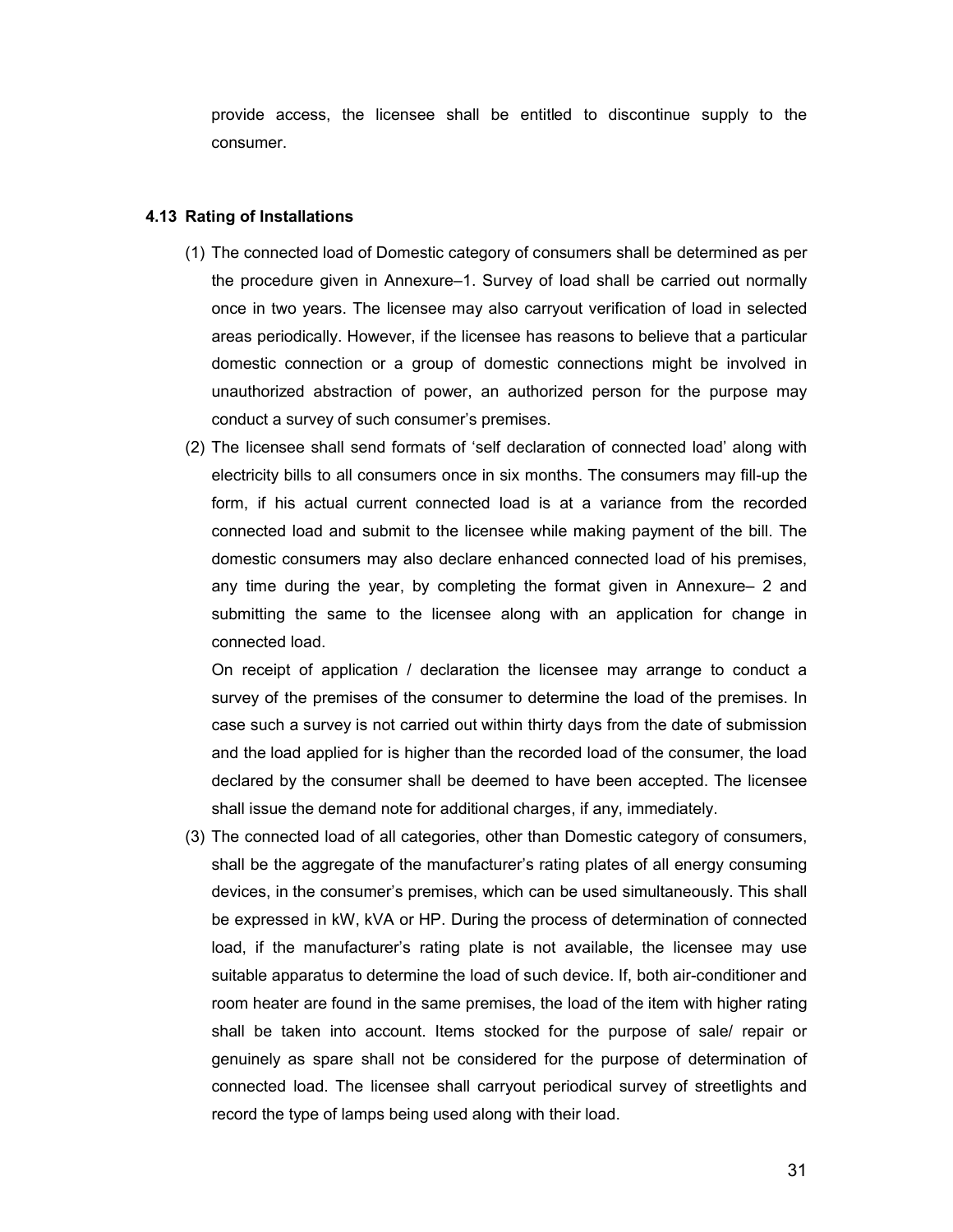provide access, the licensee shall be entitled to discontinue supply to the consumer.

### 4.13 Rating of Installations

(1) The connected load of Domestic category of consumers shall be determined as per the procedure given in Annexure–1. Survey of load shall be carried out normally once in two years. The licensee may also carryout verification of load in selected areas periodically. However, if the licensee has reasons to believe that a particular domestic connection or a group of domestic connections might be involved in unauthorized abstraction of power, an authorized person for the purpose may conduct a survey of such consumer's premises.

(2) The licensee shall send formats of 'self declaration of connected load' along with electricity bills to all consumers once in six months. The consumers may fill-up the form, if his actual current connected load is at a variance from the recorded connected load and submit to the licensee while making payment of the bill. The domestic consumers may also declare enhanced connected load of his premises, any time during the year, by completing the format given in Annexure– 2 and submitting the same to the licensee along with an application for change in connected load.

On receipt of application / declaration the licensee may arrange to conduct a survey of the premises of the consumer to determine the load of the premises. In case such a survey is not carried out within thirty days from the date of submission and the load applied for is higher than the recorded load of the consumer, the load declared by the consumer shall be deemed to have been accepted. The licensee shall issue the demand note for additional charges, if any, immediately.

(3) The connected load of all categories, other than Domestic category of consumers, shall be the aggregate of the manufacturer's rating plates of all energy consuming devices, in the consumer's premises, which can be used simultaneously. This shall be expressed in kW, kVA or HP. During the process of determination of connected load, if the manufacturer's rating plate is not available, the licensee may use suitable apparatus to determine the load of such device. If, both air-conditioner and room heater are found in the same premises, the load of the item with higher rating shall be taken into account. Items stocked for the purpose of sale/ repair or genuinely as spare shall not be considered for the purpose of determination of connected load. The licensee shall carryout periodical survey of streetlights and record the type of lamps being used along with their load.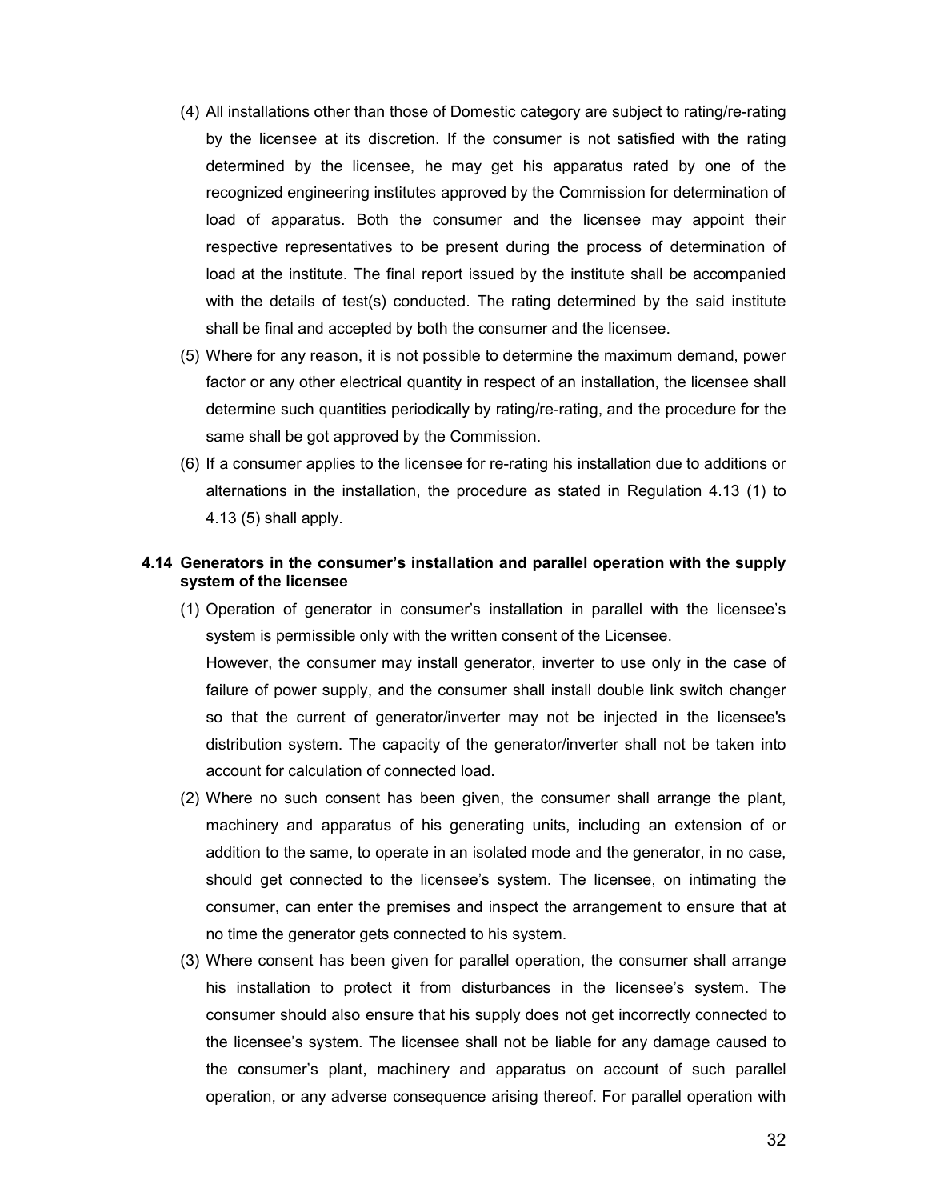(4) All installations other than those of Domestic category are subject to rating/re-rating by the licensee at its discretion. If the consumer is not satisfied with the rating determined by the licensee, he may get his apparatus rated by one of the recognized engineering institutes approved by the Commission for determination of load of apparatus. Both the consumer and the licensee may appoint their respective representatives to be present during the process of determination of load at the institute. The final report issued by the institute shall be accompanied with the details of test(s) conducted. The rating determined by the said institute shall be final and accepted by both the consumer and the licensee.

(5) Where for any reason, it is not possible to determine the maximum demand, power factor or any other electrical quantity in respect of an installation, the licensee shall determine such quantities periodically by rating/re-rating, and the procedure for the same shall be got approved by the Commission.

(6) If a consumer applies to the licensee for re-rating his installation due to additions or alternations in the installation, the procedure as stated in Regulation 4.13 (1) to 4.13 (5) shall apply.

### 4.14 Generators in the consumer's installation and parallel operation with the supply system of the licensee

(1) Operation of generator in consumer's installation in parallel with the licensee's system is permissible only with the written consent of the Licensee.

However, the consumer may install generator, inverter to use only in the case of failure of power supply, and the consumer shall install double link switch changer so that the current of generator/inverter may not be injected in the licensee's distribution system. The capacity of the generator/inverter shall not be taken into account for calculation of connected load.

(2) Where no such consent has been given, the consumer shall arrange the plant, machinery and apparatus of his generating units, including an extension of or addition to the same, to operate in an isolated mode and the generator, in no case, should get connected to the licensee's system. The licensee, on intimating the consumer, can enter the premises and inspect the arrangement to ensure that at no time the generator gets connected to his system.

(3) Where consent has been given for parallel operation, the consumer shall arrange his installation to protect it from disturbances in the licensee's system. The consumer should also ensure that his supply does not get incorrectly connected to the licensee's system. The licensee shall not be liable for any damage caused to the consumer's plant, machinery and apparatus on account of such parallel operation, or any adverse consequence arising thereof. For parallel operation with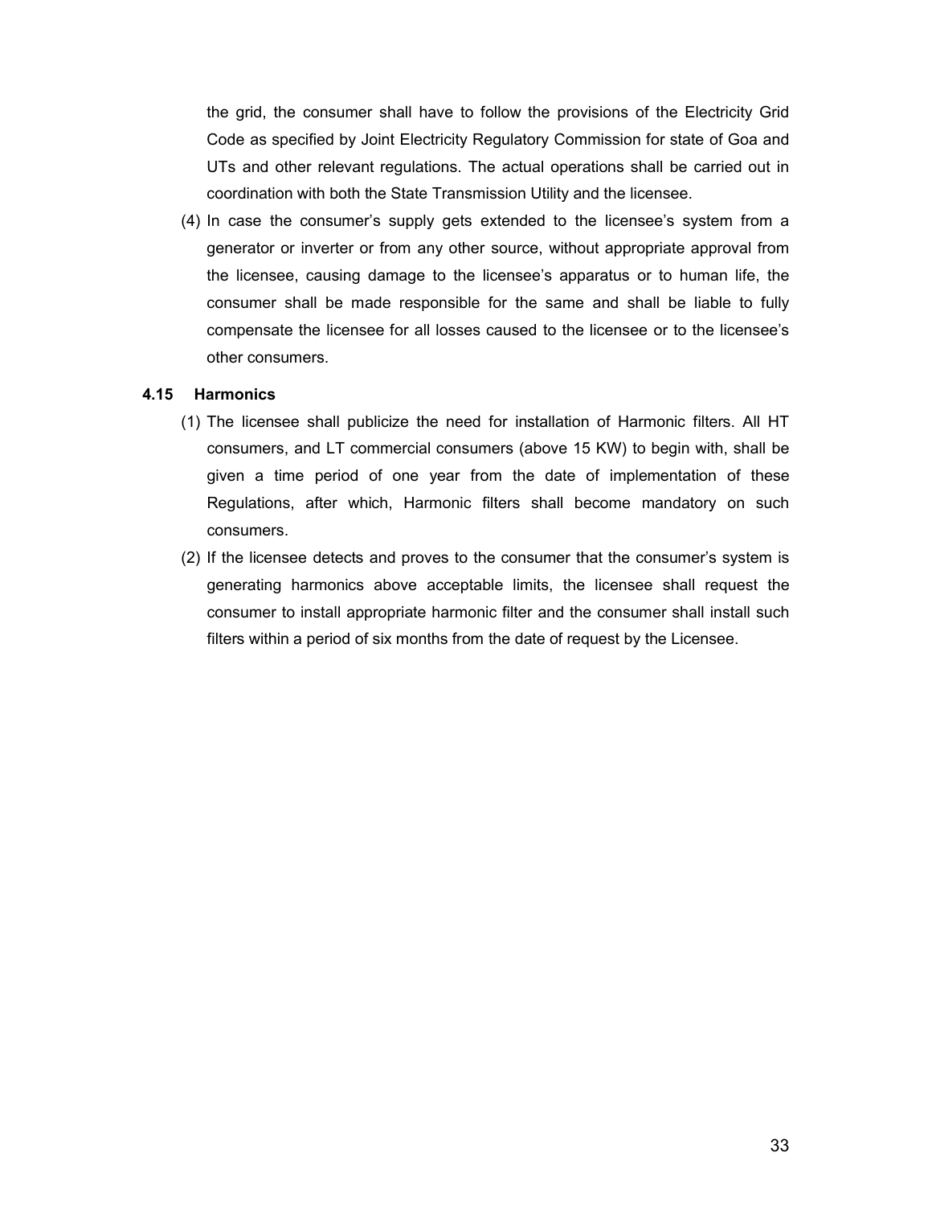the grid, the consumer shall have to follow the provisions of the Electricity Grid Code as specified by Joint Electricity Regulatory Commission for state of Goa and UTs and other relevant regulations. The actual operations shall be carried out in coordination with both the State Transmission Utility and the licensee.

(4) In case the consumer's supply gets extended to the licensee's system from a generator or inverter or from any other source, without appropriate approval from the licensee, causing damage to the licensee's apparatus or to human life, the consumer shall be made responsible for the same and shall be liable to fully compensate the licensee for all losses caused to the licensee or to the licensee's other consumers.

### 4.15 Harmonics

(1) The licensee shall publicize the need for installation of Harmonic filters. All HT consumers, and LT commercial consumers (above 15 KW) to begin with, shall be given a time period of one year from the date of implementation of these Regulations, after which, Harmonic filters shall become mandatory on such consumers.

(2) If the licensee detects and proves to the consumer that the consumer's system is generating harmonics above acceptable limits, the licensee shall request the consumer to install appropriate harmonic filter and the consumer shall install such filters within a period of six months from the date of request by the Licensee.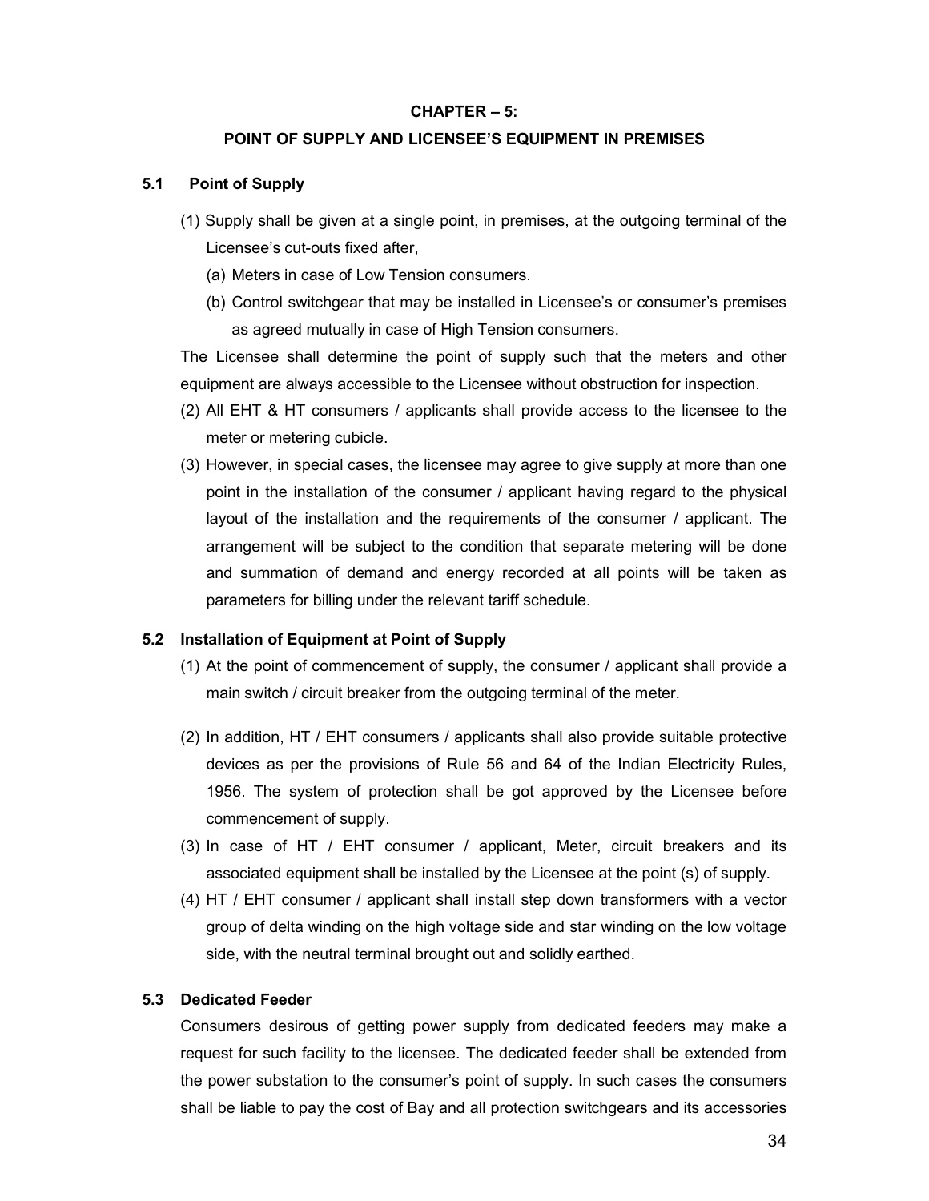# CHAPTER – 5:

## POINT OF SUPPLY AND LICENSEE'S EQUIPMENT IN PREMISES

### 5.1 Point of Supply

(1) Supply shall be given at a single point, in premises, at the outgoing terminal of the Licensee's cut-outs fixed after,

   (a) Meters in case of Low Tension consumers.

   (b) Control switchgear that may be installed in Licensee's or consumer's premises as agreed mutually in case of High Tension consumers.

The Licensee shall determine the point of supply such that the meters and other equipment are always accessible to the Licensee without obstruction for inspection.

(2) All EHT & HT consumers / applicants shall provide access to the licensee to the meter or metering cubicle.

(3) However, in special cases, the licensee may agree to give supply at more than one point in the installation of the consumer / applicant having regard to the physical layout of the installation and the requirements of the consumer / applicant. The arrangement will be subject to the condition that separate metering will be done and summation of demand and energy recorded at all points will be taken as parameters for billing under the relevant tariff schedule.

### 5.2 Installation of Equipment at Point of Supply

(1) At the point of commencement of supply, the consumer / applicant shall provide a main switch / circuit breaker from the outgoing terminal of the meter.

(2) In addition, HT / EHT consumers / applicants shall also provide suitable protective devices as per the provisions of Rule 56 and 64 of the Indian Electricity Rules, 1956. The system of protection shall be got approved by the Licensee before commencement of supply.

(3) In case of HT / EHT consumer / applicant, Meter, circuit breakers and its associated equipment shall be installed by the Licensee at the point (s) of supply.

(4) HT / EHT consumer / applicant shall install step down transformers with a vector group of delta winding on the high voltage side and star winding on the low voltage side, with the neutral terminal brought out and solidly earthed.

### 5.3 Dedicated Feeder

Consumers desirous of getting power supply from dedicated feeders may make a request for such facility to the licensee. The dedicated feeder shall be extended from the power substation to the consumer's point of supply. In such cases the consumers shall be liable to pay the cost of Bay and all protection switchgears and its accessories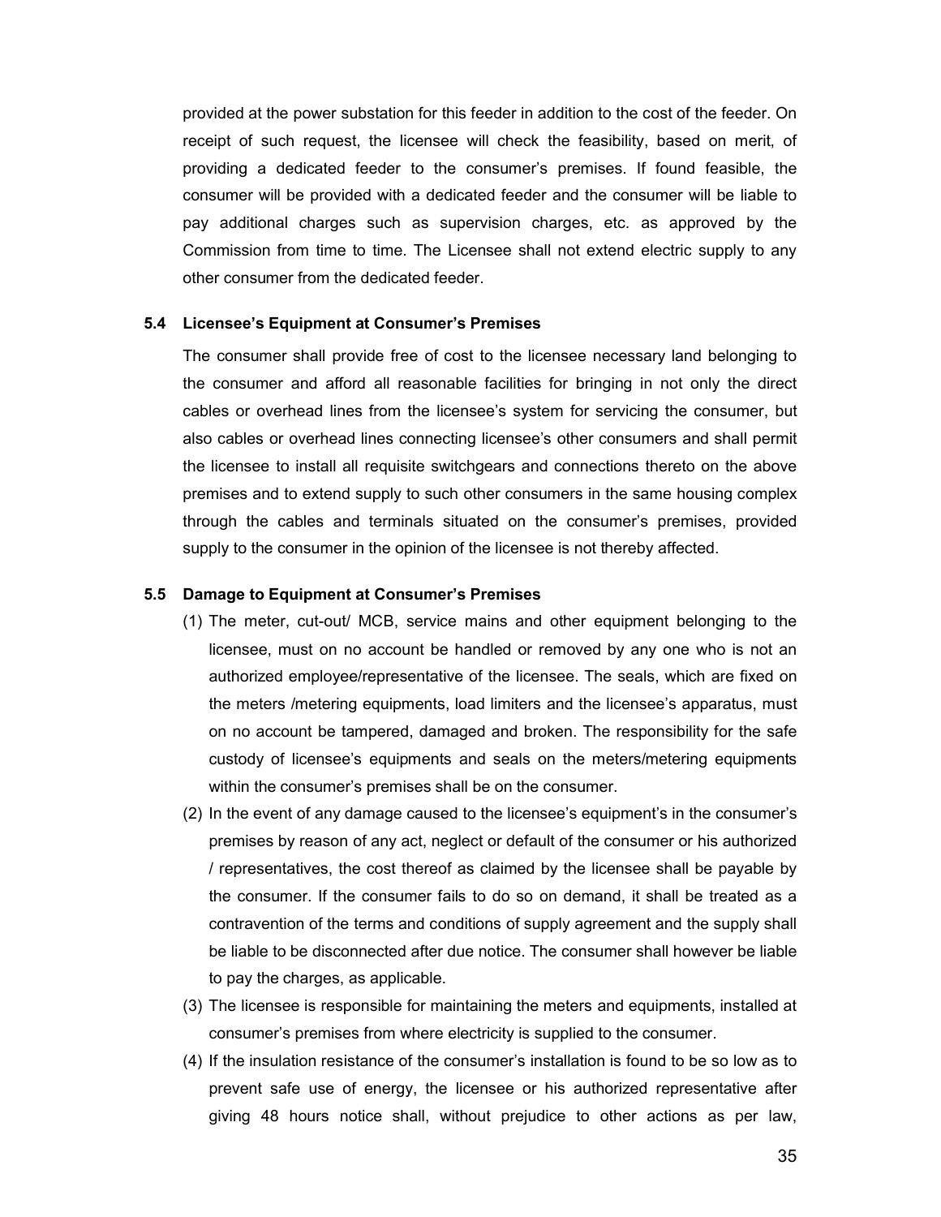provided at the power substation for this feeder in addition to the cost of the feeder. On receipt of such request, the licensee will check the feasibility, based on merit, of providing a dedicated feeder to the consumer's premises. If found feasible, the consumer will be provided with a dedicated feeder and the consumer will be liable to pay additional charges such as supervision charges, etc. as approved by the Commission from time to time. The Licensee shall not extend electric supply to any other consumer from the dedicated feeder.

### 5.4 Licensee's Equipment at Consumer's Premises

The consumer shall provide free of cost to the licensee necessary land belonging to the consumer and afford all reasonable facilities for bringing in not only the direct cables or overhead lines from the licensee's system for servicing the consumer, but also cables or overhead lines connecting licensee's other consumers and shall permit the licensee to install all requisite switchgears and connections thereto on the above premises and to extend supply to such other consumers in the same housing complex through the cables and terminals situated on the consumer's premises, provided supply to the consumer in the opinion of the licensee is not thereby affected.

### 5.5 Damage to Equipment at Consumer's Premises

(1) The meter, cut-out/ MCB, service mains and other equipment belonging to the licensee, must on no account be handled or removed by any one who is not an authorized employee/representative of the licensee. The seals, which are fixed on the meters /metering equipments, load limiters and the licensee's apparatus, must on no account be tampered, damaged and broken. The responsibility for the safe custody of licensee's equipments and seals on the meters/metering equipments within the consumer's premises shall be on the consumer.

(2) In the event of any damage caused to the licensee's equipment's in the consumer's premises by reason of any act, neglect or default of the consumer or his authorized / representatives, the cost thereof as claimed by the licensee shall be payable by the consumer. If the consumer fails to do so on demand, it shall be treated as a contravention of the terms and conditions of supply agreement and the supply shall be liable to be disconnected after due notice. The consumer shall however be liable to pay the charges, as applicable.

(3) The licensee is responsible for maintaining the meters and equipments, installed at consumer's premises from where electricity is supplied to the consumer.

(4) If the insulation resistance of the consumer's installation is found to be so low as to prevent safe use of energy, the licensee or his authorized representative after giving 48 hours notice shall, without prejudice to other actions as per law,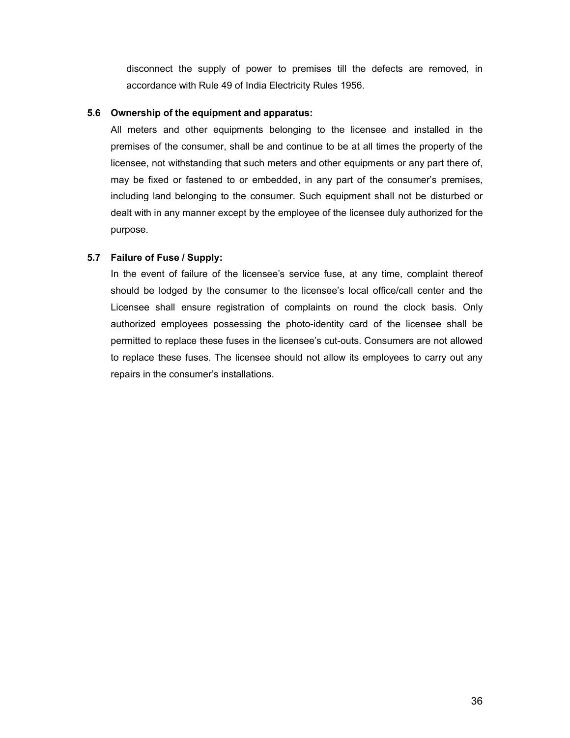disconnect the supply of power to premises till the defects are removed, in accordance with Rule 49 of India Electricity Rules 1956.

**5.6 Ownership of the equipment and apparatus:**

All meters and other equipments belonging to the licensee and installed in the premises of the consumer, shall be and continue to be at all times the property of the licensee, not withstanding that such meters and other equipments or any part there of, may be fixed or fastened to or embedded, in any part of the consumer's premises, including land belonging to the consumer. Such equipment shall not be disturbed or dealt with in any manner except by the employee of the licensee duly authorized for the purpose.

**5.7 Failure of Fuse / Supply:**

In the event of failure of the licensee's service fuse, at any time, complaint thereof should be lodged by the consumer to the licensee's local office/call center and the Licensee shall ensure registration of complaints on round the clock basis. Only authorized employees possessing the photo-identity card of the licensee shall be permitted to replace these fuses in the licensee's cut-outs. Consumers are not allowed to replace these fuses. The licensee should not allow its employees to carry out any repairs in the consumer's installations.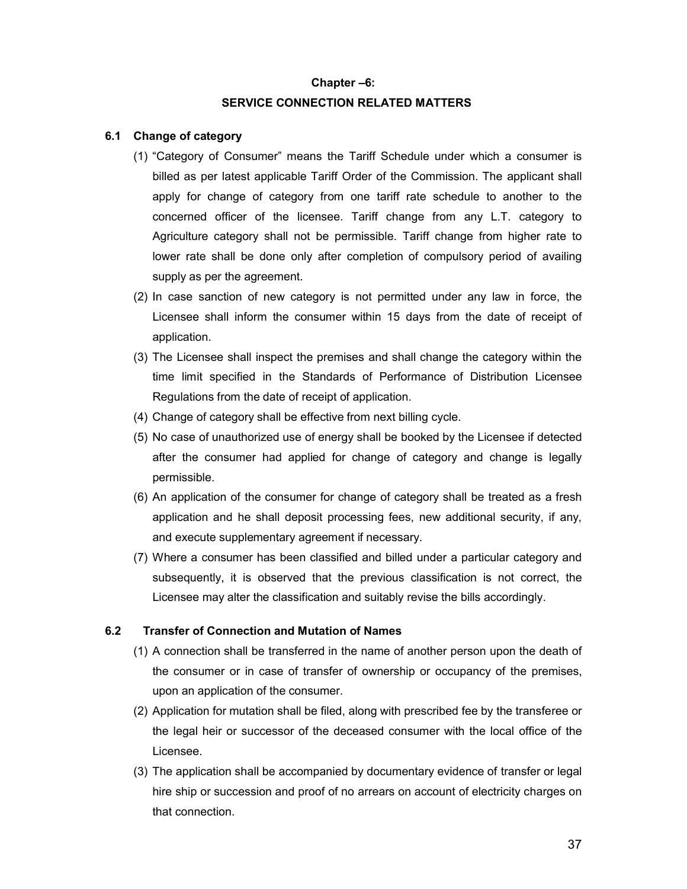## Chapter –6:

## SERVICE CONNECTION RELATED MATTERS

### 6.1 Change of category

(1) "Category of Consumer" means the Tariff Schedule under which a consumer is billed as per latest applicable Tariff Order of the Commission. The applicant shall apply for change of category from one tariff rate schedule to another to the concerned officer of the licensee. Tariff change from any L.T. category to Agriculture category shall not be permissible. Tariff change from higher rate to lower rate shall be done only after completion of compulsory period of availing supply as per the agreement.

(2) In case sanction of new category is not permitted under any law in force, the Licensee shall inform the consumer within 15 days from the date of receipt of application.

(3) The Licensee shall inspect the premises and shall change the category within the time limit specified in the Standards of Performance of Distribution Licensee Regulations from the date of receipt of application.

(4) Change of category shall be effective from next billing cycle.

(5) No case of unauthorized use of energy shall be booked by the Licensee if detected after the consumer had applied for change of category and change is legally permissible.

(6) An application of the consumer for change of category shall be treated as a fresh application and he shall deposit processing fees, new additional security, if any, and execute supplementary agreement if necessary.

(7) Where a consumer has been classified and billed under a particular category and subsequently, it is observed that the previous classification is not correct, the Licensee may alter the classification and suitably revise the bills accordingly.

### 6.2 Transfer of Connection and Mutation of Names

(1) A connection shall be transferred in the name of another person upon the death of the consumer or in case of transfer of ownership or occupancy of the premises, upon an application of the consumer.

(2) Application for mutation shall be filed, along with prescribed fee by the transferee or the legal heir or successor of the deceased consumer with the local office of the Licensee.

(3) The application shall be accompanied by documentary evidence of transfer or legal hire ship or succession and proof of no arrears on account of electricity charges on that connection.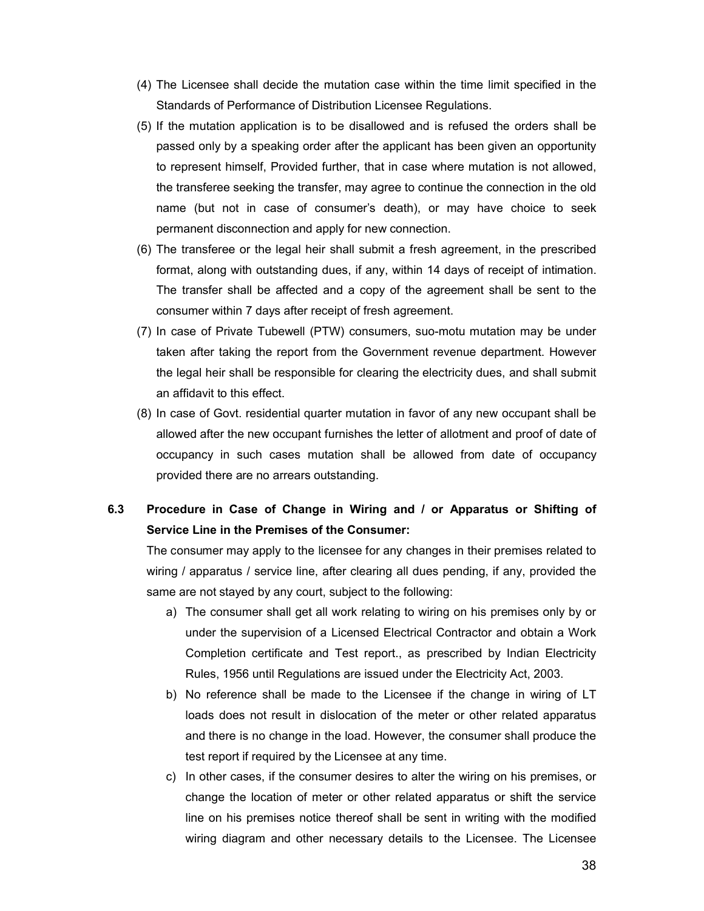(4) The Licensee shall decide the mutation case within the time limit specified in the Standards of Performance of Distribution Licensee Regulations.

(5) If the mutation application is to be disallowed and is refused the orders shall be passed only by a speaking order after the applicant has been given an opportunity to represent himself, Provided further, that in case where mutation is not allowed, the transferee seeking the transfer, may agree to continue the connection in the old name (but not in case of consumer's death), or may have choice to seek permanent disconnection and apply for new connection.

(6) The transferee or the legal heir shall submit a fresh agreement, in the prescribed format, along with outstanding dues, if any, within 14 days of receipt of intimation. The transfer shall be affected and a copy of the agreement shall be sent to the consumer within 7 days after receipt of fresh agreement.

(7) In case of Private Tubewell (PTW) consumers, suo-motu mutation may be under taken after taking the report from the Government revenue department. However the legal heir shall be responsible for clearing the electricity dues, and shall submit an affidavit to this effect.

(8) In case of Govt. residential quarter mutation in favor of any new occupant shall be allowed after the new occupant furnishes the letter of allotment and proof of date of occupancy in such cases mutation shall be allowed from date of occupancy provided there are no arrears outstanding.

### 6.3 Procedure in Case of Change in Wiring and / or Apparatus or Shifting of Service Line in the Premises of the Consumer:

The consumer may apply to the licensee for any changes in their premises related to wiring / apparatus / service line, after clearing all dues pending, if any, provided the same are not stayed by any court, subject to the following:

a) The consumer shall get all work relating to wiring on his premises only by or under the supervision of a Licensed Electrical Contractor and obtain a Work Completion certificate and Test report., as prescribed by Indian Electricity Rules, 1956 until Regulations are issued under the Electricity Act, 2003.

b) No reference shall be made to the Licensee if the change in wiring of LT loads does not result in dislocation of the meter or other related apparatus and there is no change in the load. However, the consumer shall produce the test report if required by the Licensee at any time.

c) In other cases, if the consumer desires to alter the wiring on his premises, or change the location of meter or other related apparatus or shift the service line on his premises notice thereof shall be sent in writing with the modified wiring diagram and other necessary details to the Licensee. The Licensee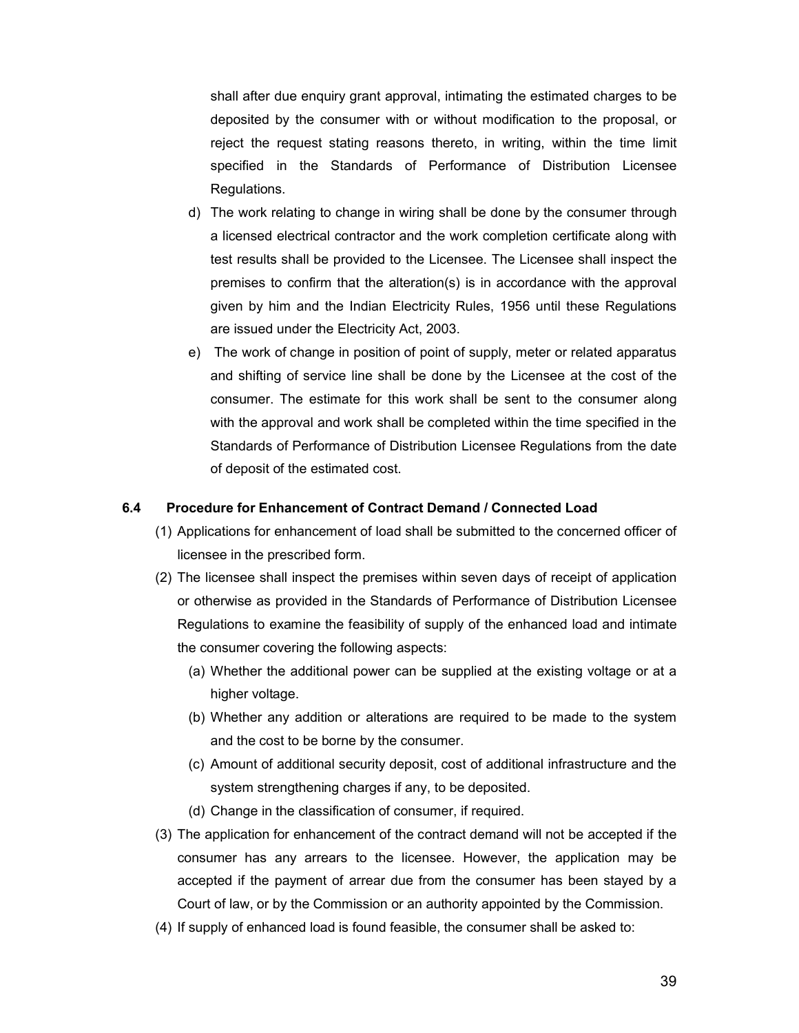shall after due enquiry grant approval, intimating the estimated charges to be deposited by the consumer with or without modification to the proposal, or reject the request stating reasons thereto, in writing, within the time limit specified in the Standards of Performance of Distribution Licensee Regulations.

d) The work relating to change in wiring shall be done by the consumer through a licensed electrical contractor and the work completion certificate along with test results shall be provided to the Licensee. The Licensee shall inspect the premises to confirm that the alteration(s) is in accordance with the approval given by him and the Indian Electricity Rules, 1956 until these Regulations are issued under the Electricity Act, 2003.

e) The work of change in position of point of supply, meter or related apparatus and shifting of service line shall be done by the Licensee at the cost of the consumer. The estimate for this work shall be sent to the consumer along with the approval and work shall be completed within the time specified in the Standards of Performance of Distribution Licensee Regulations from the date of deposit of the estimated cost.

**6.4 Procedure for Enhancement of Contract Demand / Connected Load**

(1) Applications for enhancement of load shall be submitted to the concerned officer of licensee in the prescribed form.

(2) The licensee shall inspect the premises within seven days of receipt of application or otherwise as provided in the Standards of Performance of Distribution Licensee Regulations to examine the feasibility of supply of the enhanced load and intimate the consumer covering the following aspects:

   (a) Whether the additional power can be supplied at the existing voltage or at a higher voltage.

   (b) Whether any addition or alterations are required to be made to the system and the cost to be borne by the consumer.

   (c) Amount of additional security deposit, cost of additional infrastructure and the system strengthening charges if any, to be deposited.

   (d) Change in the classification of consumer, if required.

(3) The application for enhancement of the contract demand will not be accepted if the consumer has any arrears to the licensee. However, the application may be accepted if the payment of arrear due from the consumer has been stayed by a Court of law, or by the Commission or an authority appointed by the Commission.

(4) If supply of enhanced load is found feasible, the consumer shall be asked to: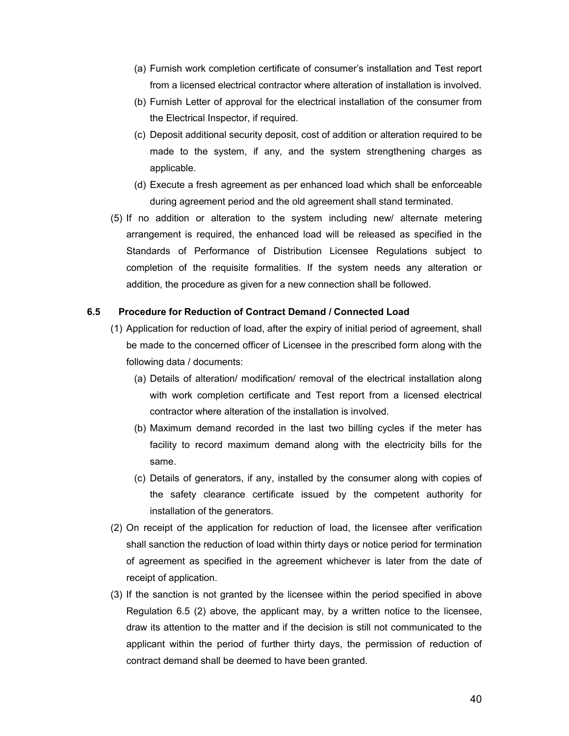(a) Furnish work completion certificate of consumer's installation and Test report from a licensed electrical contractor where alteration of installation is involved.

(b) Furnish Letter of approval for the electrical installation of the consumer from the Electrical Inspector, if required.

(c) Deposit additional security deposit, cost of addition or alteration required to be made to the system, if any, and the system strengthening charges as applicable.

(d) Execute a fresh agreement as per enhanced load which shall be enforceable during agreement period and the old agreement shall stand terminated.

(5) If no addition or alteration to the system including new/ alternate metering arrangement is required, the enhanced load will be released as specified in the Standards of Performance of Distribution Licensee Regulations subject to completion of the requisite formalities. If the system needs any alteration or addition, the procedure as given for a new connection shall be followed.

### 6.5 Procedure for Reduction of Contract Demand / Connected Load

(1) Application for reduction of load, after the expiry of initial period of agreement, shall be made to the concerned officer of Licensee in the prescribed form along with the following data / documents:

(a) Details of alteration/ modification/ removal of the electrical installation along with work completion certificate and Test report from a licensed electrical contractor where alteration of the installation is involved.

(b) Maximum demand recorded in the last two billing cycles if the meter has facility to record maximum demand along with the electricity bills for the same.

(c) Details of generators, if any, installed by the consumer along with copies of the safety clearance certificate issued by the competent authority for installation of the generators.

(2) On receipt of the application for reduction of load, the licensee after verification shall sanction the reduction of load within thirty days or notice period for termination of agreement as specified in the agreement whichever is later from the date of receipt of application.

(3) If the sanction is not granted by the licensee within the period specified in above Regulation 6.5 (2) above, the applicant may, by a written notice to the licensee, draw its attention to the matter and if the decision is still not communicated to the applicant within the period of further thirty days, the permission of reduction of contract demand shall be deemed to have been granted.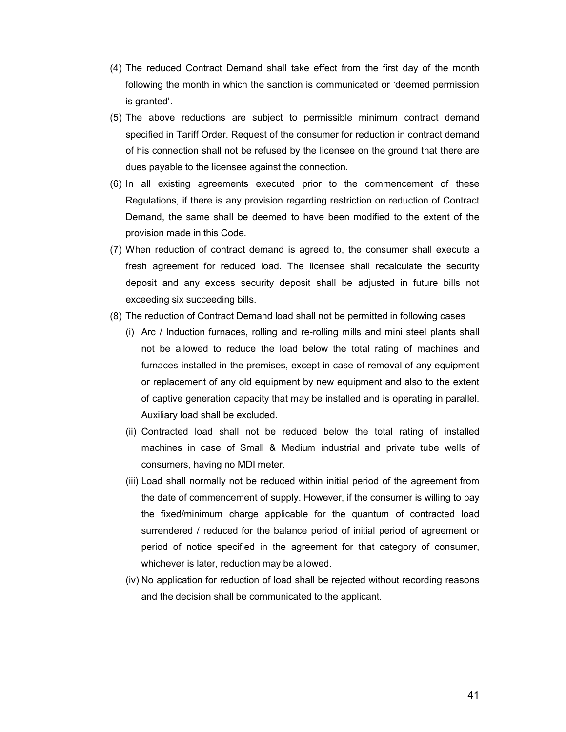(4) The reduced Contract Demand shall take effect from the first day of the month following the month in which the sanction is communicated or 'deemed permission is granted'.

(5) The above reductions are subject to permissible minimum contract demand specified in Tariff Order. Request of the consumer for reduction in contract demand of his connection shall not be refused by the licensee on the ground that there are dues payable to the licensee against the connection.

(6) In all existing agreements executed prior to the commencement of these Regulations, if there is any provision regarding restriction on reduction of Contract Demand, the same shall be deemed to have been modified to the extent of the provision made in this Code.

(7) When reduction of contract demand is agreed to, the consumer shall execute a fresh agreement for reduced load. The licensee shall recalculate the security deposit and any excess security deposit shall be adjusted in future bills not exceeding six succeeding bills.

(8) The reduction of Contract Demand load shall not be permitted in following cases

   (i) Arc / Induction furnaces, rolling and re-rolling mills and mini steel plants shall not be allowed to reduce the load below the total rating of machines and furnaces installed in the premises, except in case of removal of any equipment or replacement of any old equipment by new equipment and also to the extent of captive generation capacity that may be installed and is operating in parallel. Auxiliary load shall be excluded.

   (ii) Contracted load shall not be reduced below the total rating of installed machines in case of Small & Medium industrial and private tube wells of consumers, having no MDI meter.

   (iii) Load shall normally not be reduced within initial period of the agreement from the date of commencement of supply. However, if the consumer is willing to pay the fixed/minimum charge applicable for the quantum of contracted load surrendered / reduced for the balance period of initial period of agreement or period of notice specified in the agreement for that category of consumer, whichever is later, reduction may be allowed.

   (iv) No application for reduction of load shall be rejected without recording reasons and the decision shall be communicated to the applicant.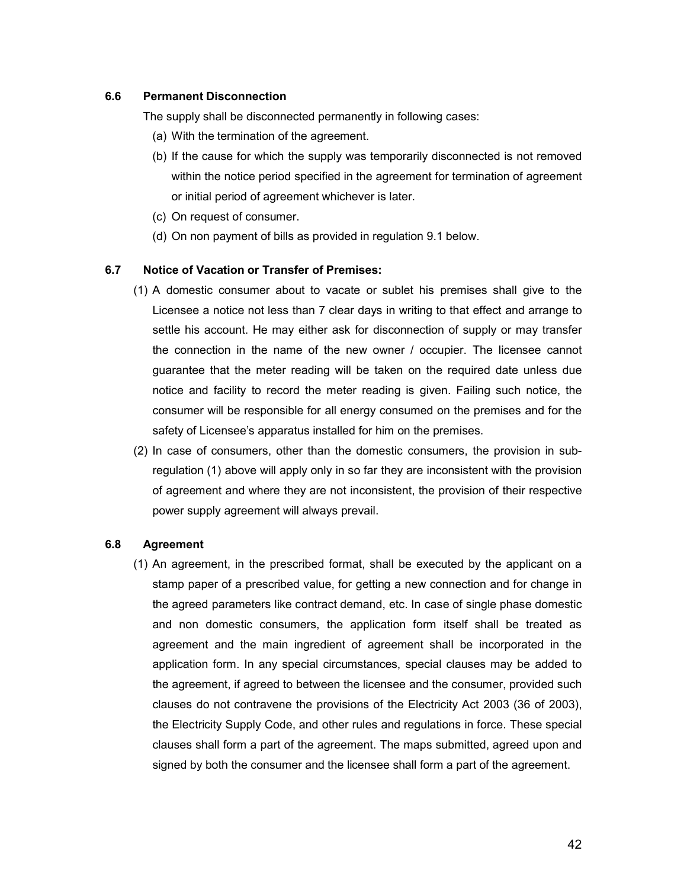### 6.6 Permanent Disconnection

The supply shall be disconnected permanently in following cases:

(a) With the termination of the agreement.

(b) If the cause for which the supply was temporarily disconnected is not removed within the notice period specified in the agreement for termination of agreement or initial period of agreement whichever is later.

(c) On request of consumer.

(d) On non payment of bills as provided in regulation 9.1 below.

### 6.7 Notice of Vacation or Transfer of Premises:

(1) A domestic consumer about to vacate or sublet his premises shall give to the Licensee a notice not less than 7 clear days in writing to that effect and arrange to settle his account. He may either ask for disconnection of supply or may transfer the connection in the name of the new owner / occupier. The licensee cannot guarantee that the meter reading will be taken on the required date unless due notice and facility to record the meter reading is given. Failing such notice, the consumer will be responsible for all energy consumed on the premises and for the safety of Licensee's apparatus installed for him on the premises.

(2) In case of consumers, other than the domestic consumers, the provision in sub-regulation (1) above will apply only in so far they are inconsistent with the provision of agreement and where they are not inconsistent, the provision of their respective power supply agreement will always prevail.

### 6.8 Agreement

(1) An agreement, in the prescribed format, shall be executed by the applicant on a stamp paper of a prescribed value, for getting a new connection and for change in the agreed parameters like contract demand, etc. In case of single phase domestic and non domestic consumers, the application form itself shall be treated as agreement and the main ingredient of agreement shall be incorporated in the application form. In any special circumstances, special clauses may be added to the agreement, if agreed to between the licensee and the consumer, provided such clauses do not contravene the provisions of the Electricity Act 2003 (36 of 2003), the Electricity Supply Code, and other rules and regulations in force. These special clauses shall form a part of the agreement. The maps submitted, agreed upon and signed by both the consumer and the licensee shall form a part of the agreement.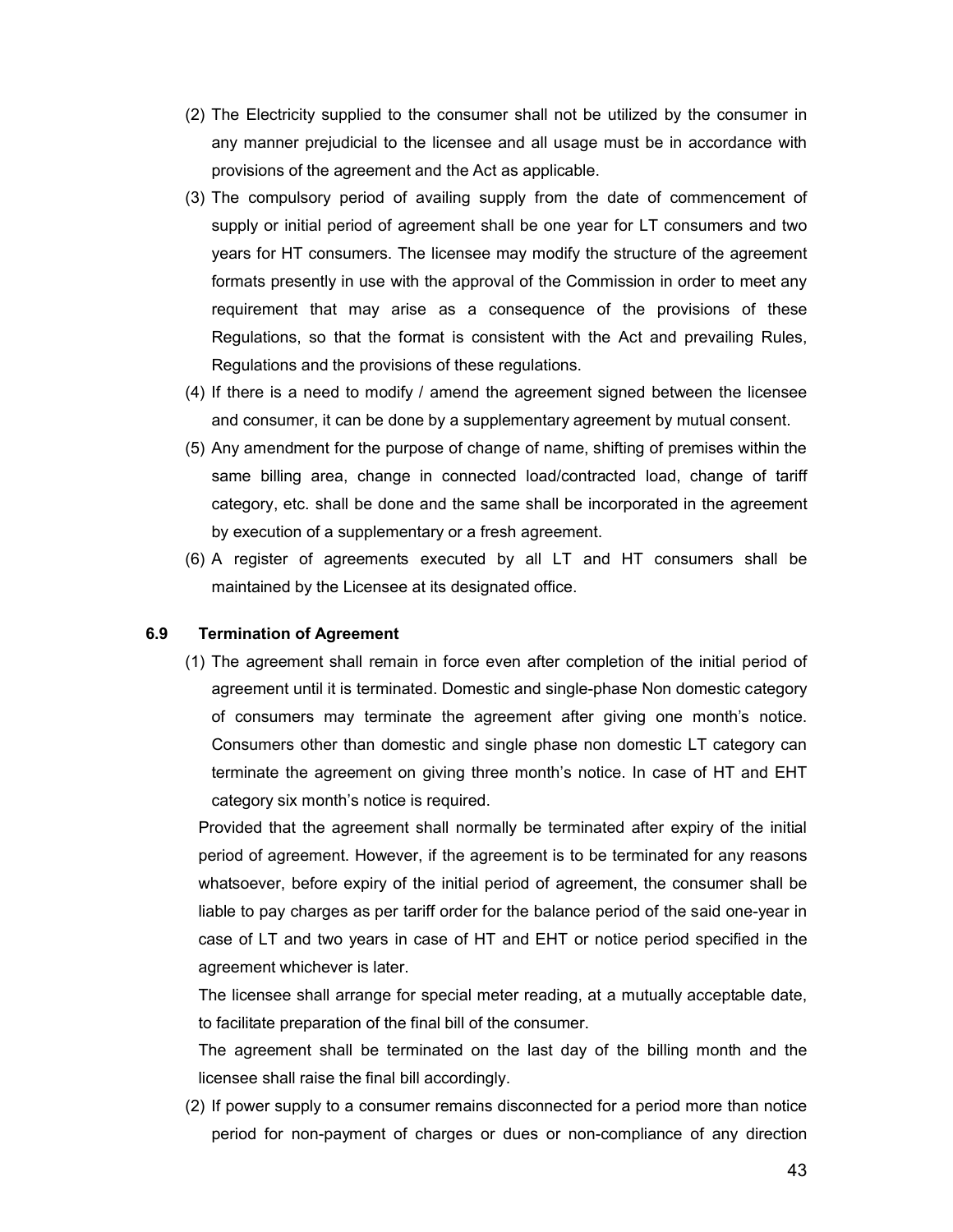(2) The Electricity supplied to the consumer shall not be utilized by the consumer in any manner prejudicial to the licensee and all usage must be in accordance with provisions of the agreement and the Act as applicable.

(3) The compulsory period of availing supply from the date of commencement of supply or initial period of agreement shall be one year for LT consumers and two years for HT consumers. The licensee may modify the structure of the agreement formats presently in use with the approval of the Commission in order to meet any requirement that may arise as a consequence of the provisions of these Regulations, so that the format is consistent with the Act and prevailing Rules, Regulations and the provisions of these regulations.

(4) If there is a need to modify / amend the agreement signed between the licensee and consumer, it can be done by a supplementary agreement by mutual consent.

(5) Any amendment for the purpose of change of name, shifting of premises within the same billing area, change in connected load/contracted load, change of tariff category, etc. shall be done and the same shall be incorporated in the agreement by execution of a supplementary or a fresh agreement.

(6) A register of agreements executed by all LT and HT consumers shall be maintained by the Licensee at its designated office.

### 6.9 Termination of Agreement

(1) The agreement shall remain in force even after completion of the initial period of agreement until it is terminated. Domestic and single-phase Non domestic category of consumers may terminate the agreement after giving one month's notice. Consumers other than domestic and single phase non domestic LT category can terminate the agreement on giving three month's notice. In case of HT and EHT category six month's notice is required.

Provided that the agreement shall normally be terminated after expiry of the initial period of agreement. However, if the agreement is to be terminated for any reasons whatsoever, before expiry of the initial period of agreement, the consumer shall be liable to pay charges as per tariff order for the balance period of the said one-year in case of LT and two years in case of HT and EHT or notice period specified in the agreement whichever is later.

The licensee shall arrange for special meter reading, at a mutually acceptable date, to facilitate preparation of the final bill of the consumer.

The agreement shall be terminated on the last day of the billing month and the licensee shall raise the final bill accordingly.

(2) If power supply to a consumer remains disconnected for a period more than notice period for non-payment of charges or dues or non-compliance of any direction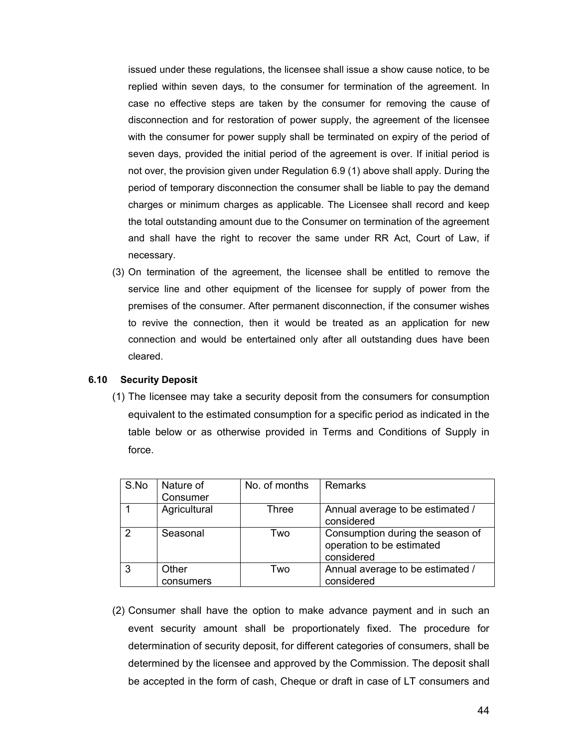issued under these regulations, the licensee shall issue a show cause notice, to be replied within seven days, to the consumer for termination of the agreement. In case no effective steps are taken by the consumer for removing the cause of disconnection and for restoration of power supply, the agreement of the licensee with the consumer for power supply shall be terminated on expiry of the period of seven days, provided the initial period of the agreement is over. If initial period is not over, the provision given under Regulation 6.9 (1) above shall apply. During the period of temporary disconnection the consumer shall be liable to pay the demand charges or minimum charges as applicable. The Licensee shall record and keep the total outstanding amount due to the Consumer on termination of the agreement and shall have the right to recover the same under RR Act, Court of Law, if necessary.

(3) On termination of the agreement, the licensee shall be entitled to remove the service line and other equipment of the licensee for supply of power from the premises of the consumer. After permanent disconnection, if the consumer wishes to revive the connection, then it would be treated as an application for new connection and would be entertained only after all outstanding dues have been cleared.

**6.10 Security Deposit**

(1) The licensee may take a security deposit from the consumers for consumption equivalent to the estimated consumption for a specific period as indicated in the table below or as otherwise provided in Terms and Conditions of Supply in force.

| S.No | Nature of Consumer | No. of months | Remarks |
|---|---|---|---|
| 1 | Agricultural | Three | Annual average to be estimated / considered |
| 2 | Seasonal | Two | Consumption during the season of operation to be estimated considered |
| 3 | Other consumers | Two | Annual average to be estimated / considered |

(2) Consumer shall have the option to make advance payment and in such an event security amount shall be proportionately fixed. The procedure for determination of security deposit, for different categories of consumers, shall be determined by the licensee and approved by the Commission. The deposit shall be accepted in the form of cash, Cheque or draft in case of LT consumers and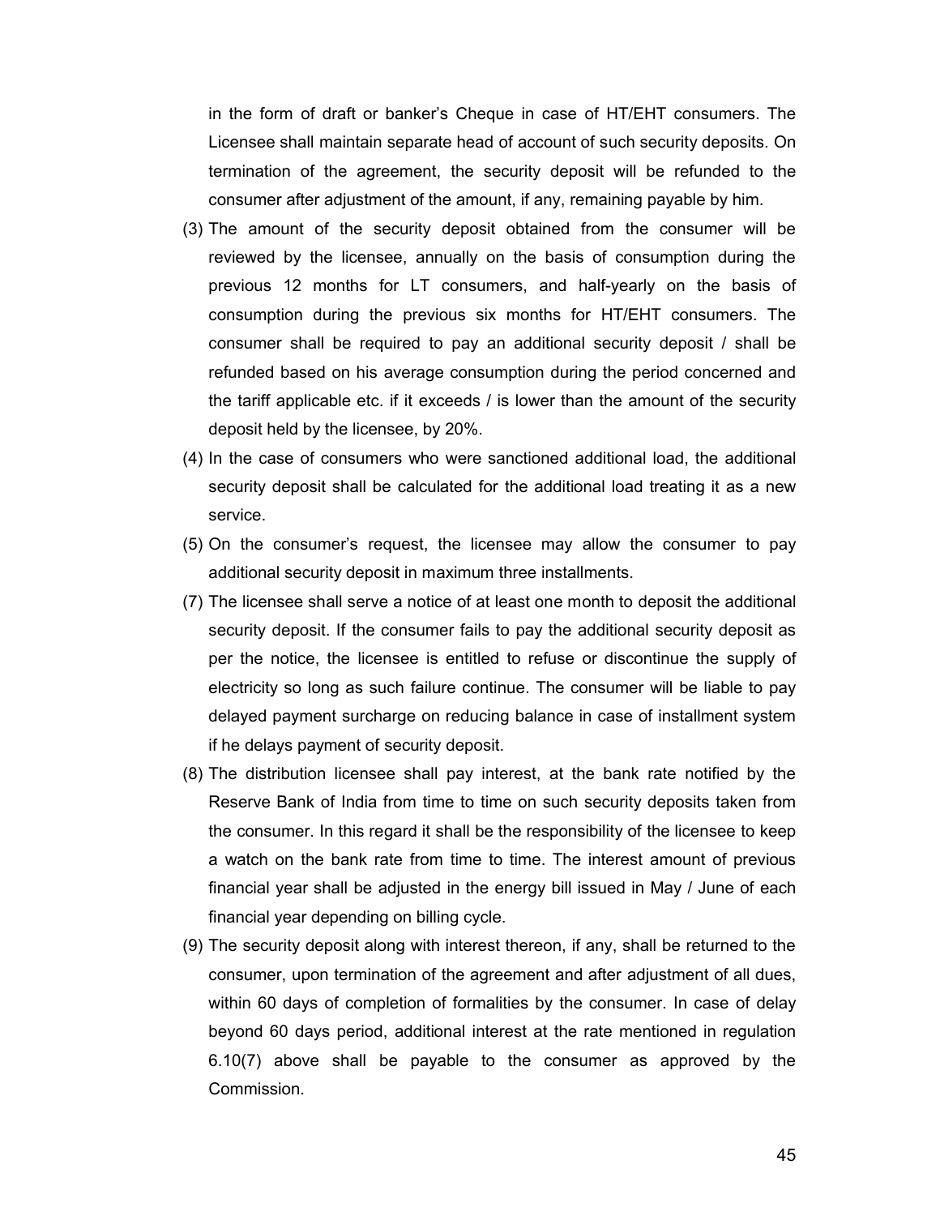in the form of draft or banker's Cheque in case of HT/EHT consumers. The Licensee shall maintain separate head of account of such security deposits. On termination of the agreement, the security deposit will be refunded to the consumer after adjustment of the amount, if any, remaining payable by him.

(3) The amount of the security deposit obtained from the consumer will be reviewed by the licensee, annually on the basis of consumption during the previous 12 months for LT consumers, and half-yearly on the basis of consumption during the previous six months for HT/EHT consumers. The consumer shall be required to pay an additional security deposit / shall be refunded based on his average consumption during the period concerned and the tariff applicable etc. if it exceeds / is lower than the amount of the security deposit held by the licensee, by 20%.

(4) In the case of consumers who were sanctioned additional load, the additional security deposit shall be calculated for the additional load treating it as a new service.

(5) On the consumer's request, the licensee may allow the consumer to pay additional security deposit in maximum three installments.

(7) The licensee shall serve a notice of at least one month to deposit the additional security deposit. If the consumer fails to pay the additional security deposit as per the notice, the licensee is entitled to refuse or discontinue the supply of electricity so long as such failure continue. The consumer will be liable to pay delayed payment surcharge on reducing balance in case of installment system if he delays payment of security deposit.

(8) The distribution licensee shall pay interest, at the bank rate notified by the Reserve Bank of India from time to time on such security deposits taken from the consumer. In this regard it shall be the responsibility of the licensee to keep a watch on the bank rate from time to time. The interest amount of previous financial year shall be adjusted in the energy bill issued in May / June of each financial year depending on billing cycle.

(9) The security deposit along with interest thereon, if any, shall be returned to the consumer, upon termination of the agreement and after adjustment of all dues, within 60 days of completion of formalities by the consumer. In case of delay beyond 60 days period, additional interest at the rate mentioned in regulation 6.10(7) above shall be payable to the consumer as approved by the Commission.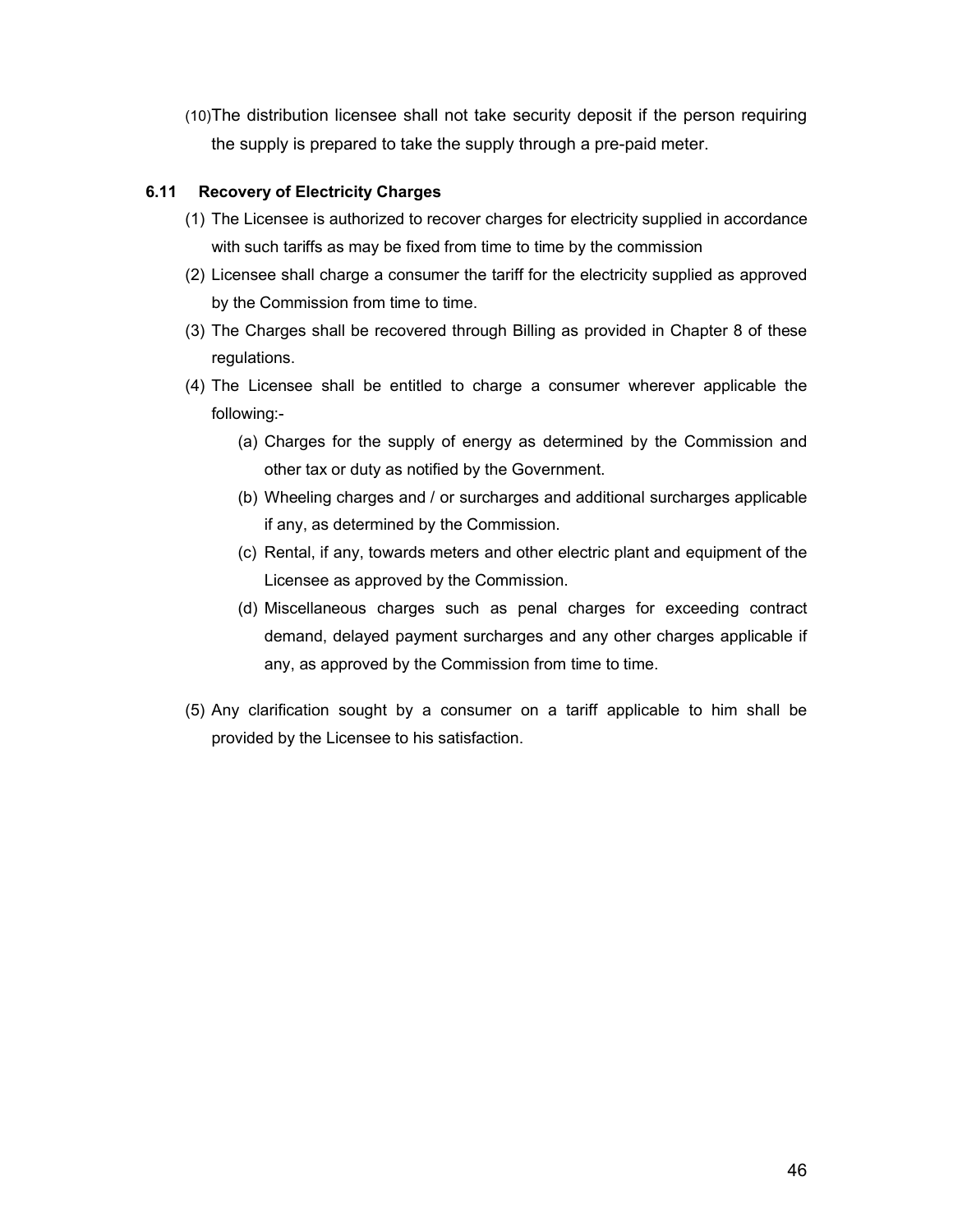(10) The distribution licensee shall not take security deposit if the person requiring the supply is prepared to take the supply through a pre-paid meter.

### 6.11 Recovery of Electricity Charges

(1) The Licensee is authorized to recover charges for electricity supplied in accordance with such tariffs as may be fixed from time to time by the commission

(2) Licensee shall charge a consumer the tariff for the electricity supplied as approved by the Commission from time to time.

(3) The Charges shall be recovered through Billing as provided in Chapter 8 of these regulations.

(4) The Licensee shall be entitled to charge a consumer wherever applicable the following:-

- (a) Charges for the supply of energy as determined by the Commission and other tax or duty as notified by the Government.
- (b) Wheeling charges and / or surcharges and additional surcharges applicable if any, as determined by the Commission.
- (c) Rental, if any, towards meters and other electric plant and equipment of the Licensee as approved by the Commission.
- (d) Miscellaneous charges such as penal charges for exceeding contract demand, delayed payment surcharges and any other charges applicable if any, as approved by the Commission from time to time.

(5) Any clarification sought by a consumer on a tariff applicable to him shall be provided by the Licensee to his satisfaction.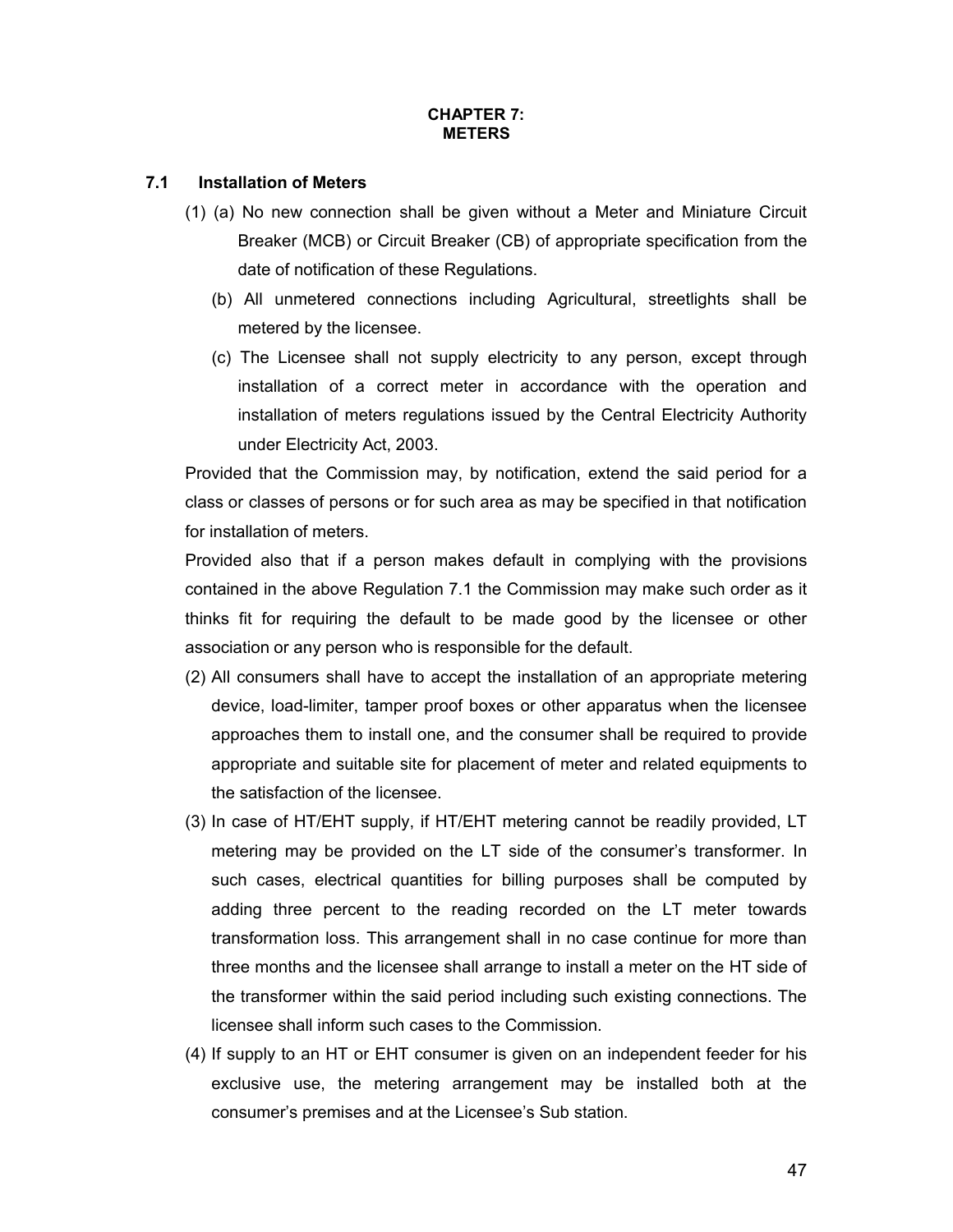# CHAPTER 7:
# METERS

## 7.1 Installation of Meters

(1) (a) No new connection shall be given without a Meter and Miniature Circuit Breaker (MCB) or Circuit Breaker (CB) of appropriate specification from the date of notification of these Regulations.

(b) All unmetered connections including Agricultural, streetlights shall be metered by the licensee.

(c) The Licensee shall not supply electricity to any person, except through installation of a correct meter in accordance with the operation and installation of meters regulations issued by the Central Electricity Authority under Electricity Act, 2003.

Provided that the Commission may, by notification, extend the said period for a class or classes of persons or for such area as may be specified in that notification for installation of meters.

Provided also that if a person makes default in complying with the provisions contained in the above Regulation 7.1 the Commission may make such order as it thinks fit for requiring the default to be made good by the licensee or other association or any person who is responsible for the default.

(2) All consumers shall have to accept the installation of an appropriate metering device, load-limiter, tamper proof boxes or other apparatus when the licensee approaches them to install one, and the consumer shall be required to provide appropriate and suitable site for placement of meter and related equipments to the satisfaction of the licensee.

(3) In case of HT/EHT supply, if HT/EHT metering cannot be readily provided, LT metering may be provided on the LT side of the consumer's transformer. In such cases, electrical quantities for billing purposes shall be computed by adding three percent to the reading recorded on the LT meter towards transformation loss. This arrangement shall in no case continue for more than three months and the licensee shall arrange to install a meter on the HT side of the transformer within the said period including such existing connections. The licensee shall inform such cases to the Commission.

(4) If supply to an HT or EHT consumer is given on an independent feeder for his exclusive use, the metering arrangement may be installed both at the consumer's premises and at the Licensee's Sub station.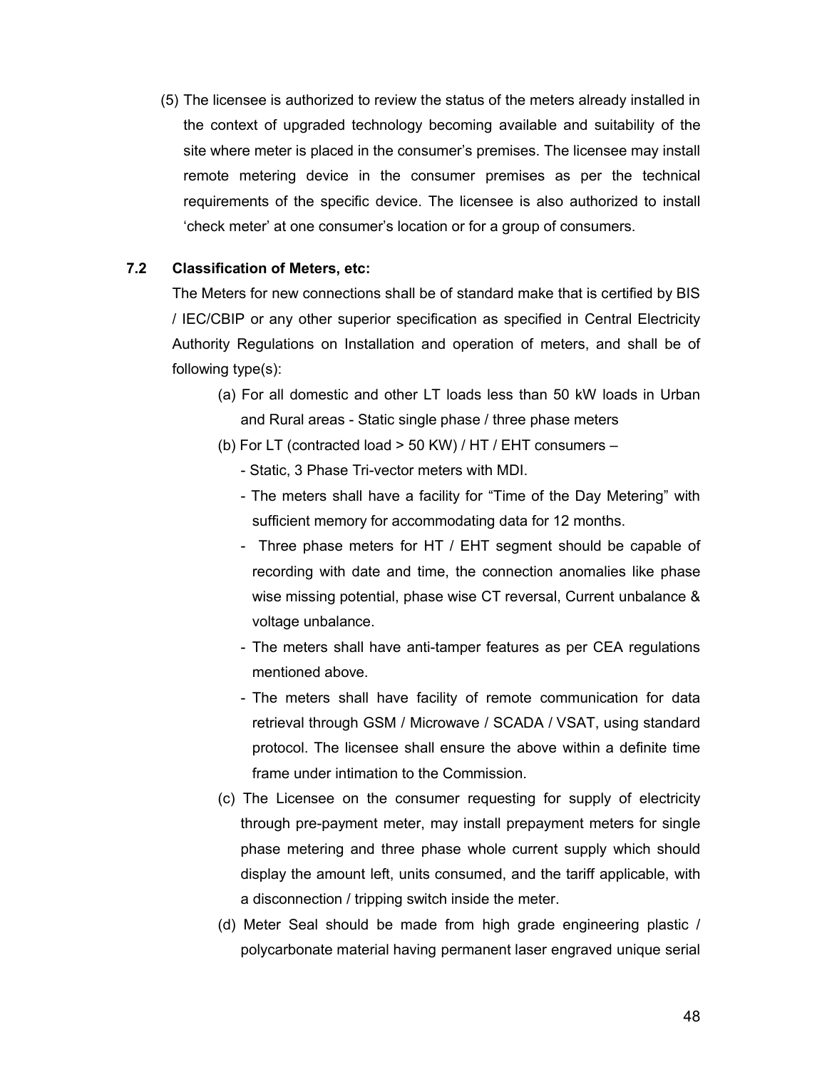(5) The licensee is authorized to review the status of the meters already installed in the context of upgraded technology becoming available and suitability of the site where meter is placed in the consumer's premises. The licensee may install remote metering device in the consumer premises as per the technical requirements of the specific device. The licensee is also authorized to install 'check meter' at one consumer's location or for a group of consumers.

**7.2 Classification of Meters, etc:**

The Meters for new connections shall be of standard make that is certified by BIS / IEC/CBIP or any other superior specification as specified in Central Electricity Authority Regulations on Installation and operation of meters, and shall be of following type(s):

(a) For all domestic and other LT loads less than 50 kW loads in Urban and Rural areas - Static single phase / three phase meters

(b) For LT (contracted load > 50 KW) / HT / EHT consumers –

- Static, 3 Phase Tri-vector meters with MDI.
- The meters shall have a facility for "Time of the Day Metering" with sufficient memory for accommodating data for 12 months.
- Three phase meters for HT / EHT segment should be capable of recording with date and time, the connection anomalies like phase wise missing potential, phase wise CT reversal, Current unbalance & voltage unbalance.
- The meters shall have anti-tamper features as per CEA regulations mentioned above.
- The meters shall have facility of remote communication for data retrieval through GSM / Microwave / SCADA / VSAT, using standard protocol. The licensee shall ensure the above within a definite time frame under intimation to the Commission.

(c) The Licensee on the consumer requesting for supply of electricity through pre-payment meter, may install prepayment meters for single phase metering and three phase whole current supply which should display the amount left, units consumed, and the tariff applicable, with a disconnection / tripping switch inside the meter.

(d) Meter Seal should be made from high grade engineering plastic / polycarbonate material having permanent laser engraved unique serial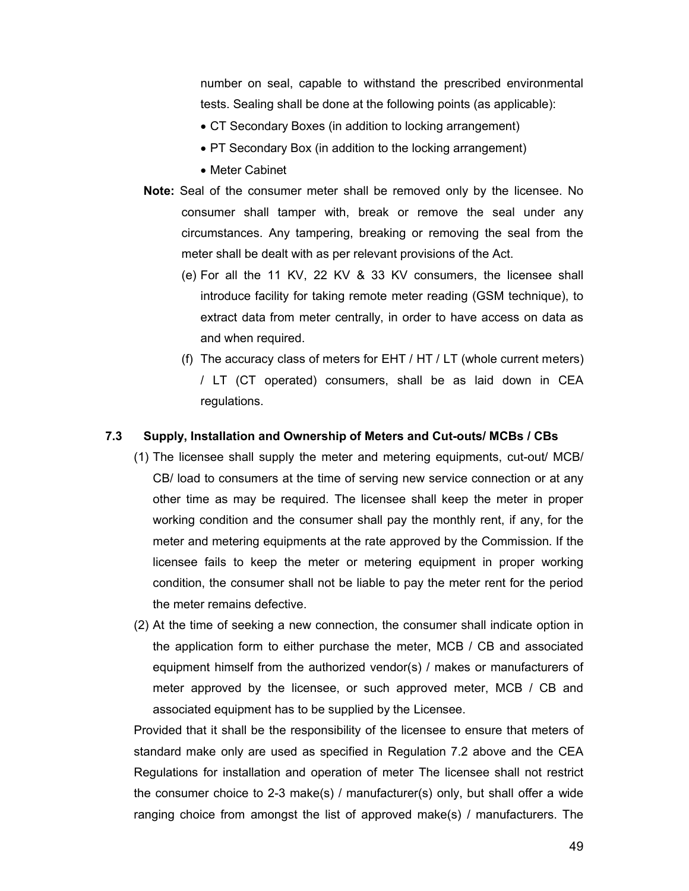number on seal, capable to withstand the prescribed environmental tests. Sealing shall be done at the following points (as applicable):

- CT Secondary Boxes (in addition to locking arrangement)
- PT Secondary Box (in addition to the locking arrangement)
- Meter Cabinet

**Note:** Seal of the consumer meter shall be removed only by the licensee. No consumer shall tamper with, break or remove the seal under any circumstances. Any tampering, breaking or removing the seal from the meter shall be dealt with as per relevant provisions of the Act.

(e) For all the 11 KV, 22 KV & 33 KV consumers, the licensee shall introduce facility for taking remote meter reading (GSM technique), to extract data from meter centrally, in order to have access on data as and when required.

(f) The accuracy class of meters for EHT / HT / LT (whole current meters) / LT (CT operated) consumers, shall be as laid down in CEA regulations.

### 7.3 Supply, Installation and Ownership of Meters and Cut-outs/ MCBs / CBs

(1) The licensee shall supply the meter and metering equipments, cut-out/ MCB/ CB/ load to consumers at the time of serving new service connection or at any other time as may be required. The licensee shall keep the meter in proper working condition and the consumer shall pay the monthly rent, if any, for the meter and metering equipments at the rate approved by the Commission. If the licensee fails to keep the meter or metering equipment in proper working condition, the consumer shall not be liable to pay the meter rent for the period the meter remains defective.

(2) At the time of seeking a new connection, the consumer shall indicate option in the application form to either purchase the meter, MCB / CB and associated equipment himself from the authorized vendor(s) / makes or manufacturers of meter approved by the licensee, or such approved meter, MCB / CB and associated equipment has to be supplied by the Licensee.

Provided that it shall be the responsibility of the licensee to ensure that meters of standard make only are used as specified in Regulation 7.2 above and the CEA Regulations for installation and operation of meter The licensee shall not restrict the consumer choice to 2-3 make(s) / manufacturer(s) only, but shall offer a wide ranging choice from amongst the list of approved make(s) / manufacturers. The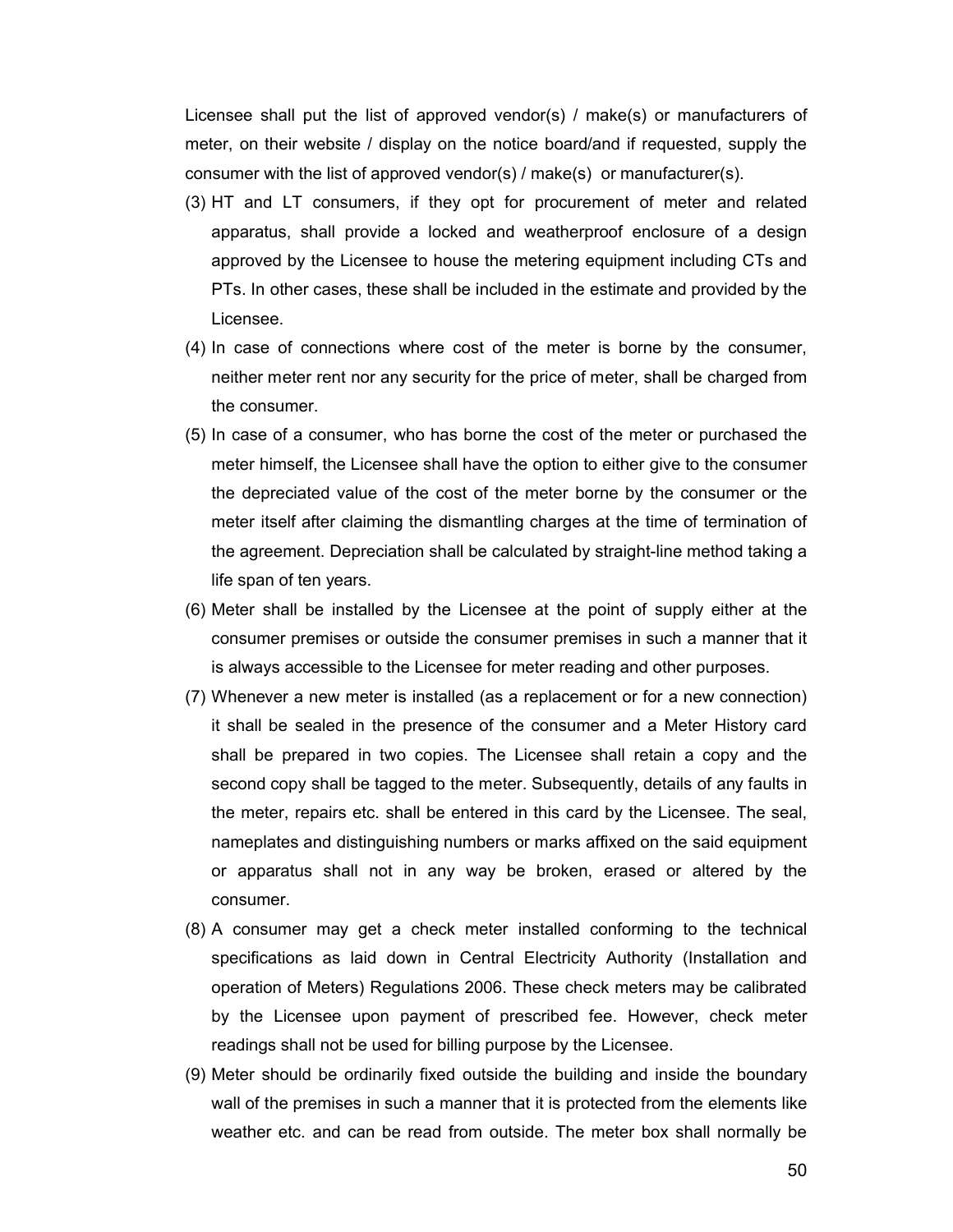Licensee shall put the list of approved vendor(s) / make(s) or manufacturers of meter, on their website / display on the notice board/and if requested, supply the consumer with the list of approved vendor(s) / make(s) or manufacturer(s).

(3) HT and LT consumers, if they opt for procurement of meter and related apparatus, shall provide a locked and weatherproof enclosure of a design approved by the Licensee to house the metering equipment including CTs and PTs. In other cases, these shall be included in the estimate and provided by the Licensee.

(4) In case of connections where cost of the meter is borne by the consumer, neither meter rent nor any security for the price of meter, shall be charged from the consumer.

(5) In case of a consumer, who has borne the cost of the meter or purchased the meter himself, the Licensee shall have the option to either give to the consumer the depreciated value of the cost of the meter borne by the consumer or the meter itself after claiming the dismantling charges at the time of termination of the agreement. Depreciation shall be calculated by straight-line method taking a life span of ten years.

(6) Meter shall be installed by the Licensee at the point of supply either at the consumer premises or outside the consumer premises in such a manner that it is always accessible to the Licensee for meter reading and other purposes.

(7) Whenever a new meter is installed (as a replacement or for a new connection) it shall be sealed in the presence of the consumer and a Meter History card shall be prepared in two copies. The Licensee shall retain a copy and the second copy shall be tagged to the meter. Subsequently, details of any faults in the meter, repairs etc. shall be entered in this card by the Licensee. The seal, nameplates and distinguishing numbers or marks affixed on the said equipment or apparatus shall not in any way be broken, erased or altered by the consumer.

(8) A consumer may get a check meter installed conforming to the technical specifications as laid down in Central Electricity Authority (Installation and operation of Meters) Regulations 2006. These check meters may be calibrated by the Licensee upon payment of prescribed fee. However, check meter readings shall not be used for billing purpose by the Licensee.

(9) Meter should be ordinarily fixed outside the building and inside the boundary wall of the premises in such a manner that it is protected from the elements like weather etc. and can be read from outside. The meter box shall normally be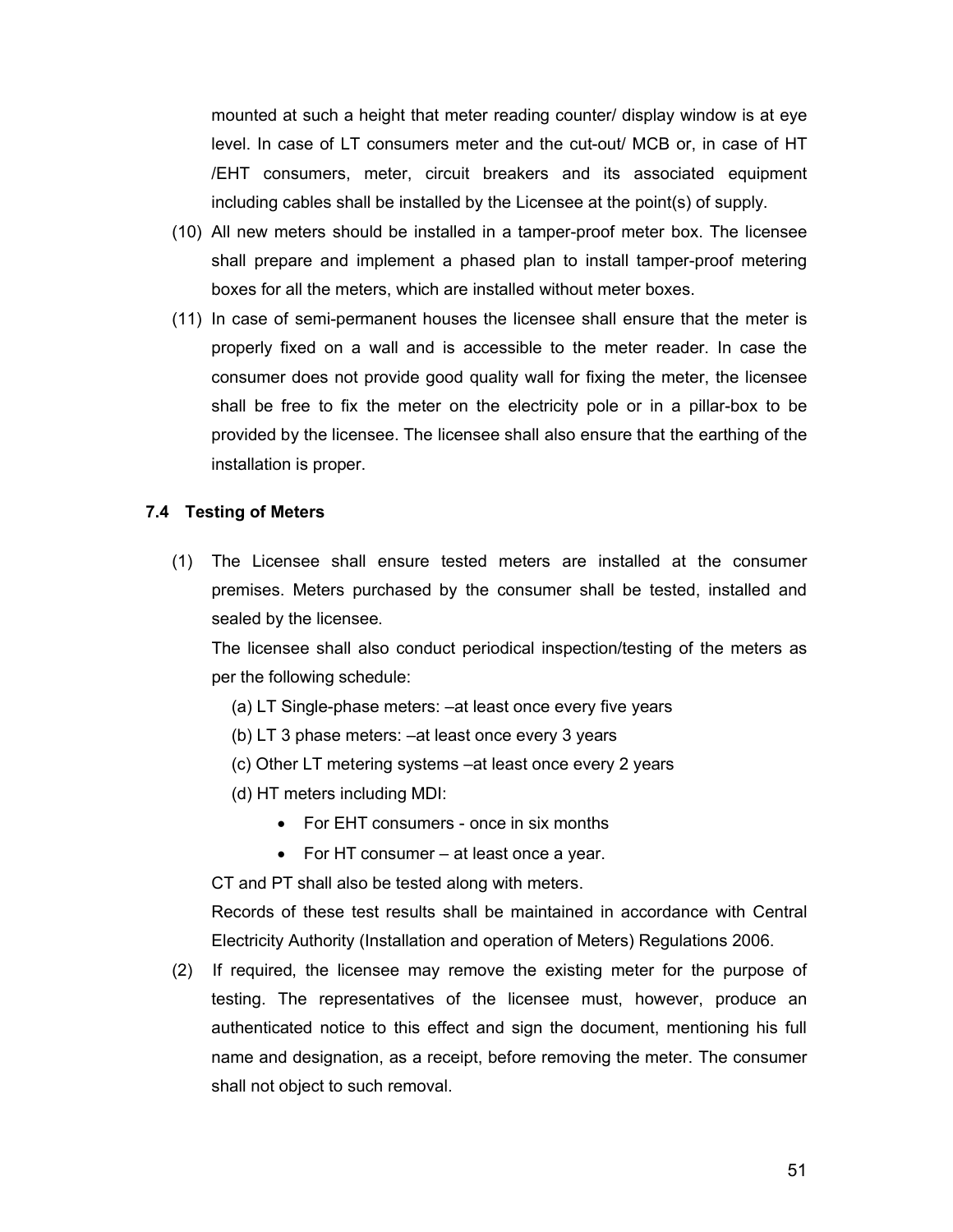mounted at such a height that meter reading counter/ display window is at eye level. In case of LT consumers meter and the cut-out/ MCB or, in case of HT /EHT consumers, meter, circuit breakers and its associated equipment including cables shall be installed by the Licensee at the point(s) of supply.

(10) All new meters should be installed in a tamper-proof meter box. The licensee shall prepare and implement a phased plan to install tamper-proof metering boxes for all the meters, which are installed without meter boxes.

(11) In case of semi-permanent houses the licensee shall ensure that the meter is properly fixed on a wall and is accessible to the meter reader. In case the consumer does not provide good quality wall for fixing the meter, the licensee shall be free to fix the meter on the electricity pole or in a pillar-box to be provided by the licensee. The licensee shall also ensure that the earthing of the installation is proper.

### 7.4 Testing of Meters

(1) The Licensee shall ensure tested meters are installed at the consumer premises. Meters purchased by the consumer shall be tested, installed and sealed by the licensee.

The licensee shall also conduct periodical inspection/testing of the meters as per the following schedule:

(a) LT Single-phase meters: –at least once every five years

(b) LT 3 phase meters: –at least once every 3 years

(c) Other LT metering systems –at least once every 2 years

(d) HT meters including MDI:

- For EHT consumers - once in six months
- For HT consumer – at least once a year.

CT and PT shall also be tested along with meters.

Records of these test results shall be maintained in accordance with Central Electricity Authority (Installation and operation of Meters) Regulations 2006.

(2) If required, the licensee may remove the existing meter for the purpose of testing. The representatives of the licensee must, however, produce an authenticated notice to this effect and sign the document, mentioning his full name and designation, as a receipt, before removing the meter. The consumer shall not object to such removal.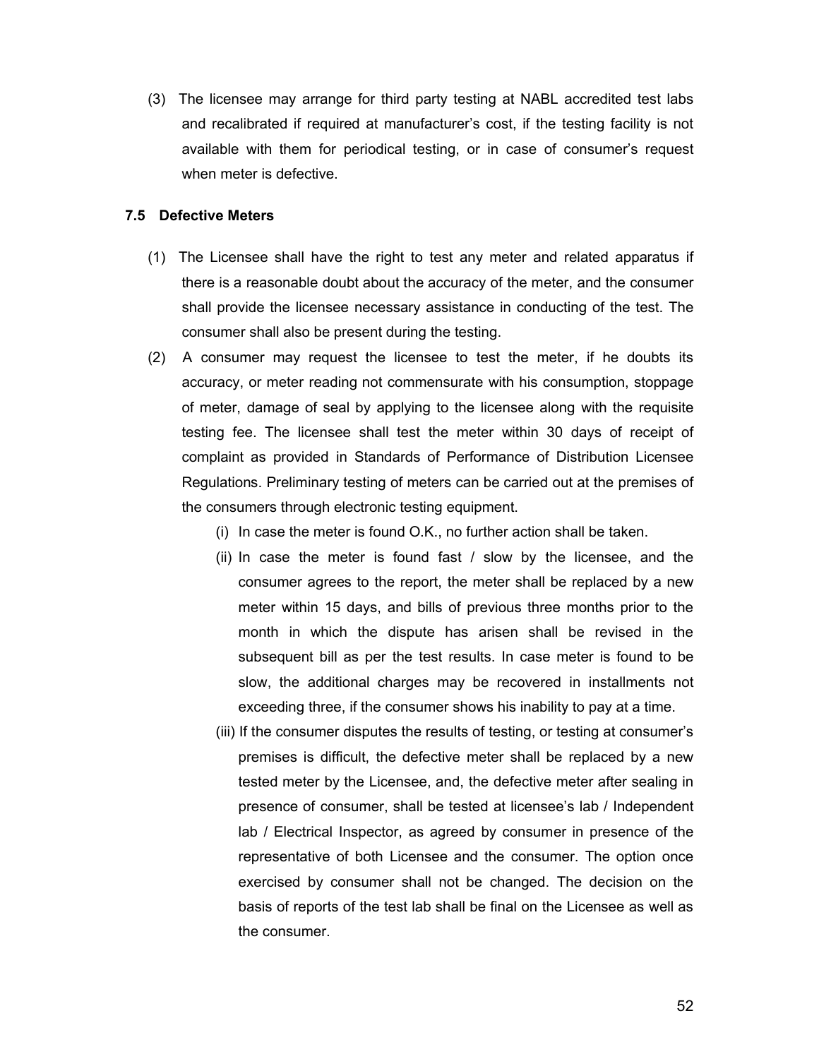(3) The licensee may arrange for third party testing at NABL accredited test labs and recalibrated if required at manufacturer's cost, if the testing facility is not available with them for periodical testing, or in case of consumer's request when meter is defective.

### 7.5 Defective Meters

(1) The Licensee shall have the right to test any meter and related apparatus if there is a reasonable doubt about the accuracy of the meter, and the consumer shall provide the licensee necessary assistance in conducting of the test. The consumer shall also be present during the testing.

(2) A consumer may request the licensee to test the meter, if he doubts its accuracy, or meter reading not commensurate with his consumption, stoppage of meter, damage of seal by applying to the licensee along with the requisite testing fee. The licensee shall test the meter within 30 days of receipt of complaint as provided in Standards of Performance of Distribution Licensee Regulations. Preliminary testing of meters can be carried out at the premises of the consumers through electronic testing equipment.

   (i) In case the meter is found O.K., no further action shall be taken.

   (ii) In case the meter is found fast / slow by the licensee, and the consumer agrees to the report, the meter shall be replaced by a new meter within 15 days, and bills of previous three months prior to the month in which the dispute has arisen shall be revised in the subsequent bill as per the test results. In case meter is found to be slow, the additional charges may be recovered in installments not exceeding three, if the consumer shows his inability to pay at a time.

   (iii) If the consumer disputes the results of testing, or testing at consumer's premises is difficult, the defective meter shall be replaced by a new tested meter by the Licensee, and, the defective meter after sealing in presence of consumer, shall be tested at licensee's lab / Independent lab / Electrical Inspector, as agreed by consumer in presence of the representative of both Licensee and the consumer. The option once exercised by consumer shall not be changed. The decision on the basis of reports of the test lab shall be final on the Licensee as well as the consumer.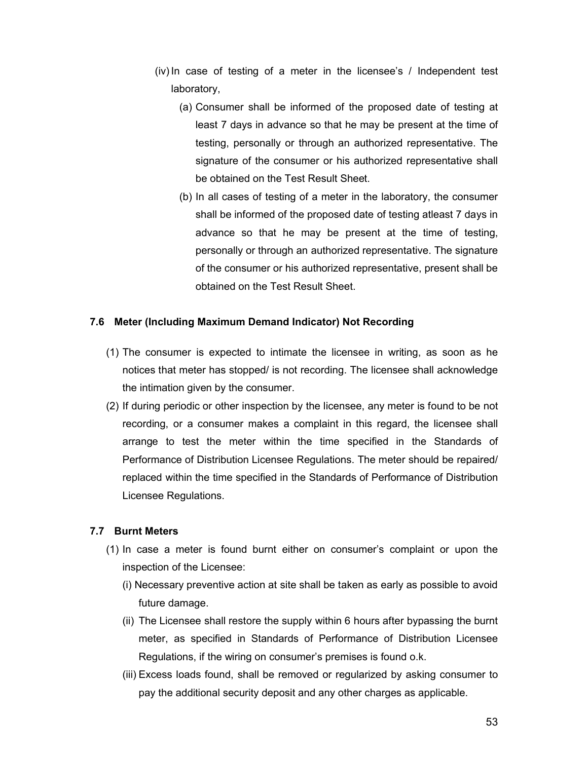(iv) In case of testing of a meter in the licensee's / Independent test laboratory,

   (a) Consumer shall be informed of the proposed date of testing at least 7 days in advance so that he may be present at the time of testing, personally or through an authorized representative. The signature of the consumer or his authorized representative shall be obtained on the Test Result Sheet.

   (b) In all cases of testing of a meter in the laboratory, the consumer shall be informed of the proposed date of testing atleast 7 days in advance so that he may be present at the time of testing, personally or through an authorized representative. The signature of the consumer or his authorized representative, present shall be obtained on the Test Result Sheet.

### 7.6 Meter (Including Maximum Demand Indicator) Not Recording

(1) The consumer is expected to intimate the licensee in writing, as soon as he notices that meter has stopped/ is not recording. The licensee shall acknowledge the intimation given by the consumer.

(2) If during periodic or other inspection by the licensee, any meter is found to be not recording, or a consumer makes a complaint in this regard, the licensee shall arrange to test the meter within the time specified in the Standards of Performance of Distribution Licensee Regulations. The meter should be repaired/ replaced within the time specified in the Standards of Performance of Distribution Licensee Regulations.

### 7.7 Burnt Meters

(1) In case a meter is found burnt either on consumer's complaint or upon the inspection of the Licensee:

   (i) Necessary preventive action at site shall be taken as early as possible to avoid future damage.

   (ii) The Licensee shall restore the supply within 6 hours after bypassing the burnt meter, as specified in Standards of Performance of Distribution Licensee Regulations, if the wiring on consumer's premises is found o.k.

   (iii) Excess loads found, shall be removed or regularized by asking consumer to pay the additional security deposit and any other charges as applicable.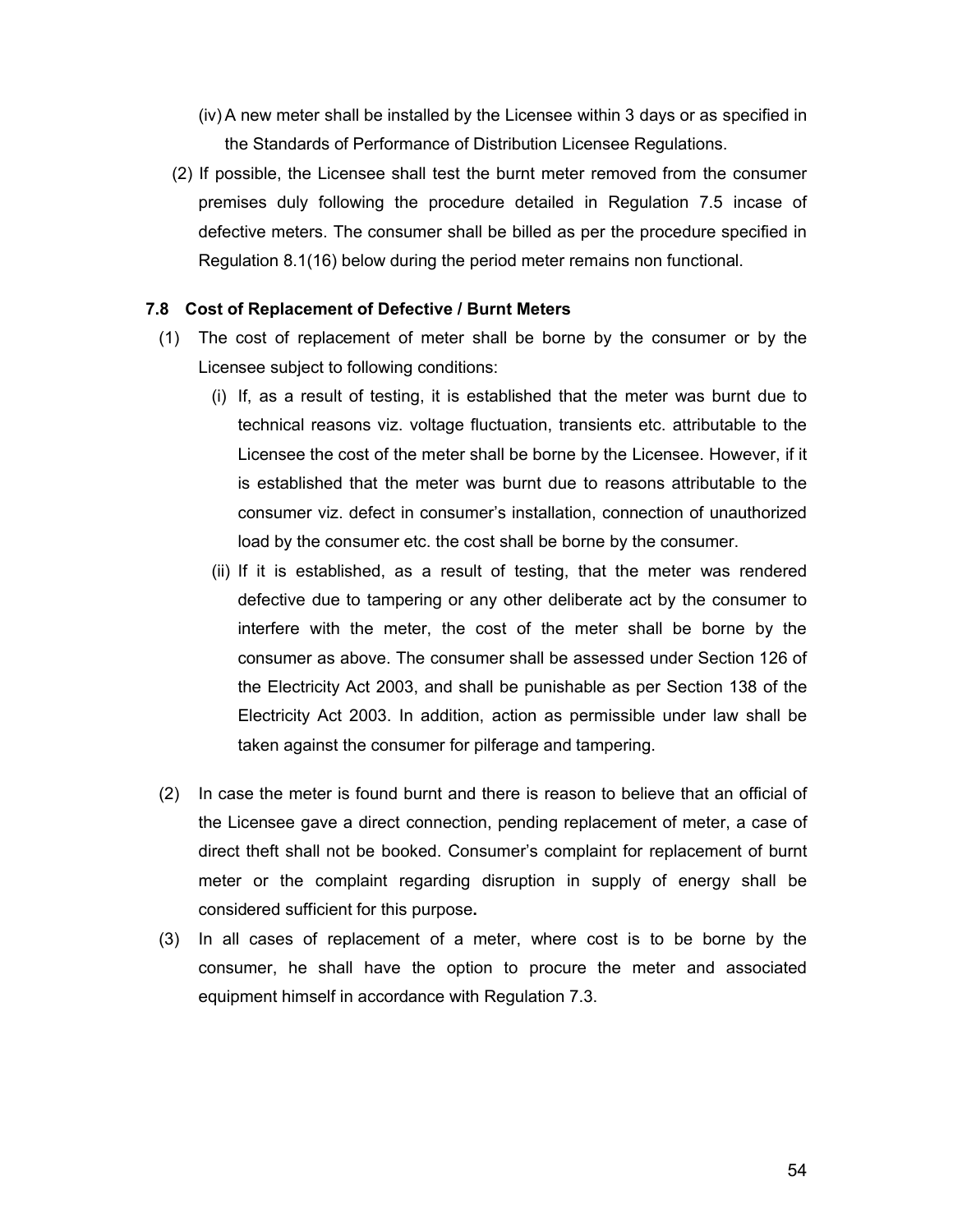(iv) A new meter shall be installed by the Licensee within 3 days or as specified in the Standards of Performance of Distribution Licensee Regulations.

(2) If possible, the Licensee shall test the burnt meter removed from the consumer premises duly following the procedure detailed in Regulation 7.5 incase of defective meters. The consumer shall be billed as per the procedure specified in Regulation 8.1(16) below during the period meter remains non functional.

### 7.8 Cost of Replacement of Defective / Burnt Meters

(1) The cost of replacement of meter shall be borne by the consumer or by the Licensee subject to following conditions:

   (i) If, as a result of testing, it is established that the meter was burnt due to technical reasons viz. voltage fluctuation, transients etc. attributable to the Licensee the cost of the meter shall be borne by the Licensee. However, if it is established that the meter was burnt due to reasons attributable to the consumer viz. defect in consumer's installation, connection of unauthorized load by the consumer etc. the cost shall be borne by the consumer.

   (ii) If it is established, as a result of testing, that the meter was rendered defective due to tampering or any other deliberate act by the consumer to interfere with the meter, the cost of the meter shall be borne by the consumer as above. The consumer shall be assessed under Section 126 of the Electricity Act 2003, and shall be punishable as per Section 138 of the Electricity Act 2003. In addition, action as permissible under law shall be taken against the consumer for pilferage and tampering.

(2) In case the meter is found burnt and there is reason to believe that an official of the Licensee gave a direct connection, pending replacement of meter, a case of direct theft shall not be booked. Consumer's complaint for replacement of burnt meter or the complaint regarding disruption in supply of energy shall be considered sufficient for this purpose**.**

(3) In all cases of replacement of a meter, where cost is to be borne by the consumer, he shall have the option to procure the meter and associated equipment himself in accordance with Regulation 7.3.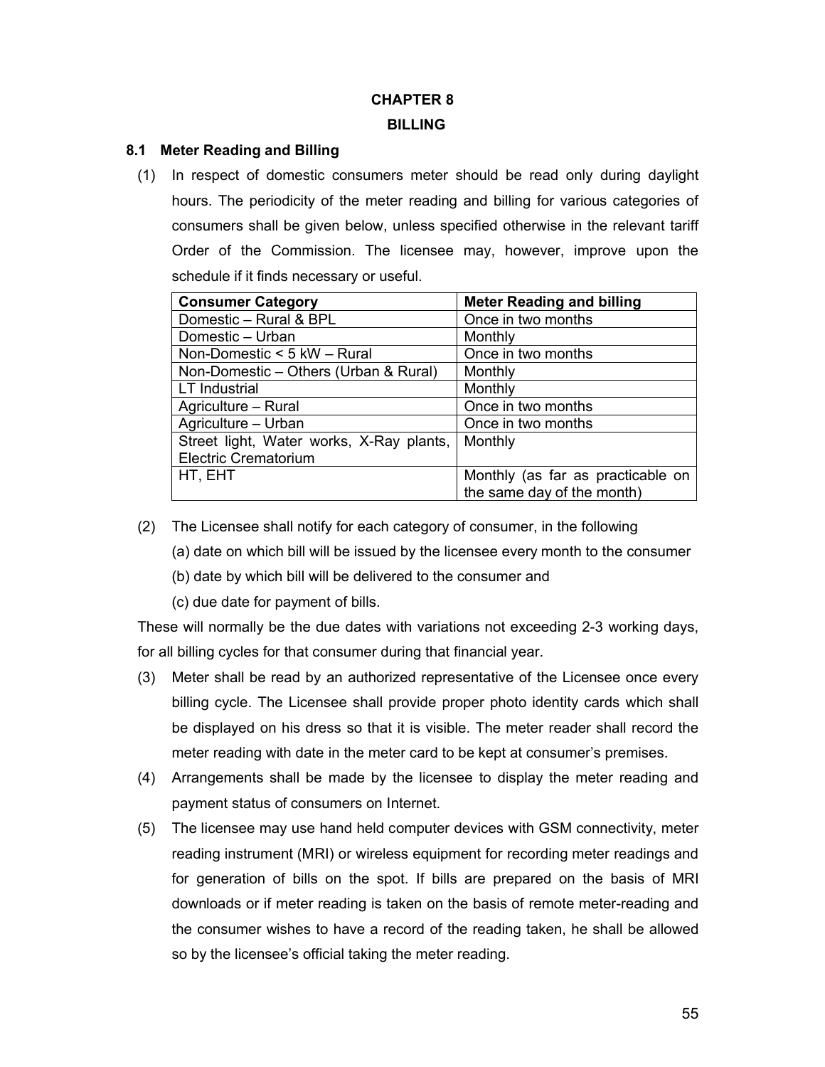# CHAPTER 8

# BILLING

## 8.1 Meter Reading and Billing

(1) In respect of domestic consumers meter should be read only during daylight hours. The periodicity of the meter reading and billing for various categories of consumers shall be given below, unless specified otherwise in the relevant tariff Order of the Commission. The licensee may, however, improve upon the schedule if it finds necessary or useful.

| Consumer Category | Meter Reading and billing |
|---|---|
| Domestic – Rural & BPL | Once in two months |
| Domestic – Urban | Monthly |
| Non-Domestic < 5 kW – Rural | Once in two months |
| Non-Domestic – Others (Urban & Rural) | Monthly |
| LT Industrial | Monthly |
| Agriculture – Rural | Once in two months |
| Agriculture – Urban | Once in two months |
| Street light, Water works, X-Ray plants, Electric Crematorium | Monthly |
| HT, EHT | Monthly (as far as practicable on the same day of the month) |

(2) The Licensee shall notify for each category of consumer, in the following

(a) date on which bill will be issued by the licensee every month to the consumer

(b) date by which bill will be delivered to the consumer and

(c) due date for payment of bills.

These will normally be the due dates with variations not exceeding 2-3 working days, for all billing cycles for that consumer during that financial year.

(3) Meter shall be read by an authorized representative of the Licensee once every billing cycle. The Licensee shall provide proper photo identity cards which shall be displayed on his dress so that it is visible. The meter reader shall record the meter reading with date in the meter card to be kept at consumer's premises.

(4) Arrangements shall be made by the licensee to display the meter reading and payment status of consumers on Internet.

(5) The licensee may use hand held computer devices with GSM connectivity, meter reading instrument (MRI) or wireless equipment for recording meter readings and for generation of bills on the spot. If bills are prepared on the basis of MRI downloads or if meter reading is taken on the basis of remote meter-reading and the consumer wishes to have a record of the reading taken, he shall be allowed so by the licensee's official taking the meter reading.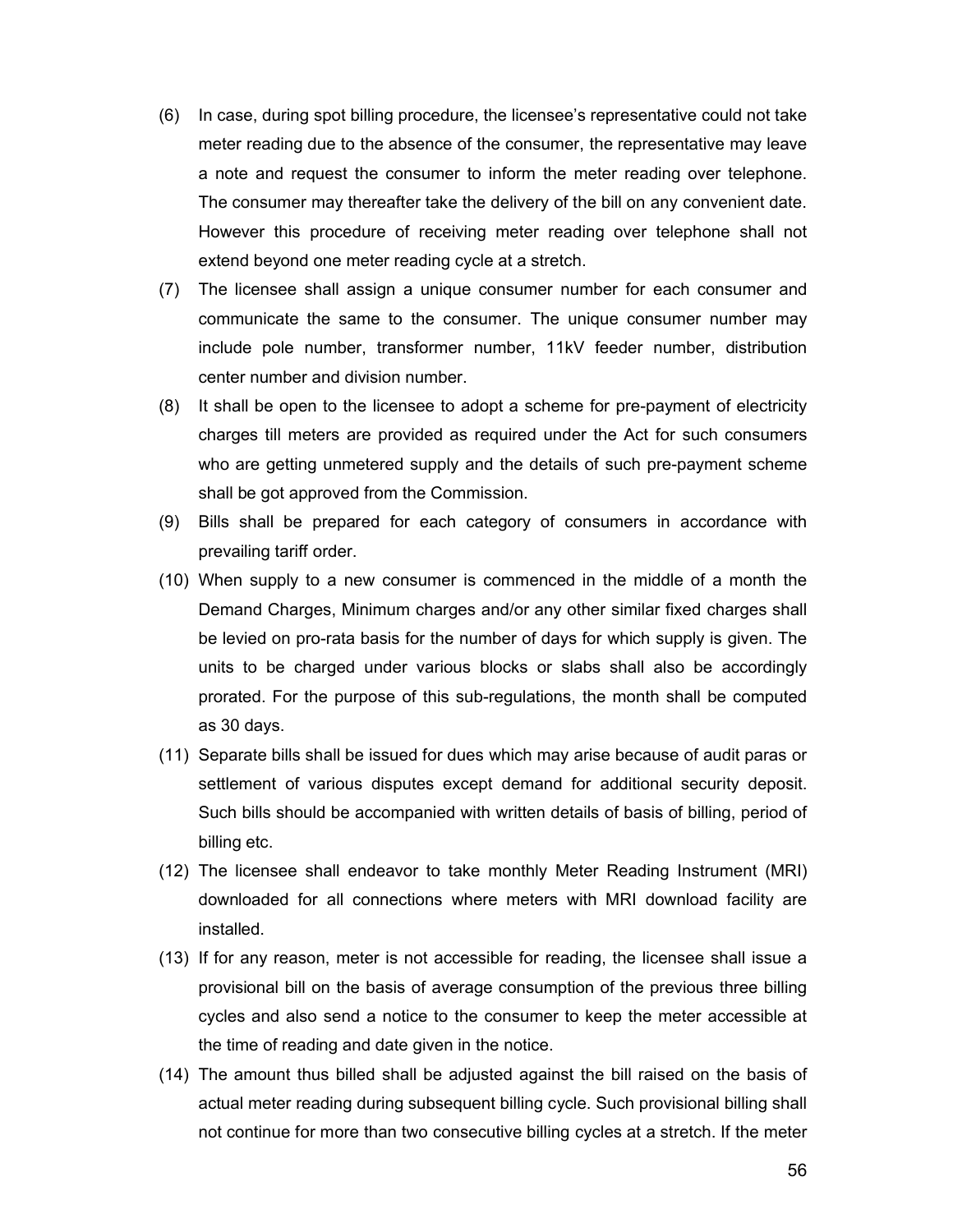(6) In case, during spot billing procedure, the licensee's representative could not take meter reading due to the absence of the consumer, the representative may leave a note and request the consumer to inform the meter reading over telephone. The consumer may thereafter take the delivery of the bill on any convenient date. However this procedure of receiving meter reading over telephone shall not extend beyond one meter reading cycle at a stretch.

(7) The licensee shall assign a unique consumer number for each consumer and communicate the same to the consumer. The unique consumer number may include pole number, transformer number, 11kV feeder number, distribution center number and division number.

(8) It shall be open to the licensee to adopt a scheme for pre-payment of electricity charges till meters are provided as required under the Act for such consumers who are getting unmetered supply and the details of such pre-payment scheme shall be got approved from the Commission.

(9) Bills shall be prepared for each category of consumers in accordance with prevailing tariff order.

(10) When supply to a new consumer is commenced in the middle of a month the Demand Charges, Minimum charges and/or any other similar fixed charges shall be levied on pro-rata basis for the number of days for which supply is given. The units to be charged under various blocks or slabs shall also be accordingly prorated. For the purpose of this sub-regulations, the month shall be computed as 30 days.

(11) Separate bills shall be issued for dues which may arise because of audit paras or settlement of various disputes except demand for additional security deposit. Such bills should be accompanied with written details of basis of billing, period of billing etc.

(12) The licensee shall endeavor to take monthly Meter Reading Instrument (MRI) downloaded for all connections where meters with MRI download facility are installed.

(13) If for any reason, meter is not accessible for reading, the licensee shall issue a provisional bill on the basis of average consumption of the previous three billing cycles and also send a notice to the consumer to keep the meter accessible at the time of reading and date given in the notice.

(14) The amount thus billed shall be adjusted against the bill raised on the basis of actual meter reading during subsequent billing cycle. Such provisional billing shall not continue for more than two consecutive billing cycles at a stretch. If the meter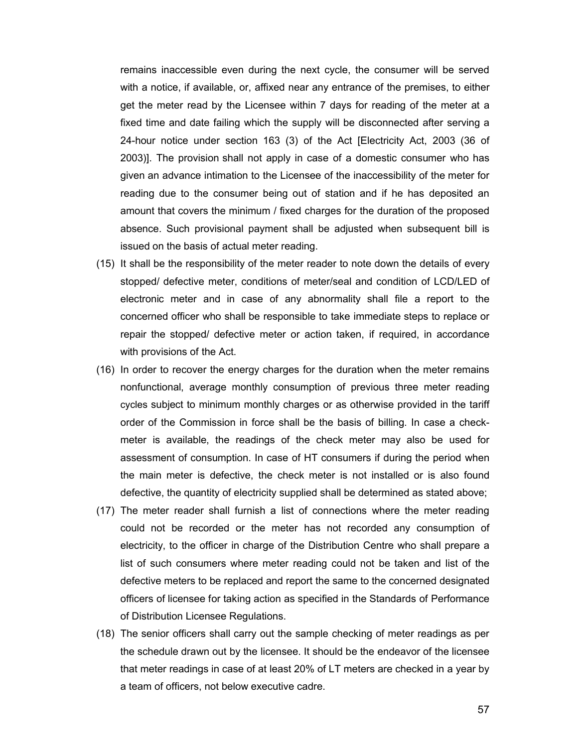remains inaccessible even during the next cycle, the consumer will be served with a notice, if available, or, affixed near any entrance of the premises, to either get the meter read by the Licensee within 7 days for reading of the meter at a fixed time and date failing which the supply will be disconnected after serving a 24-hour notice under section 163 (3) of the Act [Electricity Act, 2003 (36 of 2003)]. The provision shall not apply in case of a domestic consumer who has given an advance intimation to the Licensee of the inaccessibility of the meter for reading due to the consumer being out of station and if he has deposited an amount that covers the minimum / fixed charges for the duration of the proposed absence. Such provisional payment shall be adjusted when subsequent bill is issued on the basis of actual meter reading.

(15) It shall be the responsibility of the meter reader to note down the details of every stopped/ defective meter, conditions of meter/seal and condition of LCD/LED of electronic meter and in case of any abnormality shall file a report to the concerned officer who shall be responsible to take immediate steps to replace or repair the stopped/ defective meter or action taken, if required, in accordance with provisions of the Act.

(16) In order to recover the energy charges for the duration when the meter remains nonfunctional, average monthly consumption of previous three meter reading cycles subject to minimum monthly charges or as otherwise provided in the tariff order of the Commission in force shall be the basis of billing. In case a check-meter is available, the readings of the check meter may also be used for assessment of consumption. In case of HT consumers if during the period when the main meter is defective, the check meter is not installed or is also found defective, the quantity of electricity supplied shall be determined as stated above;

(17) The meter reader shall furnish a list of connections where the meter reading could not be recorded or the meter has not recorded any consumption of electricity, to the officer in charge of the Distribution Centre who shall prepare a list of such consumers where meter reading could not be taken and list of the defective meters to be replaced and report the same to the concerned designated officers of licensee for taking action as specified in the Standards of Performance of Distribution Licensee Regulations.

(18) The senior officers shall carry out the sample checking of meter readings as per the schedule drawn out by the licensee. It should be the endeavor of the licensee that meter readings in case of at least 20% of LT meters are checked in a year by a team of officers, not below executive cadre.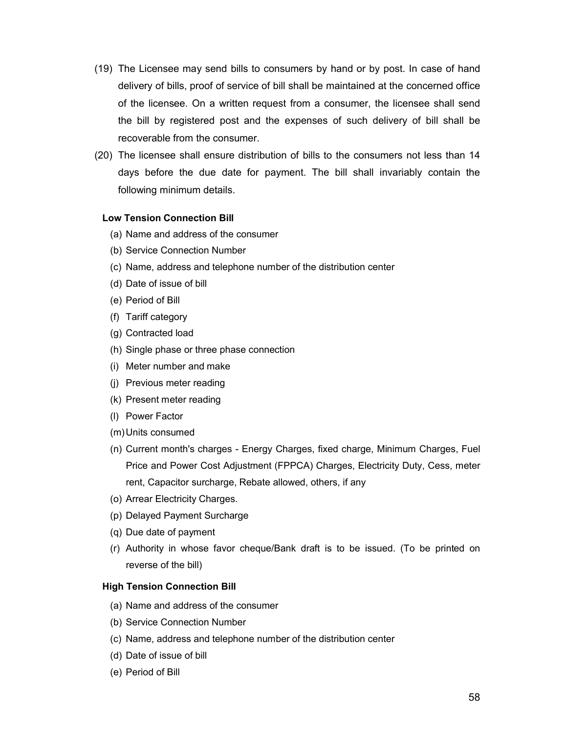(19) The Licensee may send bills to consumers by hand or by post. In case of hand delivery of bills, proof of service of bill shall be maintained at the concerned office of the licensee. On a written request from a consumer, the licensee shall send the bill by registered post and the expenses of such delivery of bill shall be recoverable from the consumer.

(20) The licensee shall ensure distribution of bills to the consumers not less than 14 days before the due date for payment. The bill shall invariably contain the following minimum details.

**Low Tension Connection Bill**

(a) Name and address of the consumer
(b) Service Connection Number
(c) Name, address and telephone number of the distribution center
(d) Date of issue of bill
(e) Period of Bill
(f) Tariff category
(g) Contracted load
(h) Single phase or three phase connection
(i) Meter number and make
(j) Previous meter reading
(k) Present meter reading
(l) Power Factor
(m) Units consumed
(n) Current month's charges - Energy Charges, fixed charge, Minimum Charges, Fuel Price and Power Cost Adjustment (FPPCA) Charges, Electricity Duty, Cess, meter rent, Capacitor surcharge, Rebate allowed, others, if any
(o) Arrear Electricity Charges.
(p) Delayed Payment Surcharge
(q) Due date of payment
(r) Authority in whose favor cheque/Bank draft is to be issued. (To be printed on reverse of the bill)

**High Tension Connection Bill**

(a) Name and address of the consumer
(b) Service Connection Number
(c) Name, address and telephone number of the distribution center
(d) Date of issue of bill
(e) Period of Bill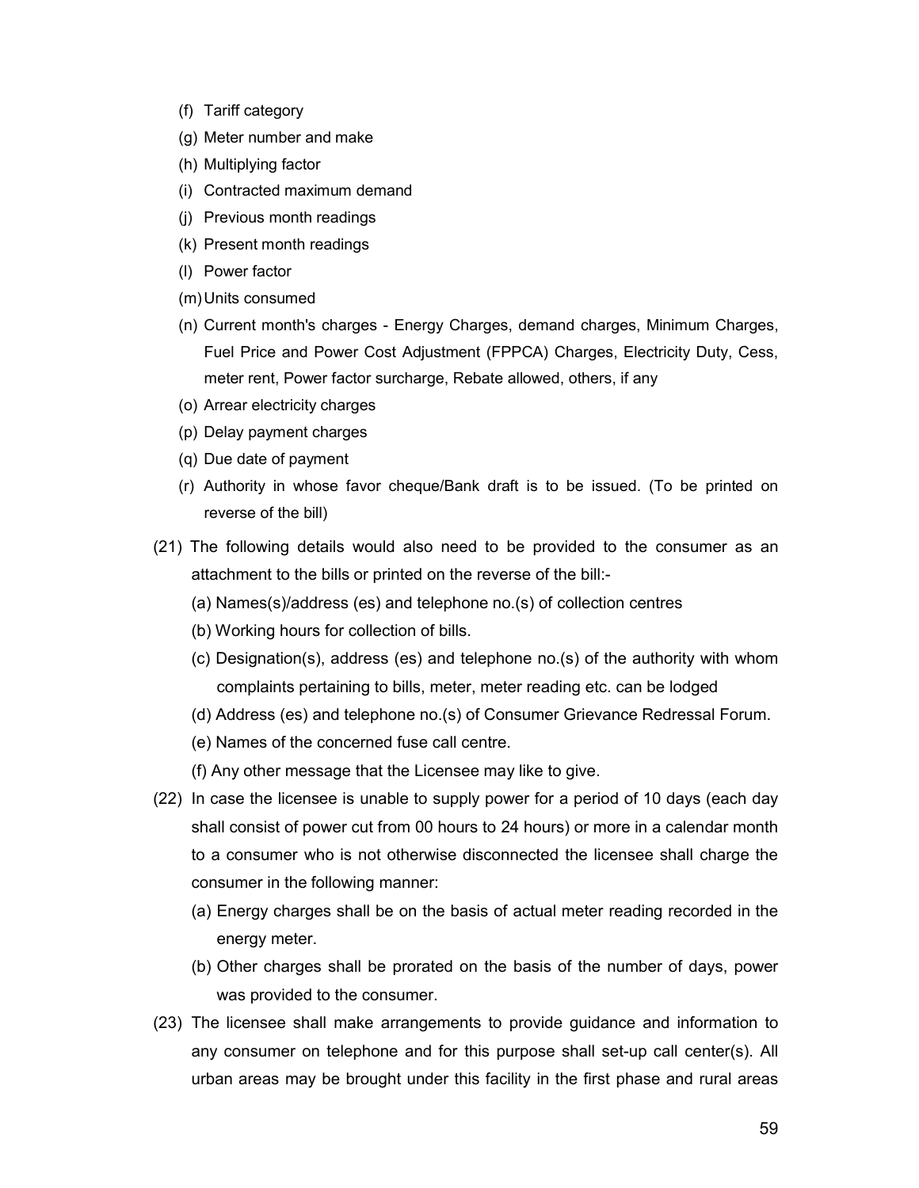(f) Tariff category

(g) Meter number and make

(h) Multiplying factor

(i) Contracted maximum demand

(j) Previous month readings

(k) Present month readings

(l) Power factor

(m) Units consumed

(n) Current month's charges - Energy Charges, demand charges, Minimum Charges, Fuel Price and Power Cost Adjustment (FPPCA) Charges, Electricity Duty, Cess, meter rent, Power factor surcharge, Rebate allowed, others, if any

(o) Arrear electricity charges

(p) Delay payment charges

(q) Due date of payment

(r) Authority in whose favor cheque/Bank draft is to be issued. (To be printed on reverse of the bill)

(21) The following details would also need to be provided to the consumer as an attachment to the bills or printed on the reverse of the bill:-

(a) Names(s)/address (es) and telephone no.(s) of collection centres

(b) Working hours for collection of bills.

(c) Designation(s), address (es) and telephone no.(s) of the authority with whom complaints pertaining to bills, meter, meter reading etc. can be lodged

(d) Address (es) and telephone no.(s) of Consumer Grievance Redressal Forum.

(e) Names of the concerned fuse call centre.

(f) Any other message that the Licensee may like to give.

(22) In case the licensee is unable to supply power for a period of 10 days (each day shall consist of power cut from 00 hours to 24 hours) or more in a calendar month to a consumer who is not otherwise disconnected the licensee shall charge the consumer in the following manner:

(a) Energy charges shall be on the basis of actual meter reading recorded in the energy meter.

(b) Other charges shall be prorated on the basis of the number of days, power was provided to the consumer.

(23) The licensee shall make arrangements to provide guidance and information to any consumer on telephone and for this purpose shall set-up call center(s). All urban areas may be brought under this facility in the first phase and rural areas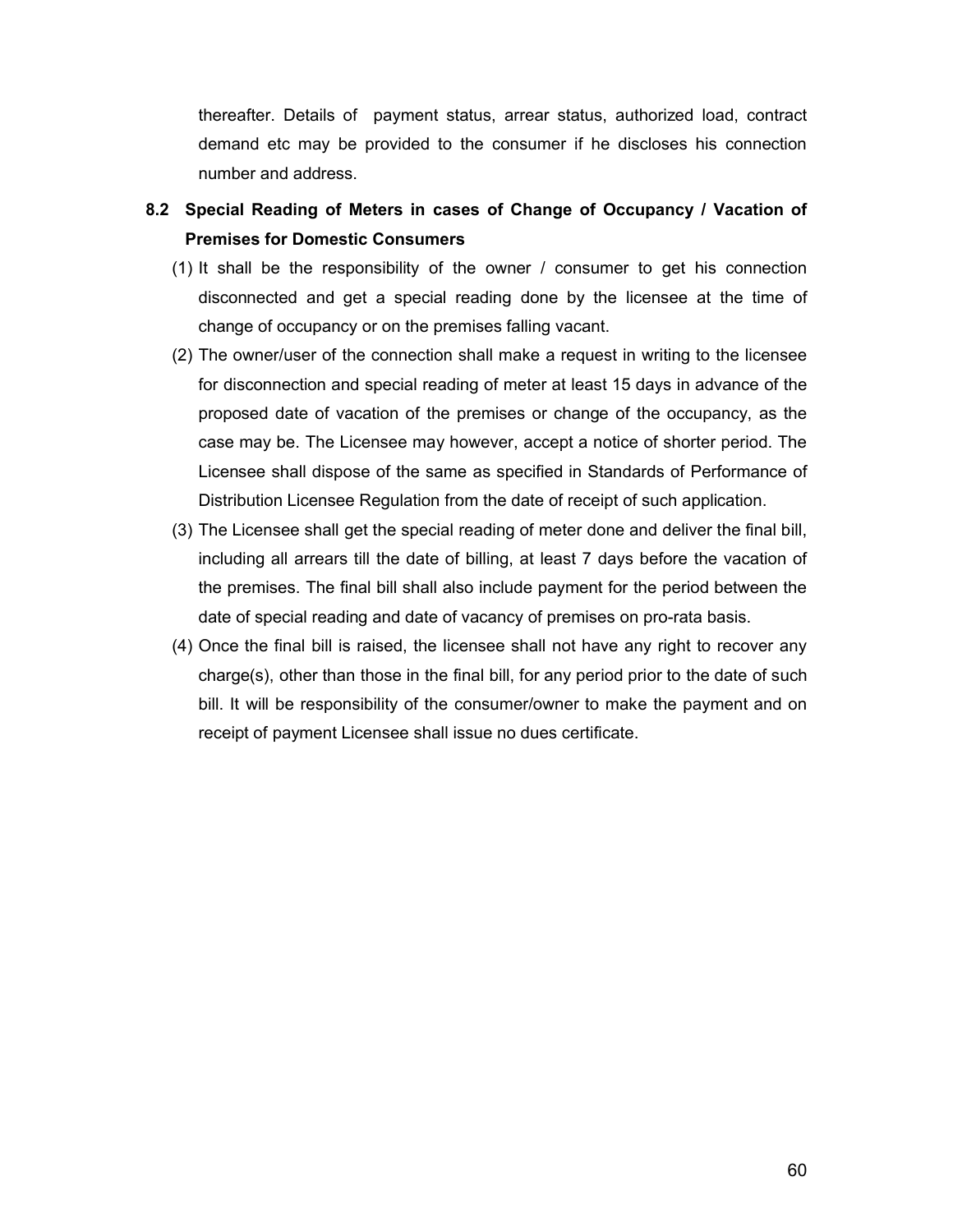thereafter. Details of payment status, arrear status, authorized load, contract demand etc may be provided to the consumer if he discloses his connection number and address.

### 8.2 Special Reading of Meters in cases of Change of Occupancy / Vacation of Premises for Domestic Consumers

(1) It shall be the responsibility of the owner / consumer to get his connection disconnected and get a special reading done by the licensee at the time of change of occupancy or on the premises falling vacant.

(2) The owner/user of the connection shall make a request in writing to the licensee for disconnection and special reading of meter at least 15 days in advance of the proposed date of vacation of the premises or change of the occupancy, as the case may be. The Licensee may however, accept a notice of shorter period. The Licensee shall dispose of the same as specified in Standards of Performance of Distribution Licensee Regulation from the date of receipt of such application.

(3) The Licensee shall get the special reading of meter done and deliver the final bill, including all arrears till the date of billing, at least 7 days before the vacation of the premises. The final bill shall also include payment for the period between the date of special reading and date of vacancy of premises on pro-rata basis.

(4) Once the final bill is raised, the licensee shall not have any right to recover any charge(s), other than those in the final bill, for any period prior to the date of such bill. It will be responsibility of the consumer/owner to make the payment and on receipt of payment Licensee shall issue no dues certificate.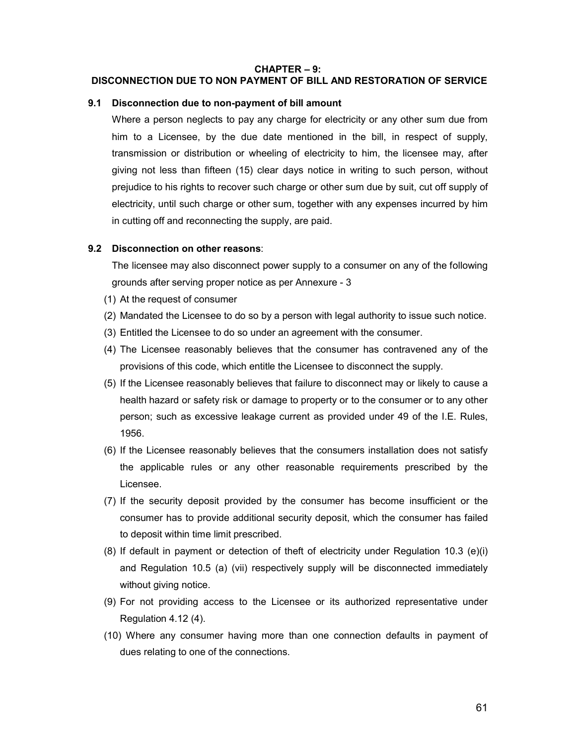## CHAPTER – 9:
## DISCONNECTION DUE TO NON PAYMENT OF BILL AND RESTORATION OF SERVICE

### 9.1 Disconnection due to non-payment of bill amount

Where a person neglects to pay any charge for electricity or any other sum due from him to a Licensee, by the due date mentioned in the bill, in respect of supply, transmission or distribution or wheeling of electricity to him, the licensee may, after giving not less than fifteen (15) clear days notice in writing to such person, without prejudice to his rights to recover such charge or other sum due by suit, cut off supply of electricity, until such charge or other sum, together with any expenses incurred by him in cutting off and reconnecting the supply, are paid.

### 9.2 Disconnection on other reasons:

The licensee may also disconnect power supply to a consumer on any of the following grounds after serving proper notice as per Annexure - 3

(1) At the request of consumer

(2) Mandated the Licensee to do so by a person with legal authority to issue such notice.

(3) Entitled the Licensee to do so under an agreement with the consumer.

(4) The Licensee reasonably believes that the consumer has contravened any of the provisions of this code, which entitle the Licensee to disconnect the supply.

(5) If the Licensee reasonably believes that failure to disconnect may or likely to cause a health hazard or safety risk or damage to property or to the consumer or to any other person; such as excessive leakage current as provided under 49 of the I.E. Rules, 1956.

(6) If the Licensee reasonably believes that the consumers installation does not satisfy the applicable rules or any other reasonable requirements prescribed by the Licensee.

(7) If the security deposit provided by the consumer has become insufficient or the consumer has to provide additional security deposit, which the consumer has failed to deposit within time limit prescribed.

(8) If default in payment or detection of theft of electricity under Regulation 10.3 (e)(i) and Regulation 10.5 (a) (vii) respectively supply will be disconnected immediately without giving notice.

(9) For not providing access to the Licensee or its authorized representative under Regulation 4.12 (4).

(10) Where any consumer having more than one connection defaults in payment of dues relating to one of the connections.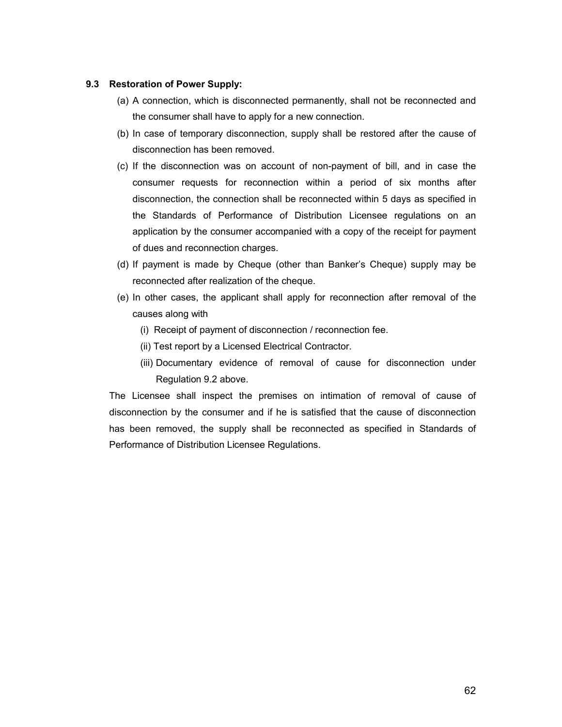### 9.3 Restoration of Power Supply:

(a) A connection, which is disconnected permanently, shall not be reconnected and the consumer shall have to apply for a new connection.

(b) In case of temporary disconnection, supply shall be restored after the cause of disconnection has been removed.

(c) If the disconnection was on account of non-payment of bill, and in case the consumer requests for reconnection within a period of six months after disconnection, the connection shall be reconnected within 5 days as specified in the Standards of Performance of Distribution Licensee regulations on an application by the consumer accompanied with a copy of the receipt for payment of dues and reconnection charges.

(d) If payment is made by Cheque (other than Banker's Cheque) supply may be reconnected after realization of the cheque.

(e) In other cases, the applicant shall apply for reconnection after removal of the causes along with

- (i) Receipt of payment of disconnection / reconnection fee.
- (ii) Test report by a Licensed Electrical Contractor.
- (iii) Documentary evidence of removal of cause for disconnection under Regulation 9.2 above.

The Licensee shall inspect the premises on intimation of removal of cause of disconnection by the consumer and if he is satisfied that the cause of disconnection has been removed, the supply shall be reconnected as specified in Standards of Performance of Distribution Licensee Regulations.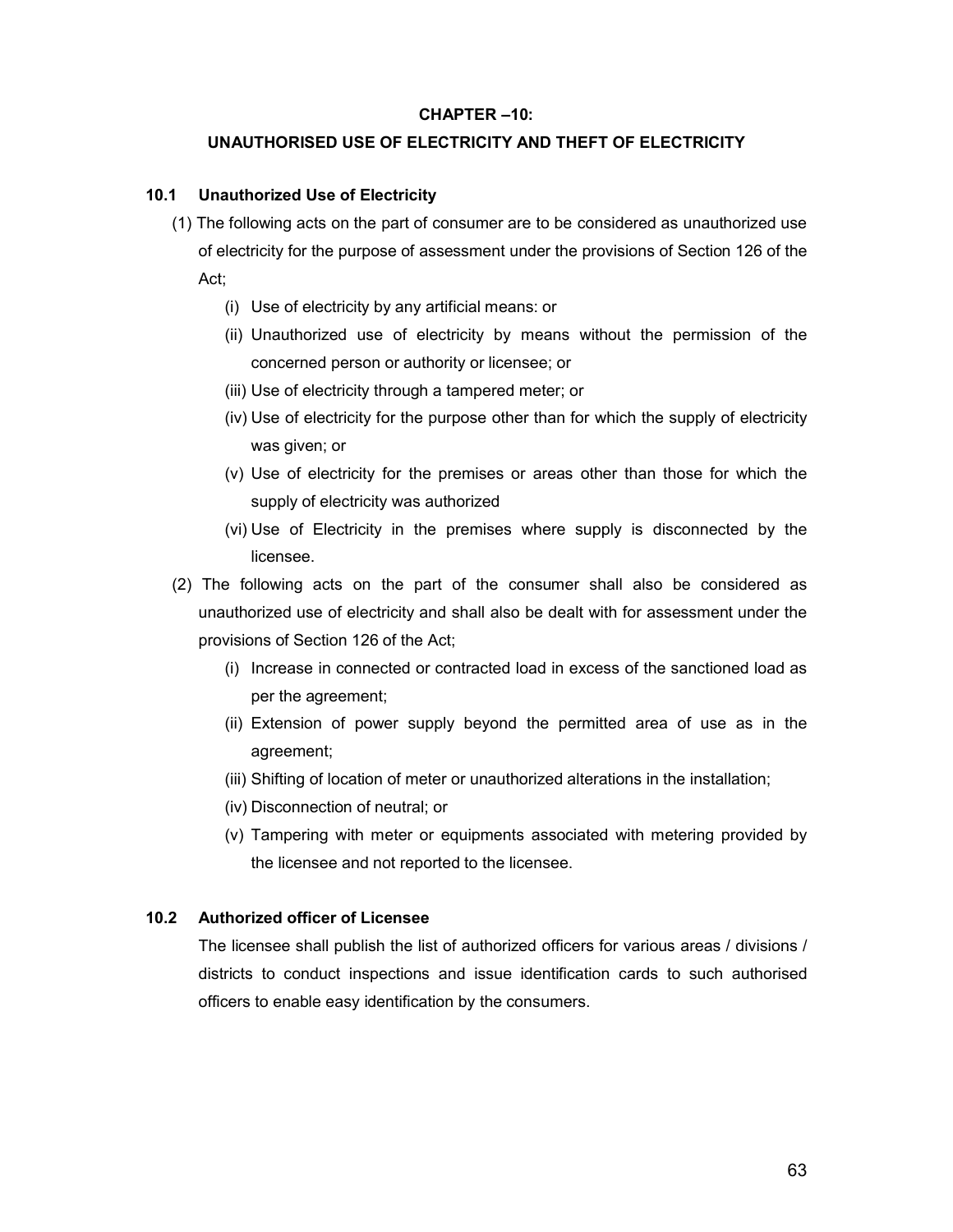## CHAPTER –10:

## UNAUTHORISED USE OF ELECTRICITY AND THEFT OF ELECTRICITY

### 10.1 Unauthorized Use of Electricity

(1) The following acts on the part of consumer are to be considered as unauthorized use of electricity for the purpose of assessment under the provisions of Section 126 of the Act;

- (i) Use of electricity by any artificial means: or
- (ii) Unauthorized use of electricity by means without the permission of the concerned person or authority or licensee; or
- (iii) Use of electricity through a tampered meter; or
- (iv) Use of electricity for the purpose other than for which the supply of electricity was given; or
- (v) Use of electricity for the premises or areas other than those for which the supply of electricity was authorized
- (vi) Use of Electricity in the premises where supply is disconnected by the licensee.

(2) The following acts on the part of the consumer shall also be considered as unauthorized use of electricity and shall also be dealt with for assessment under the provisions of Section 126 of the Act;

- (i) Increase in connected or contracted load in excess of the sanctioned load as per the agreement;
- (ii) Extension of power supply beyond the permitted area of use as in the agreement;
- (iii) Shifting of location of meter or unauthorized alterations in the installation;
- (iv) Disconnection of neutral; or
- (v) Tampering with meter or equipments associated with metering provided by the licensee and not reported to the licensee.

### 10.2 Authorized officer of Licensee

The licensee shall publish the list of authorized officers for various areas / divisions / districts to conduct inspections and issue identification cards to such authorised officers to enable easy identification by the consumers.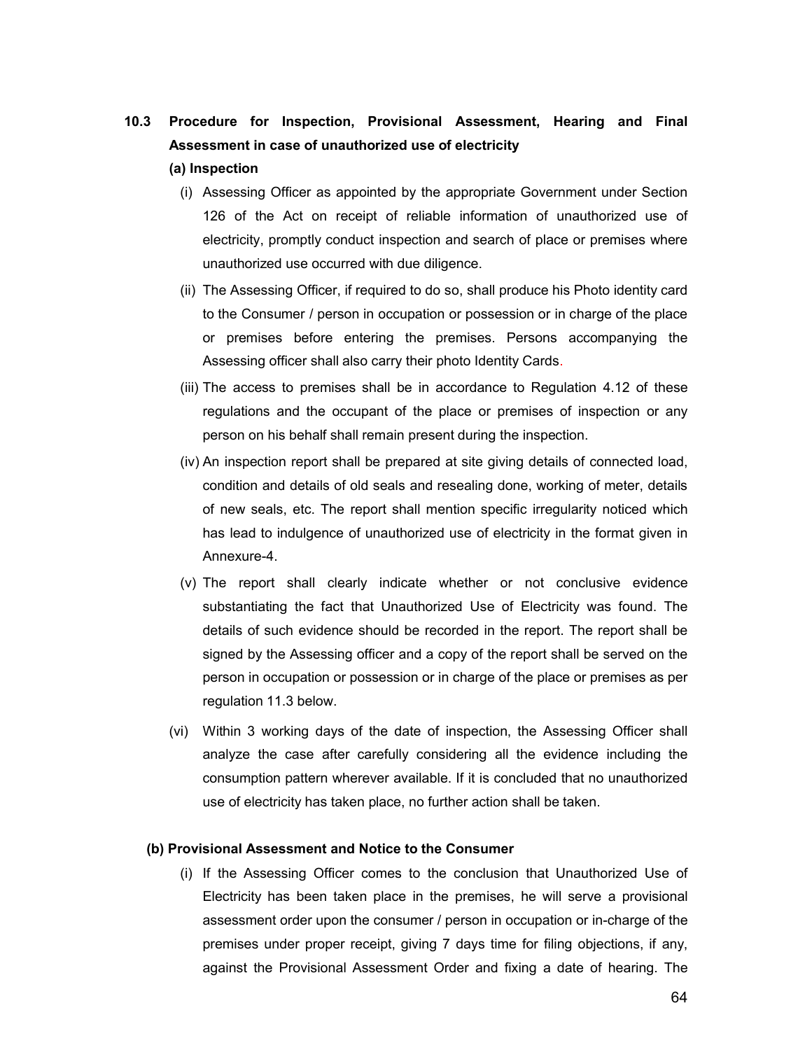## 10.3 Procedure for Inspection, Provisional Assessment, Hearing and Final Assessment in case of unauthorized use of electricity

**(a) Inspection**

(i) Assessing Officer as appointed by the appropriate Government under Section 126 of the Act on receipt of reliable information of unauthorized use of electricity, promptly conduct inspection and search of place or premises where unauthorized use occurred with due diligence.

(ii) The Assessing Officer, if required to do so, shall produce his Photo identity card to the Consumer / person in occupation or possession or in charge of the place or premises before entering the premises. Persons accompanying the Assessing officer shall also carry their photo Identity Cards.

(iii) The access to premises shall be in accordance to Regulation 4.12 of these regulations and the occupant of the place or premises of inspection or any person on his behalf shall remain present during the inspection.

(iv) An inspection report shall be prepared at site giving details of connected load, condition and details of old seals and resealing done, working of meter, details of new seals, etc. The report shall mention specific irregularity noticed which has lead to indulgence of unauthorized use of electricity in the format given in Annexure-4.

(v) The report shall clearly indicate whether or not conclusive evidence substantiating the fact that Unauthorized Use of Electricity was found. The details of such evidence should be recorded in the report. The report shall be signed by the Assessing officer and a copy of the report shall be served on the person in occupation or possession or in charge of the place or premises as per regulation 11.3 below.

(vi) Within 3 working days of the date of inspection, the Assessing Officer shall analyze the case after carefully considering all the evidence including the consumption pattern wherever available. If it is concluded that no unauthorized use of electricity has taken place, no further action shall be taken.

**(b) Provisional Assessment and Notice to the Consumer**

(i) If the Assessing Officer comes to the conclusion that Unauthorized Use of Electricity has been taken place in the premises, he will serve a provisional assessment order upon the consumer / person in occupation or in-charge of the premises under proper receipt, giving 7 days time for filing objections, if any, against the Provisional Assessment Order and fixing a date of hearing. The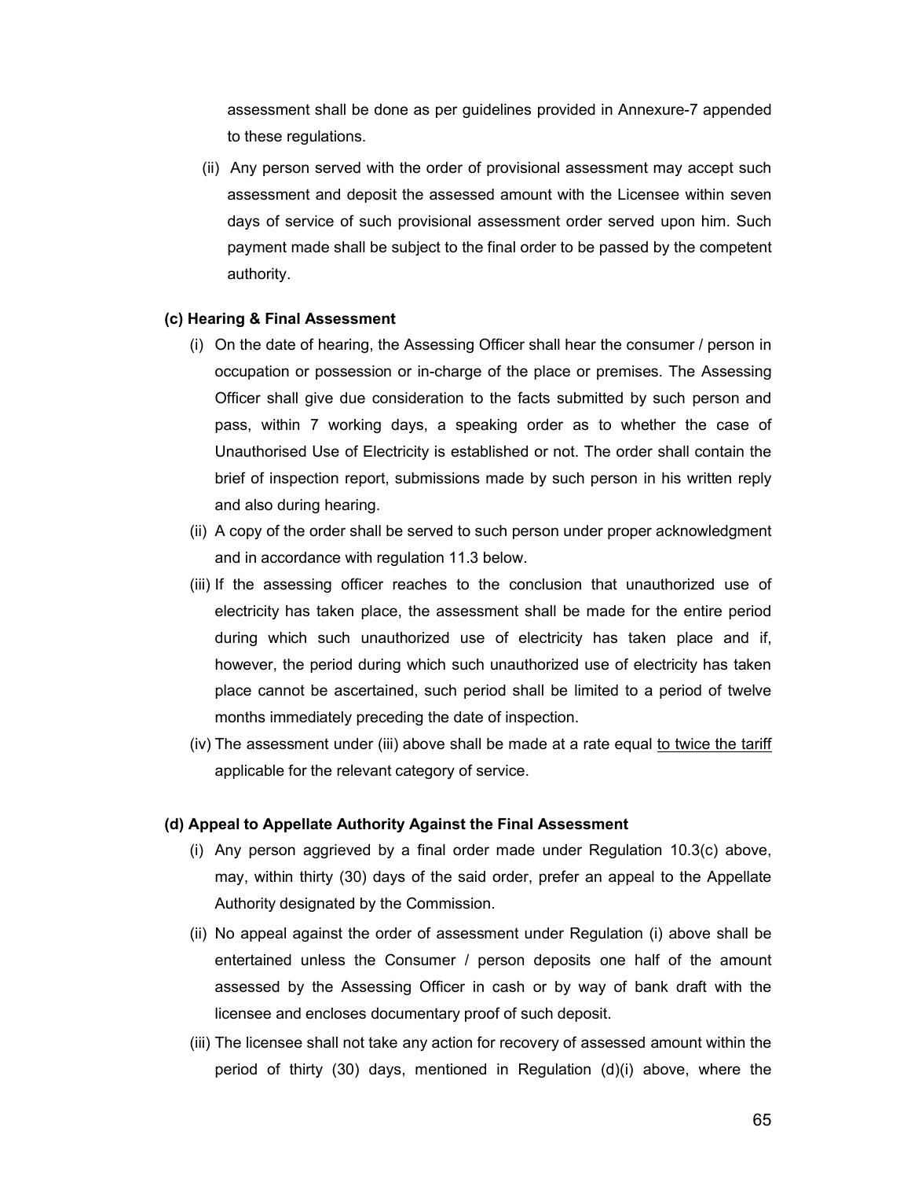assessment shall be done as per guidelines provided in Annexure-7 appended to these regulations.

(ii) Any person served with the order of provisional assessment may accept such assessment and deposit the assessed amount with the Licensee within seven days of service of such provisional assessment order served upon him. Such payment made shall be subject to the final order to be passed by the competent authority.

**(c) Hearing & Final Assessment**

(i) On the date of hearing, the Assessing Officer shall hear the consumer / person in occupation or possession or in-charge of the place or premises. The Assessing Officer shall give due consideration to the facts submitted by such person and pass, within 7 working days, a speaking order as to whether the case of Unauthorised Use of Electricity is established or not. The order shall contain the brief of inspection report, submissions made by such person in his written reply and also during hearing.

(ii) A copy of the order shall be served to such person under proper acknowledgment and in accordance with regulation 11.3 below.

(iii) If the assessing officer reaches to the conclusion that unauthorized use of electricity has taken place, the assessment shall be made for the entire period during which such unauthorized use of electricity has taken place and if, however, the period during which such unauthorized use of electricity has taken place cannot be ascertained, such period shall be limited to a period of twelve months immediately preceding the date of inspection.

(iv) The assessment under (iii) above shall be made at a rate equal <u>to twice the tariff</u> applicable for the relevant category of service.

**(d) Appeal to Appellate Authority Against the Final Assessment**

(i) Any person aggrieved by a final order made under Regulation 10.3(c) above, may, within thirty (30) days of the said order, prefer an appeal to the Appellate Authority designated by the Commission.

(ii) No appeal against the order of assessment under Regulation (i) above shall be entertained unless the Consumer / person deposits one half of the amount assessed by the Assessing Officer in cash or by way of bank draft with the licensee and encloses documentary proof of such deposit.

(iii) The licensee shall not take any action for recovery of assessed amount within the period of thirty (30) days, mentioned in Regulation (d)(i) above, where the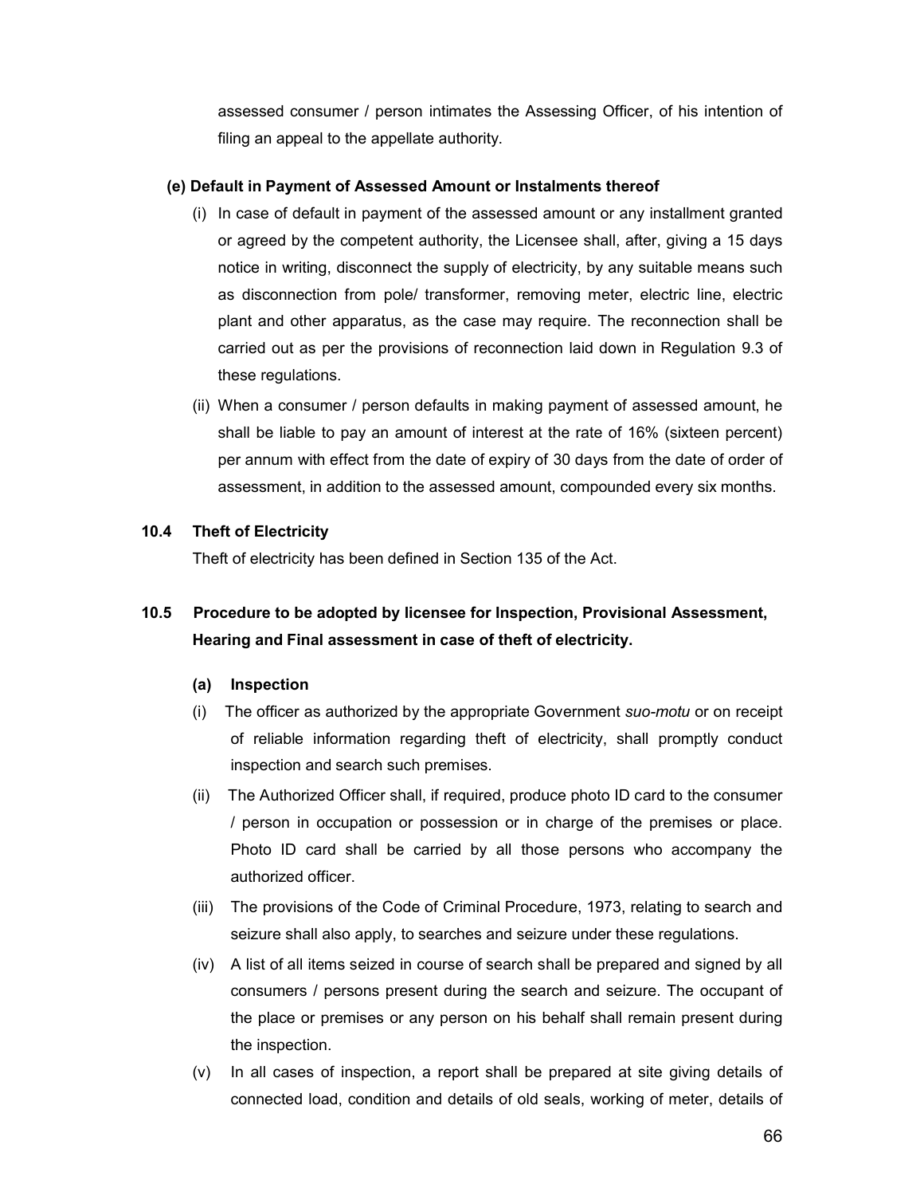assessed consumer / person intimates the Assessing Officer, of his intention of filing an appeal to the appellate authority.

**(e) Default in Payment of Assessed Amount or Instalments thereof**

(i) In case of default in payment of the assessed amount or any installment granted or agreed by the competent authority, the Licensee shall, after, giving a 15 days notice in writing, disconnect the supply of electricity, by any suitable means such as disconnection from pole/ transformer, removing meter, electric line, electric plant and other apparatus, as the case may require. The reconnection shall be carried out as per the provisions of reconnection laid down in Regulation 9.3 of these regulations.

(ii) When a consumer / person defaults in making payment of assessed amount, he shall be liable to pay an amount of interest at the rate of 16% (sixteen percent) per annum with effect from the date of expiry of 30 days from the date of order of assessment, in addition to the assessed amount, compounded every six months.

### 10.4 Theft of Electricity

Theft of electricity has been defined in Section 135 of the Act.

### 10.5 Procedure to be adopted by licensee for Inspection, Provisional Assessment, Hearing and Final assessment in case of theft of electricity.

**(a) Inspection**

(i) The officer as authorized by the appropriate Government *suo-motu* or on receipt of reliable information regarding theft of electricity, shall promptly conduct inspection and search such premises.

(ii) The Authorized Officer shall, if required, produce photo ID card to the consumer / person in occupation or possession or in charge of the premises or place. Photo ID card shall be carried by all those persons who accompany the authorized officer.

(iii) The provisions of the Code of Criminal Procedure, 1973, relating to search and seizure shall also apply, to searches and seizure under these regulations.

(iv) A list of all items seized in course of search shall be prepared and signed by all consumers / persons present during the search and seizure. The occupant of the place or premises or any person on his behalf shall remain present during the inspection.

(v) In all cases of inspection, a report shall be prepared at site giving details of connected load, condition and details of old seals, working of meter, details of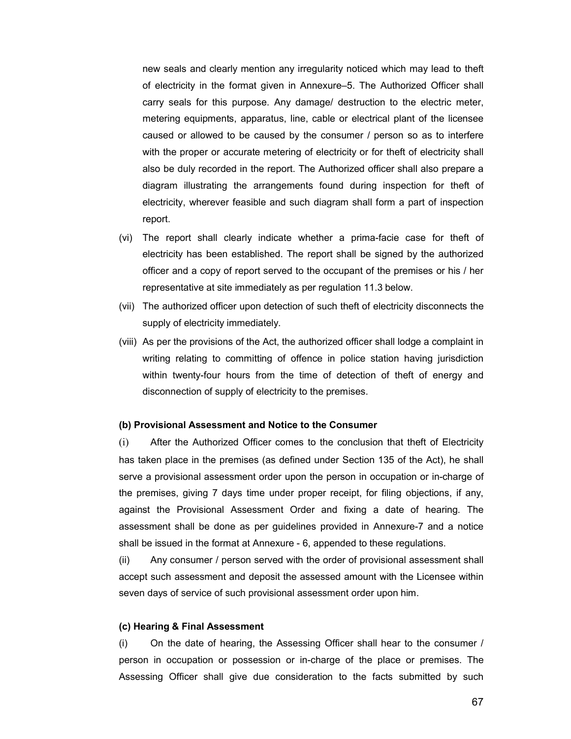new seals and clearly mention any irregularity noticed which may lead to theft of electricity in the format given in Annexure–5. The Authorized Officer shall carry seals for this purpose. Any damage/ destruction to the electric meter, metering equipments, apparatus, line, cable or electrical plant of the licensee caused or allowed to be caused by the consumer / person so as to interfere with the proper or accurate metering of electricity or for theft of electricity shall also be duly recorded in the report. The Authorized officer shall also prepare a diagram illustrating the arrangements found during inspection for theft of electricity, wherever feasible and such diagram shall form a part of inspection report.

(vi) The report shall clearly indicate whether a prima-facie case for theft of electricity has been established. The report shall be signed by the authorized officer and a copy of report served to the occupant of the premises or his / her representative at site immediately as per regulation 11.3 below.

(vii) The authorized officer upon detection of such theft of electricity disconnects the supply of electricity immediately.

(viii) As per the provisions of the Act, the authorized officer shall lodge a complaint in writing relating to committing of offence in police station having jurisdiction within twenty-four hours from the time of detection of theft of energy and disconnection of supply of electricity to the premises.

**(b) Provisional Assessment and Notice to the Consumer**

(i) After the Authorized Officer comes to the conclusion that theft of Electricity has taken place in the premises (as defined under Section 135 of the Act), he shall serve a provisional assessment order upon the person in occupation or in-charge of the premises, giving 7 days time under proper receipt, for filing objections, if any, against the Provisional Assessment Order and fixing a date of hearing. The assessment shall be done as per guidelines provided in Annexure-7 and a notice shall be issued in the format at Annexure - 6, appended to these regulations.

(ii) Any consumer / person served with the order of provisional assessment shall accept such assessment and deposit the assessed amount with the Licensee within seven days of service of such provisional assessment order upon him.

**(c) Hearing & Final Assessment**

(i) On the date of hearing, the Assessing Officer shall hear to the consumer / person in occupation or possession or in-charge of the place or premises. The Assessing Officer shall give due consideration to the facts submitted by such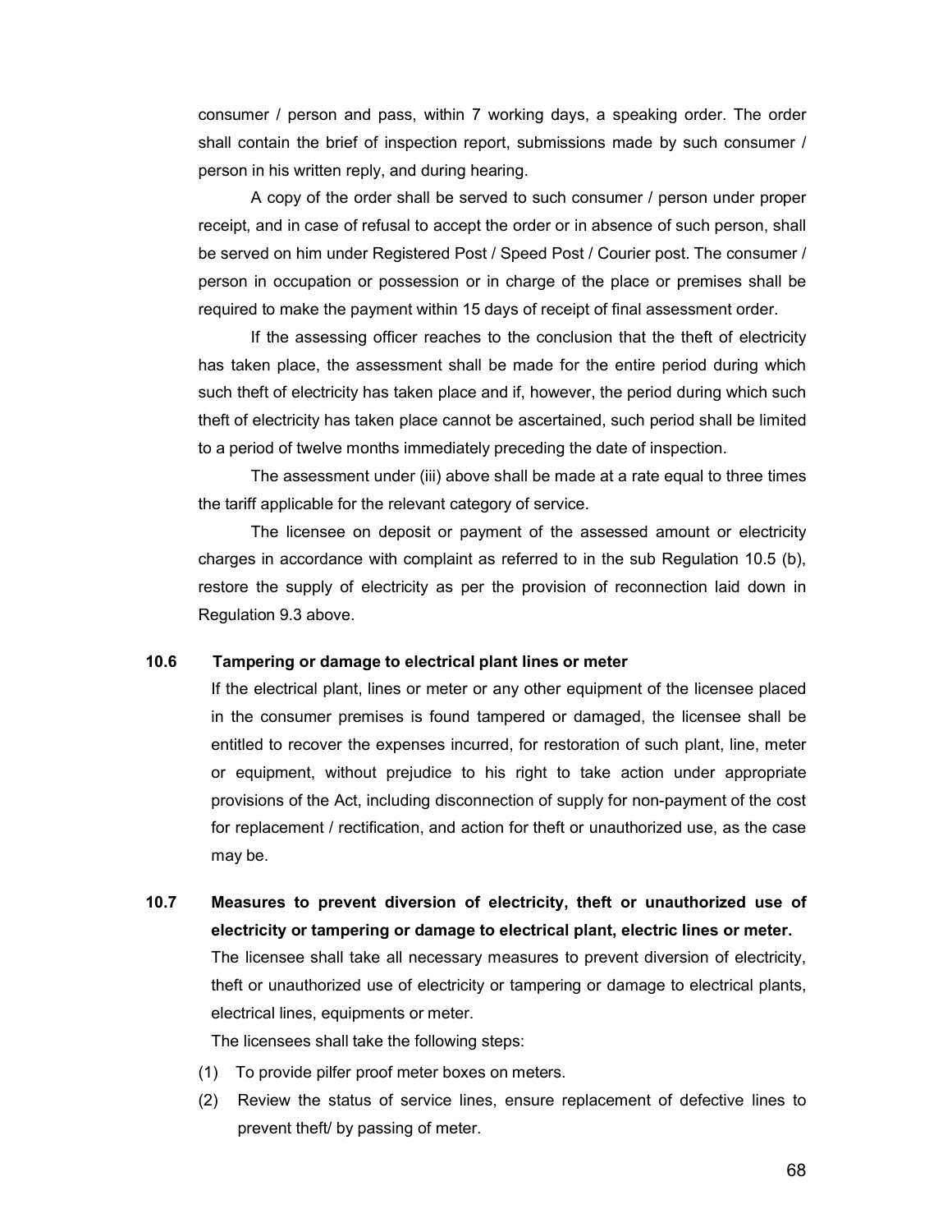consumer / person and pass, within 7 working days, a speaking order. The order shall contain the brief of inspection report, submissions made by such consumer / person in his written reply, and during hearing.

A copy of the order shall be served to such consumer / person under proper receipt, and in case of refusal to accept the order or in absence of such person, shall be served on him under Registered Post / Speed Post / Courier post. The consumer / person in occupation or possession or in charge of the place or premises shall be required to make the payment within 15 days of receipt of final assessment order.

If the assessing officer reaches to the conclusion that the theft of electricity has taken place, the assessment shall be made for the entire period during which such theft of electricity has taken place and if, however, the period during which such theft of electricity has taken place cannot be ascertained, such period shall be limited to a period of twelve months immediately preceding the date of inspection.

The assessment under (iii) above shall be made at a rate equal to three times the tariff applicable for the relevant category of service.

The licensee on deposit or payment of the assessed amount or electricity charges in accordance with complaint as referred to in the sub Regulation 10.5 (b), restore the supply of electricity as per the provision of reconnection laid down in Regulation 9.3 above.

**10.6 Tampering or damage to electrical plant lines or meter**

If the electrical plant, lines or meter or any other equipment of the licensee placed in the consumer premises is found tampered or damaged, the licensee shall be entitled to recover the expenses incurred, for restoration of such plant, line, meter or equipment, without prejudice to his right to take action under appropriate provisions of the Act, including disconnection of supply for non-payment of the cost for replacement / rectification, and action for theft or unauthorized use, as the case may be.

**10.7 Measures to prevent diversion of electricity, theft or unauthorized use of electricity or tampering or damage to electrical plant, electric lines or meter.**

The licensee shall take all necessary measures to prevent diversion of electricity, theft or unauthorized use of electricity or tampering or damage to electrical plants, electrical lines, equipments or meter.

The licensees shall take the following steps:

(1) To provide pilfer proof meter boxes on meters.

(2) Review the status of service lines, ensure replacement of defective lines to prevent theft/ by passing of meter.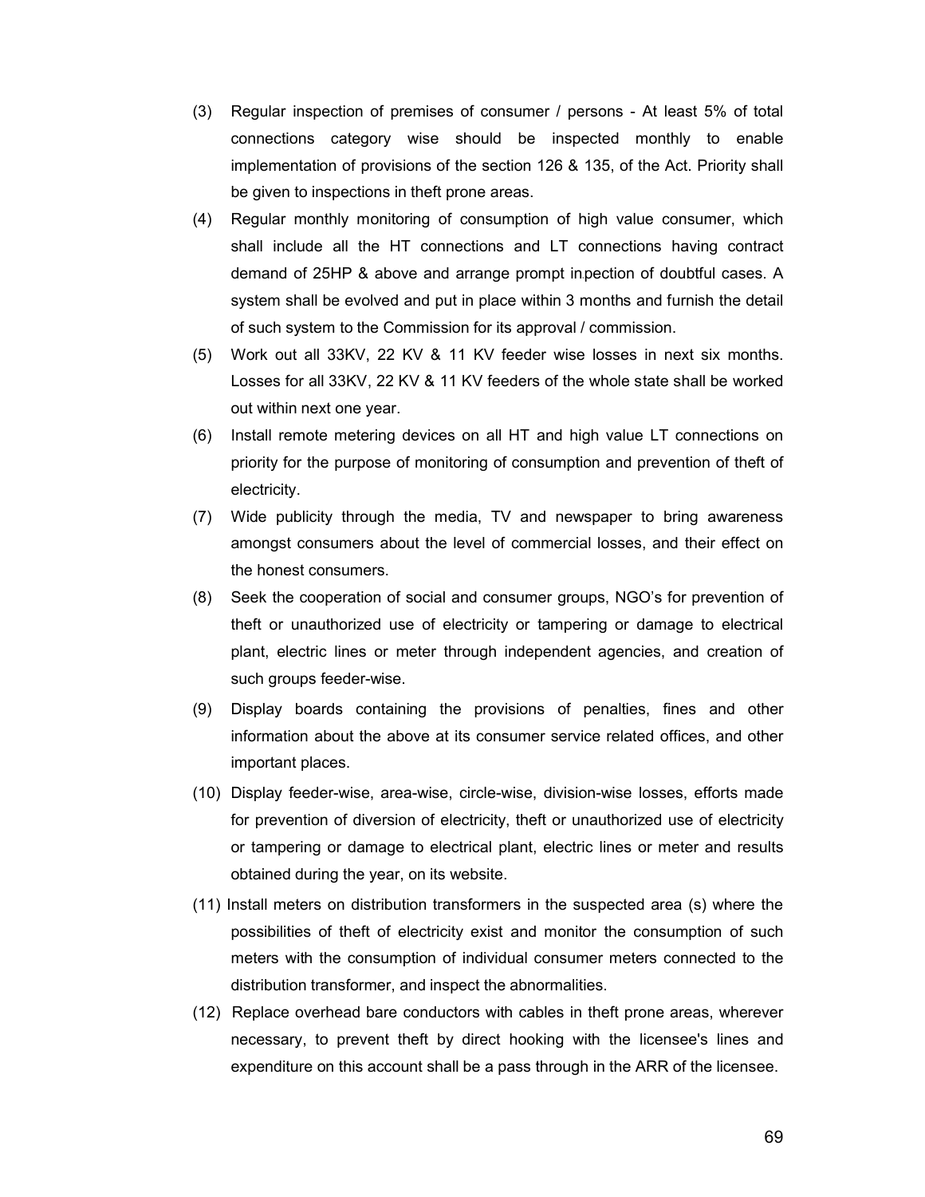(3) Regular inspection of premises of consumer / persons - At least 5% of total connections category wise should be inspected monthly to enable implementation of provisions of the section 126 & 135, of the Act. Priority shall be given to inspections in theft prone areas.

(4) Regular monthly monitoring of consumption of high value consumer, which shall include all the HT connections and LT connections having contract demand of 25HP & above and arrange prompt inpection of doubtful cases. A system shall be evolved and put in place within 3 months and furnish the detail of such system to the Commission for its approval / commission.

(5) Work out all 33KV, 22 KV & 11 KV feeder wise losses in next six months. Losses for all 33KV, 22 KV & 11 KV feeders of the whole state shall be worked out within next one year.

(6) Install remote metering devices on all HT and high value LT connections on priority for the purpose of monitoring of consumption and prevention of theft of electricity.

(7) Wide publicity through the media, TV and newspaper to bring awareness amongst consumers about the level of commercial losses, and their effect on the honest consumers.

(8) Seek the cooperation of social and consumer groups, NGO's for prevention of theft or unauthorized use of electricity or tampering or damage to electrical plant, electric lines or meter through independent agencies, and creation of such groups feeder-wise.

(9) Display boards containing the provisions of penalties, fines and other information about the above at its consumer service related offices, and other important places.

(10) Display feeder-wise, area-wise, circle-wise, division-wise losses, efforts made for prevention of diversion of electricity, theft or unauthorized use of electricity or tampering or damage to electrical plant, electric lines or meter and results obtained during the year, on its website.

(11) Install meters on distribution transformers in the suspected area (s) where the possibilities of theft of electricity exist and monitor the consumption of such meters with the consumption of individual consumer meters connected to the distribution transformer, and inspect the abnormalities.

(12) Replace overhead bare conductors with cables in theft prone areas, wherever necessary, to prevent theft by direct hooking with the licensee's lines and expenditure on this account shall be a pass through in the ARR of the licensee.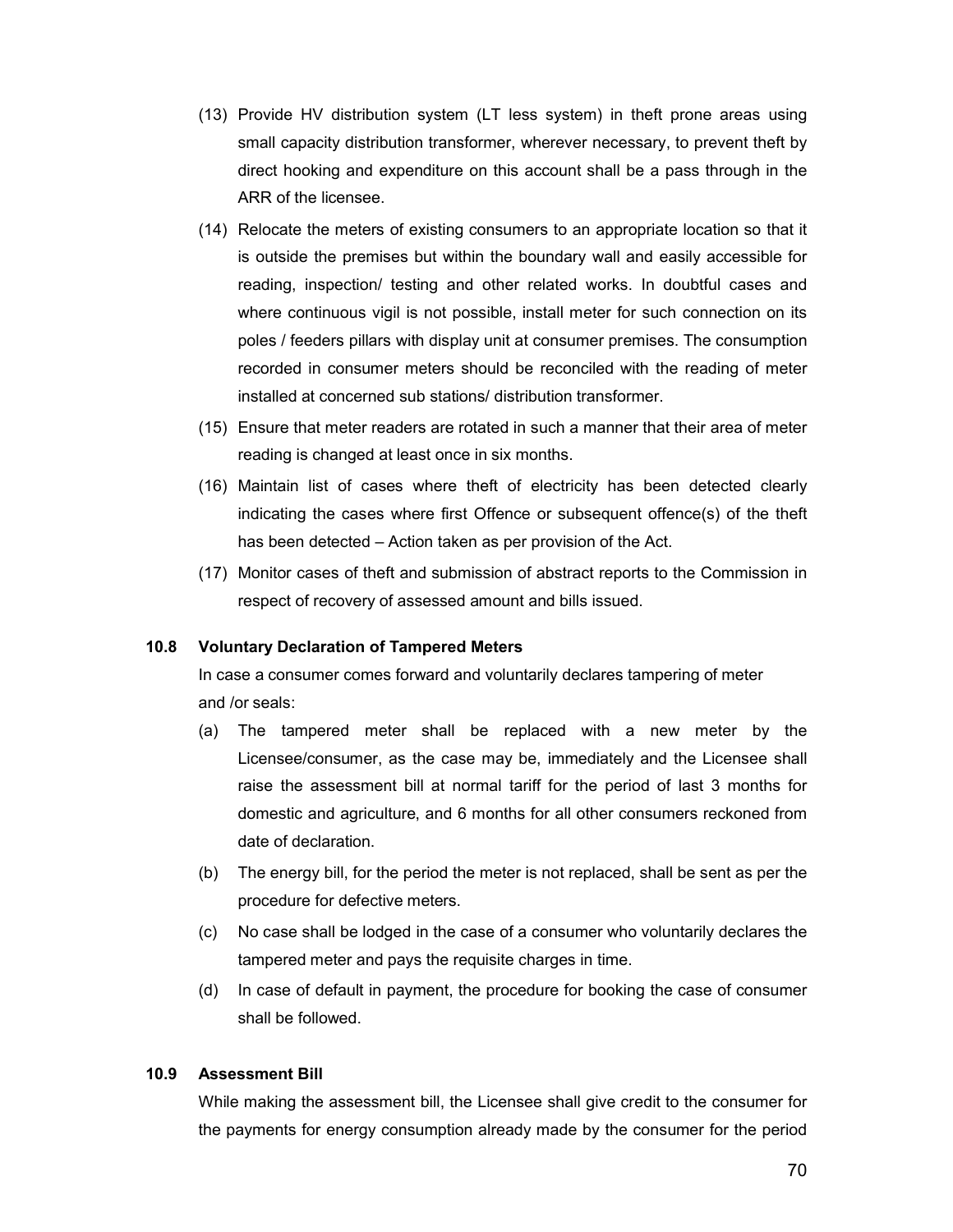(13) Provide HV distribution system (LT less system) in theft prone areas using small capacity distribution transformer, wherever necessary, to prevent theft by direct hooking and expenditure on this account shall be a pass through in the ARR of the licensee.

(14) Relocate the meters of existing consumers to an appropriate location so that it is outside the premises but within the boundary wall and easily accessible for reading, inspection/ testing and other related works. In doubtful cases and where continuous vigil is not possible, install meter for such connection on its poles / feeders pillars with display unit at consumer premises. The consumption recorded in consumer meters should be reconciled with the reading of meter installed at concerned sub stations/ distribution transformer.

(15) Ensure that meter readers are rotated in such a manner that their area of meter reading is changed at least once in six months.

(16) Maintain list of cases where theft of electricity has been detected clearly indicating the cases where first Offence or subsequent offence(s) of the theft has been detected – Action taken as per provision of the Act.

(17) Monitor cases of theft and submission of abstract reports to the Commission in respect of recovery of assessed amount and bills issued.

### 10.8 Voluntary Declaration of Tampered Meters

In case a consumer comes forward and voluntarily declares tampering of meter and /or seals:

(a) The tampered meter shall be replaced with a new meter by the Licensee/consumer, as the case may be, immediately and the Licensee shall raise the assessment bill at normal tariff for the period of last 3 months for domestic and agriculture, and 6 months for all other consumers reckoned from date of declaration.

(b) The energy bill, for the period the meter is not replaced, shall be sent as per the procedure for defective meters.

(c) No case shall be lodged in the case of a consumer who voluntarily declares the tampered meter and pays the requisite charges in time.

(d) In case of default in payment, the procedure for booking the case of consumer shall be followed.

### 10.9 Assessment Bill

While making the assessment bill, the Licensee shall give credit to the consumer for the payments for energy consumption already made by the consumer for the period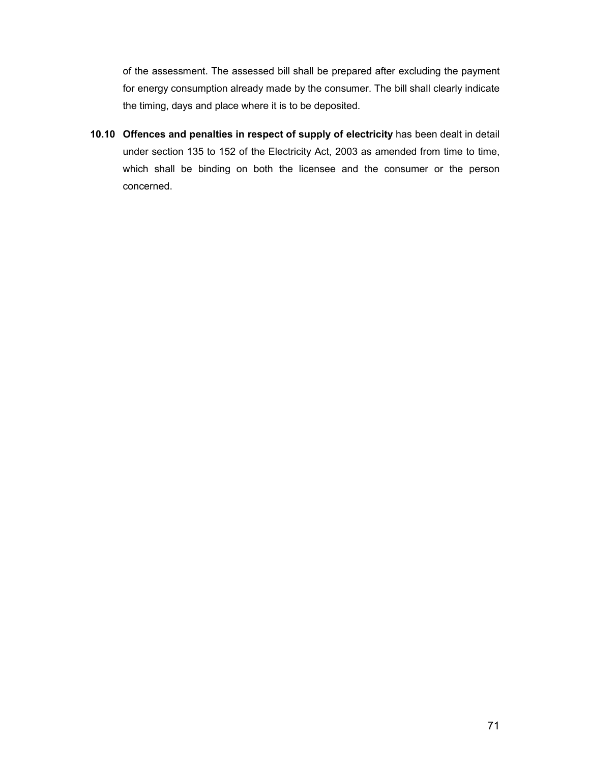of the assessment. The assessed bill shall be prepared after excluding the payment for energy consumption already made by the consumer. The bill shall clearly indicate the timing, days and place where it is to be deposited.

**10.10 Offences and penalties in respect of supply of electricity** has been dealt in detail under section 135 to 152 of the Electricity Act, 2003 as amended from time to time, which shall be binding on both the licensee and the consumer or the person concerned.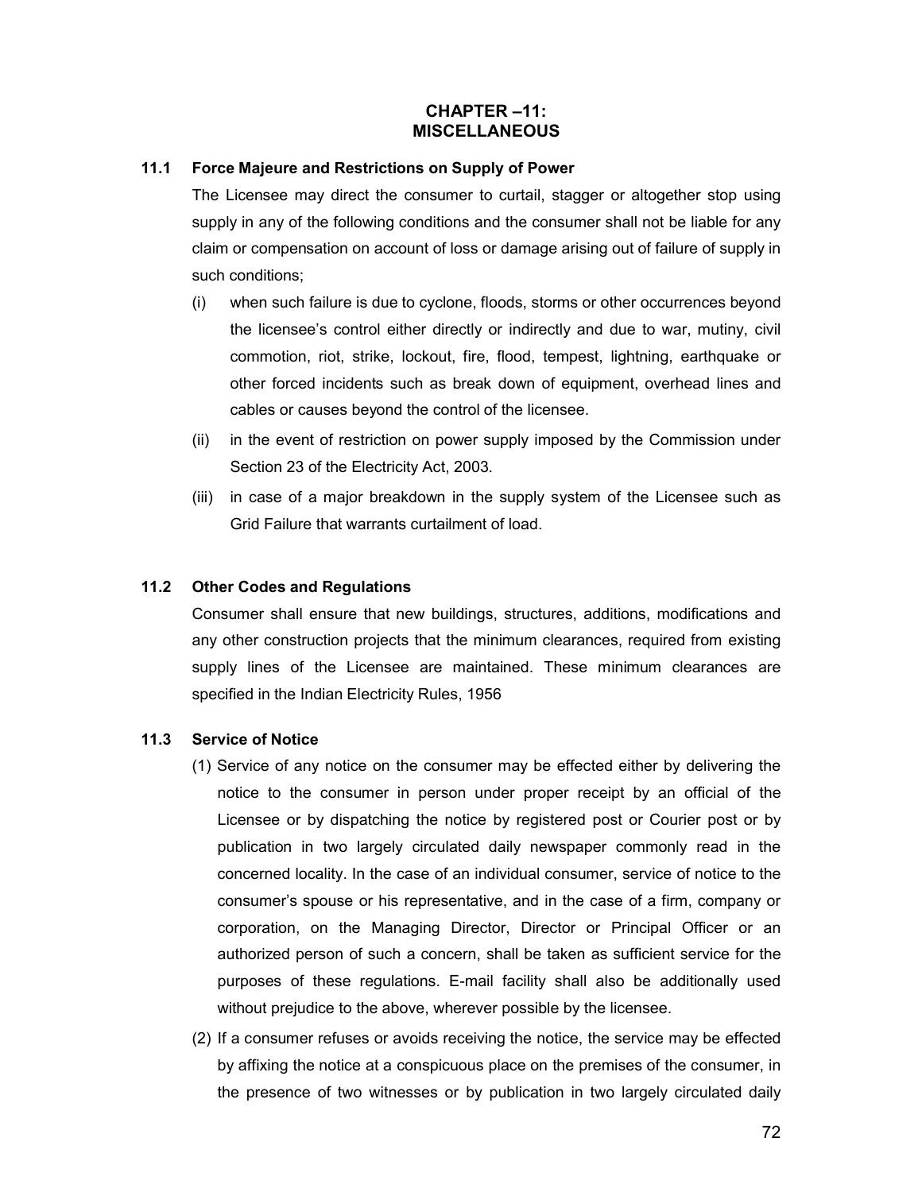## CHAPTER –11:
## MISCELLANEOUS

### 11.1 Force Majeure and Restrictions on Supply of Power

The Licensee may direct the consumer to curtail, stagger or altogether stop using supply in any of the following conditions and the consumer shall not be liable for any claim or compensation on account of loss or damage arising out of failure of supply in such conditions;

(i) when such failure is due to cyclone, floods, storms or other occurrences beyond the licensee's control either directly or indirectly and due to war, mutiny, civil commotion, riot, strike, lockout, fire, flood, tempest, lightning, earthquake or other forced incidents such as break down of equipment, overhead lines and cables or causes beyond the control of the licensee.

(ii) in the event of restriction on power supply imposed by the Commission under Section 23 of the Electricity Act, 2003.

(iii) in case of a major breakdown in the supply system of the Licensee such as Grid Failure that warrants curtailment of load.

### 11.2 Other Codes and Regulations

Consumer shall ensure that new buildings, structures, additions, modifications and any other construction projects that the minimum clearances, required from existing supply lines of the Licensee are maintained. These minimum clearances are specified in the Indian Electricity Rules, 1956

### 11.3 Service of Notice

(1) Service of any notice on the consumer may be effected either by delivering the notice to the consumer in person under proper receipt by an official of the Licensee or by dispatching the notice by registered post or Courier post or by publication in two largely circulated daily newspaper commonly read in the concerned locality. In the case of an individual consumer, service of notice to the consumer's spouse or his representative, and in the case of a firm, company or corporation, on the Managing Director, Director or Principal Officer or an authorized person of such a concern, shall be taken as sufficient service for the purposes of these regulations. E-mail facility shall also be additionally used without prejudice to the above, wherever possible by the licensee.

(2) If a consumer refuses or avoids receiving the notice, the service may be effected by affixing the notice at a conspicuous place on the premises of the consumer, in the presence of two witnesses or by publication in two largely circulated daily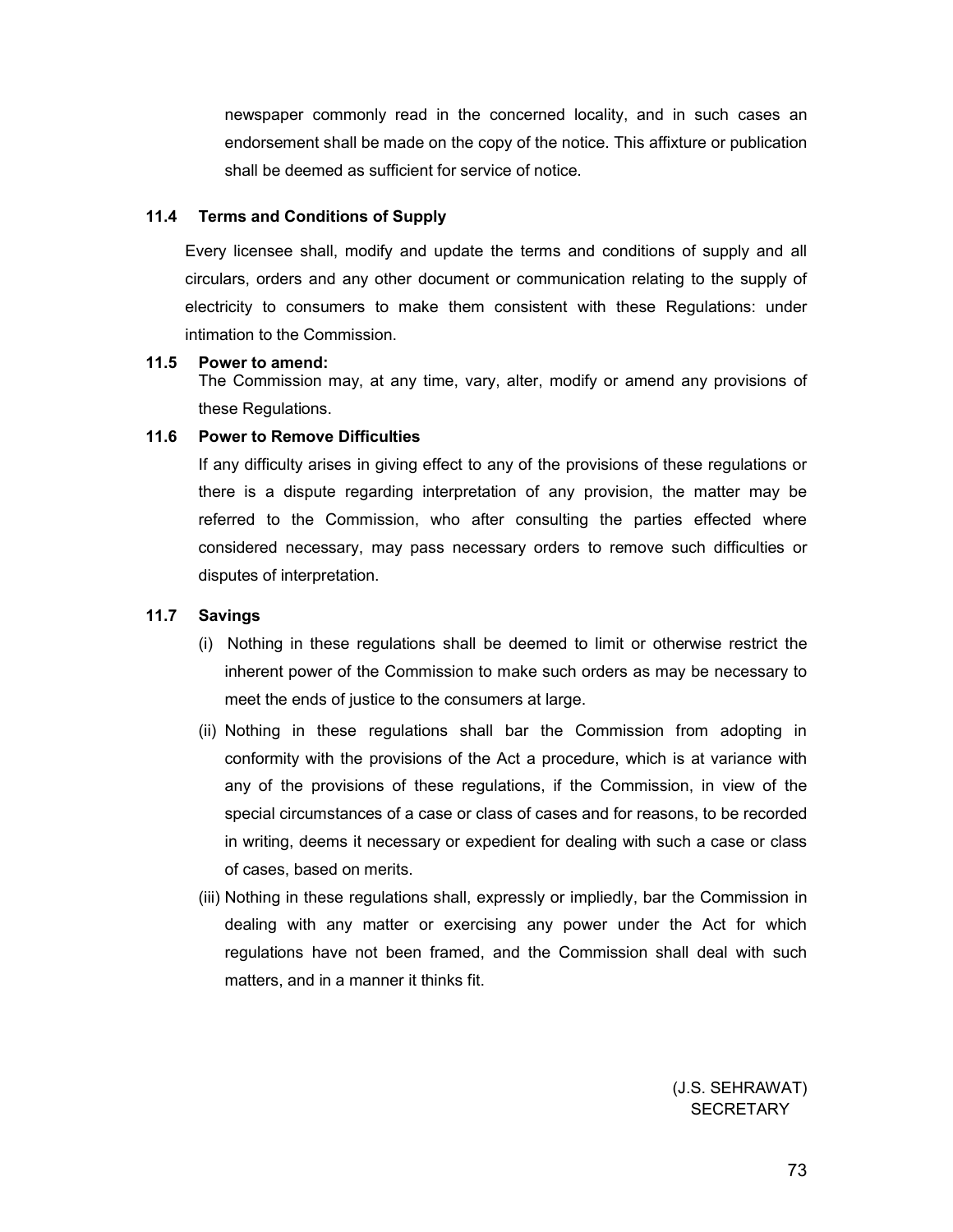newspaper commonly read in the concerned locality, and in such cases an endorsement shall be made on the copy of the notice. This affixture or publication shall be deemed as sufficient for service of notice.

**11.4 Terms and Conditions of Supply**

Every licensee shall, modify and update the terms and conditions of supply and all circulars, orders and any other document or communication relating to the supply of electricity to consumers to make them consistent with these Regulations: under intimation to the Commission.

**11.5 Power to amend:**

The Commission may, at any time, vary, alter, modify or amend any provisions of these Regulations.

**11.6 Power to Remove Difficulties**

If any difficulty arises in giving effect to any of the provisions of these regulations or there is a dispute regarding interpretation of any provision, the matter may be referred to the Commission, who after consulting the parties effected where considered necessary, may pass necessary orders to remove such difficulties or disputes of interpretation.

**11.7 Savings**

(i) Nothing in these regulations shall be deemed to limit or otherwise restrict the inherent power of the Commission to make such orders as may be necessary to meet the ends of justice to the consumers at large.

(ii) Nothing in these regulations shall bar the Commission from adopting in conformity with the provisions of the Act a procedure, which is at variance with any of the provisions of these regulations, if the Commission, in view of the special circumstances of a case or class of cases and for reasons, to be recorded in writing, deems it necessary or expedient for dealing with such a case or class of cases, based on merits.

(iii) Nothing in these regulations shall, expressly or impliedly, bar the Commission in dealing with any matter or exercising any power under the Act for which regulations have not been framed, and the Commission shall deal with such matters, and in a manner it thinks fit.

(J.S. SEHRAWAT)
SECRETARY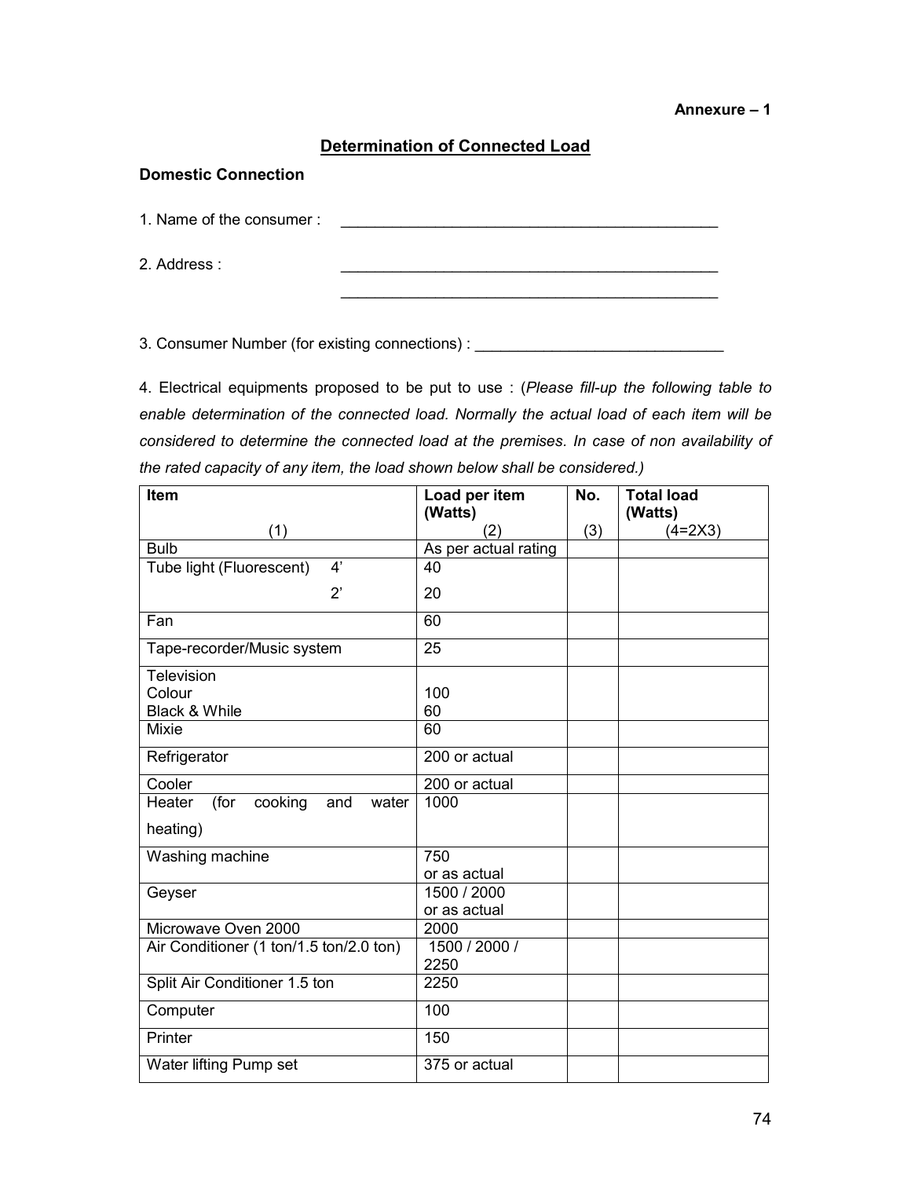**Annexure – 1**

## Determination of Connected Load

**Domestic Connection**

1. Name of the consumer : \_\_\_\_\_\_\_\_\_\_\_\_\_\_\_\_\_\_\_\_\_\_\_\_\_\_\_\_\_\_\_\_\_\_\_\_\_\_\_\_\_\_\_\_\_\_

2. Address : \_\_\_\_\_\_\_\_\_\_\_\_\_\_\_\_\_\_\_\_\_\_\_\_\_\_\_\_\_\_\_\_\_\_\_\_\_\_\_\_\_\_\_\_\_\_

\_\_\_\_\_\_\_\_\_\_\_\_\_\_\_\_\_\_\_\_\_\_\_\_\_\_\_\_\_\_\_\_\_\_\_\_\_\_\_\_\_\_\_\_\_\_

3. Consumer Number (for existing connections) : \_\_\_\_\_\_\_\_\_\_\_\_\_\_\_\_\_\_\_\_\_\_\_\_\_\_\_\_\_\_

4. Electrical equipments proposed to be put to use : (*Please fill-up the following table to enable determination of the connected load. Normally the actual load of each item will be considered to determine the connected load at the premises. In case of non availability of the rated capacity of any item, the load shown below shall be considered.)*

| Item<br>(1) | Load per item (Watts)<br>(2) | No.<br>(3) | Total load (Watts)<br>(4=2X3) |
|---|---|---|---|
| Bulb | As per actual rating | | |
| Tube light (Fluorescent) 4'<br>2' | 40<br>20 | | |
| Fan | 60 | | |
| Tape-recorder/Music system | 25 | | |
| Television<br>Colour<br>Black & While | <br>100<br>60 | | |
| Mixie | 60 | | |
| Refrigerator | 200 or actual | | |
| Cooler | 200 or actual | | |
| Heater (for cooking and water heating) | 1000 | | |
| Washing machine | 750<br>or as actual | | |
| Geyser | 1500 / 2000<br>or as actual | | |
| Microwave Oven 2000 | 2000 | | |
| Air Conditioner (1 ton/1.5 ton/2.0 ton) | 1500 / 2000 / 2250 | | |
| Split Air Conditioner 1.5 ton | 2250 | | |
| Computer | 100 | | |
| Printer | 150 | | |
| Water lifting Pump set | 375 or actual | | |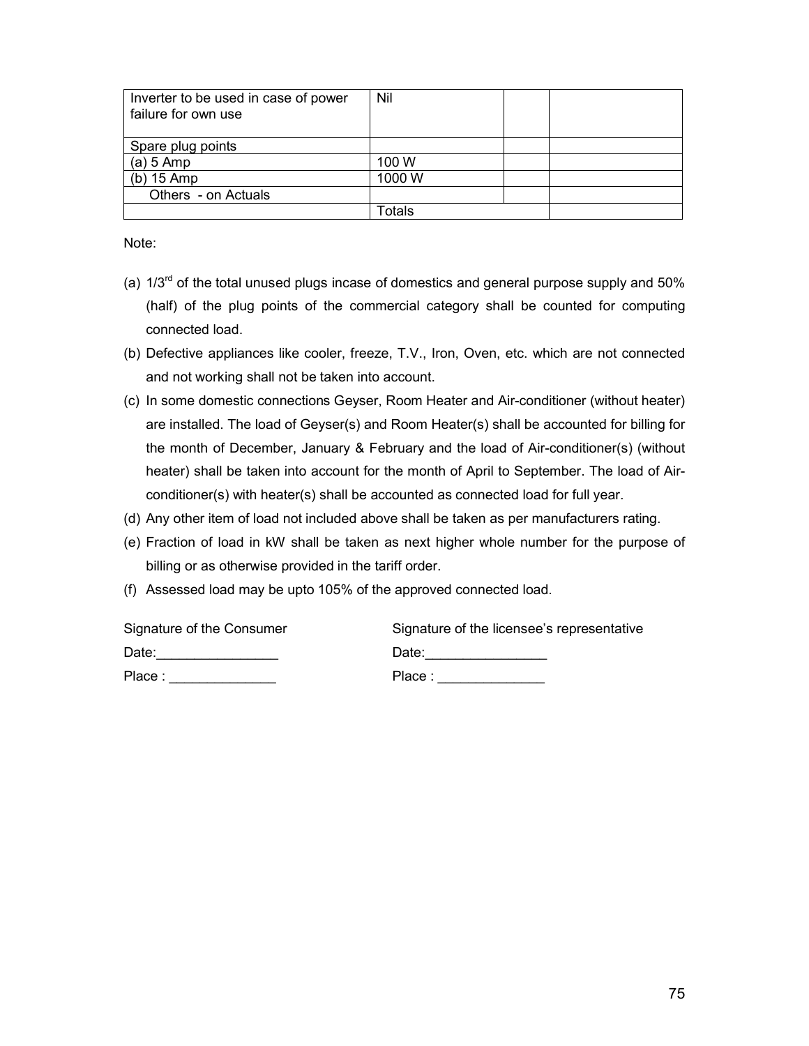| | | | |
|---|---|---|---|
| Inverter to be used in case of power failure for own use | Nil | | |
| Spare plug points | | | |
| (a) 5 Amp | 100 W | | |
| (b) 15 Amp | 1000 W | | |
| Others - on Actuals | | | |
| | Totals | | |

Note:

(a) 1/3rd of the total unused plugs incase of domestics and general purpose supply and 50% (half) of the plug points of the commercial category shall be counted for computing connected load.

(b) Defective appliances like cooler, freeze, T.V., Iron, Oven, etc. which are not connected and not working shall not be taken into account.

(c) In some domestic connections Geyser, Room Heater and Air-conditioner (without heater) are installed. The load of Geyser(s) and Room Heater(s) shall be accounted for billing for the month of December, January & February and the load of Air-conditioner(s) (without heater) shall be taken into account for the month of April to September. The load of Air-conditioner(s) with heater(s) shall be accounted as connected load for full year.

(d) Any other item of load not included above shall be taken as per manufacturers rating.

(e) Fraction of load in kW shall be taken as next higher whole number for the purpose of billing or as otherwise provided in the tariff order.

(f) Assessed load may be upto 105% of the approved connected load.

| | |
|---|---|
| Signature of the Consumer | Signature of the licensee's representative |
| Date:________________ | Date:________________ |
| Place : ______________ | Place : ______________ |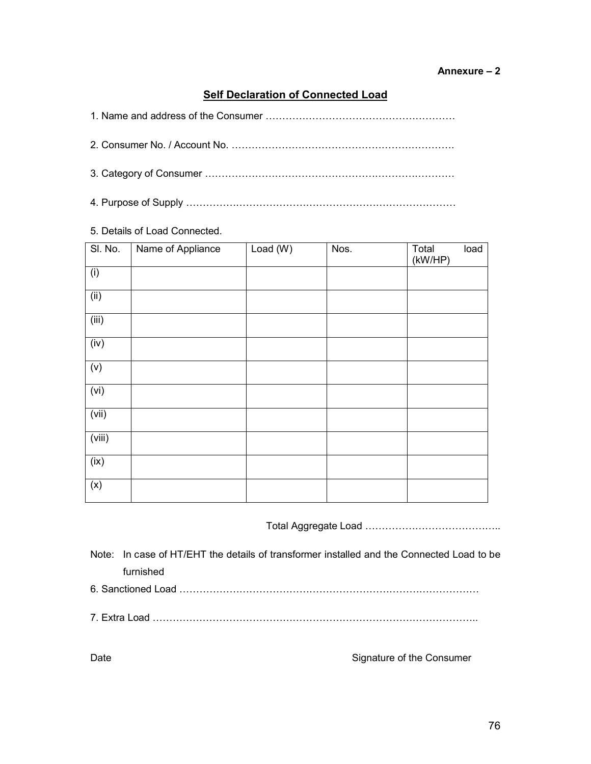**Annexure – 2**

## Self Declaration of Connected Load

1. Name and address of the Consumer …………………………………………………

2. Consumer No. / Account No. ………………………………………………………….

3. Category of Consumer …………………………………………………………………

4. Purpose of Supply ………………………………………………………………………

5. Details of Load Connected.

| Sl. No. | Name of Appliance | Load (W) | Nos. | Total load (kW/HP) |
|---|---|---|---|---|
| (i) | | | | |
| (ii) | | | | |
| (iii) | | | | |
| (iv) | | | | |
| (v) | | | | |
| (vi) | | | | |
| (vii) | | | | |
| (viii) | | | | |
| (ix) | | | | |
| (x) | | | | |

Total Aggregate Load …………………………………..

Note: In case of HT/EHT the details of transformer installed and the Connected Load to be furnished

6. Sanctioned Load ………………………………………………………………………………

7. Extra Load ………………………………………………………………………………………..

Date Signature of the Consumer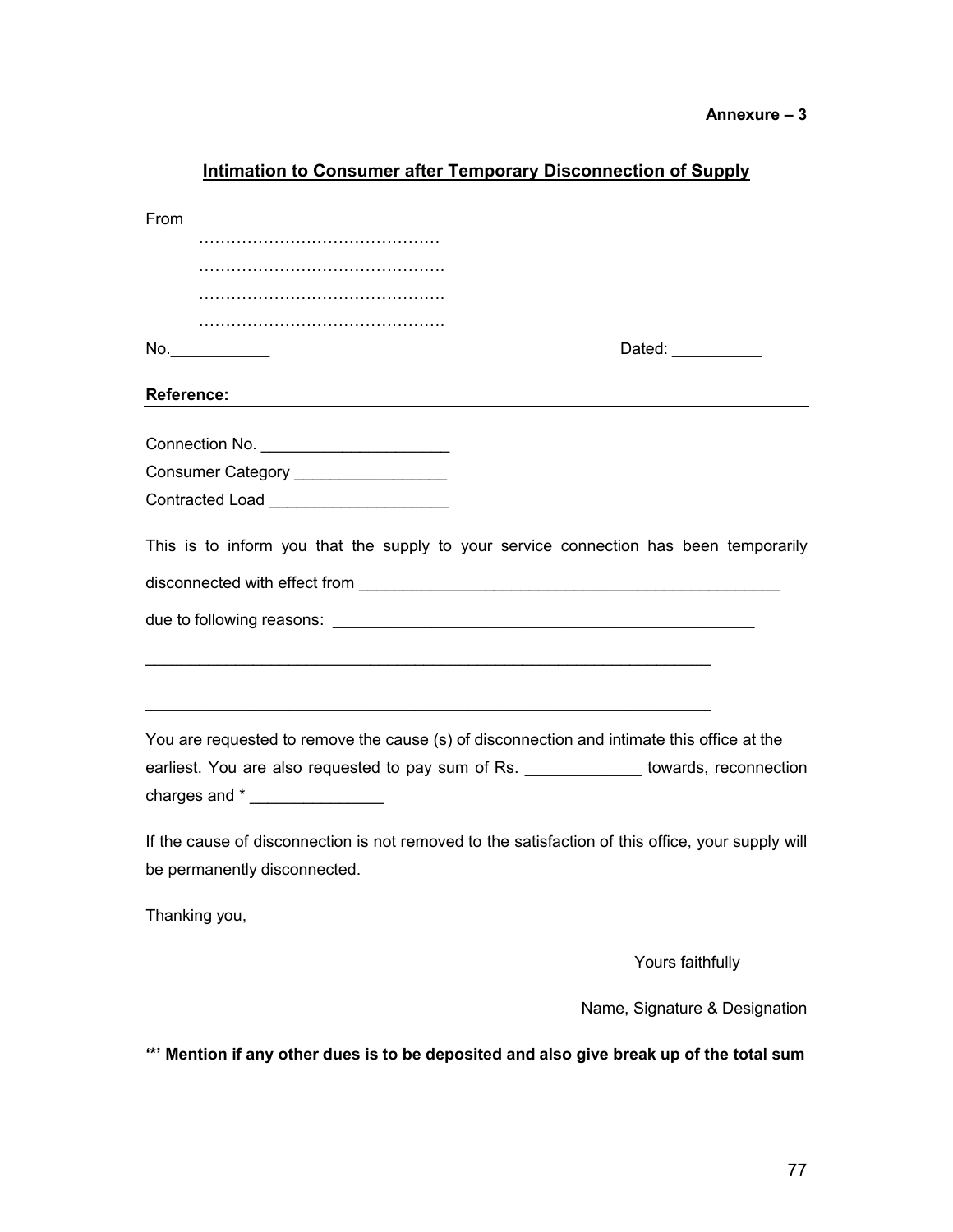**Annexure – 3**

## Intimation to Consumer after Temporary Disconnection of Supply

From

……………………………………

……………………………………

……………………………………

……………………………………

No.___________ Dated: __________

**Reference:**

Connection No. ____________________

Consumer Category _________________

Contracted Load ___________________

This is to inform you that the supply to your service connection has been temporarily disconnected with effect from _______________________________________________

due to following reasons: _______________________________________________

_________________________________________________________________

_________________________________________________________________

You are requested to remove the cause (s) of disconnection and intimate this office at the earliest. You are also requested to pay sum of Rs. _____________ towards, reconnection charges and * _______________

If the cause of disconnection is not removed to the satisfaction of this office, your supply will be permanently disconnected.

Thanking you,

Yours faithfully

Name, Signature & Designation

**'*' Mention if any other dues is to be deposited and also give break up of the total sum**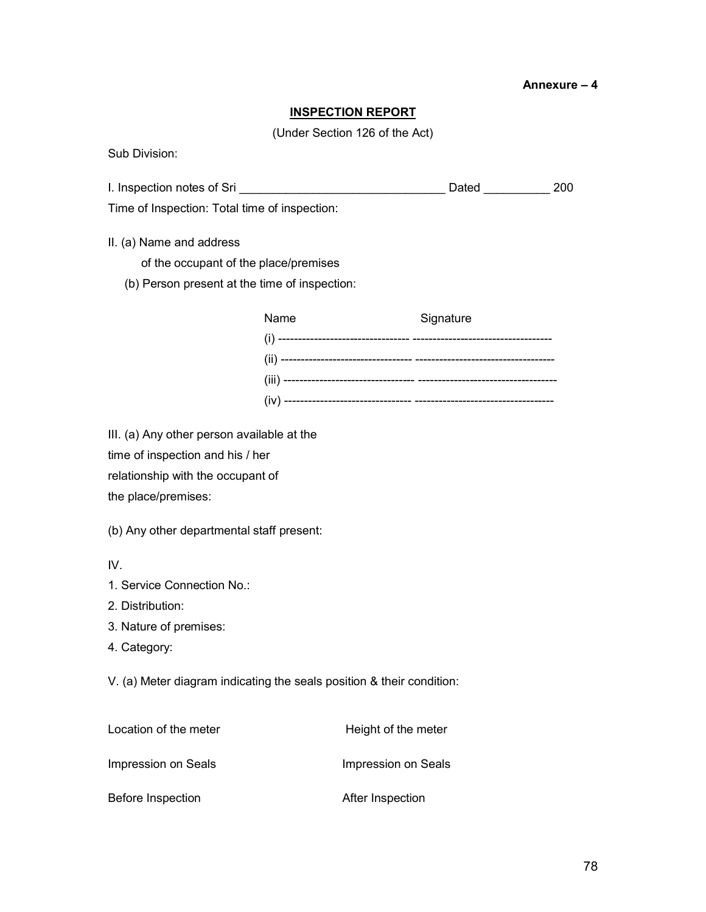**Annexure – 4**

## INSPECTION REPORT

(Under Section 126 of the Act)

Sub Division:

I. Inspection notes of Sri _______________________________ Dated __________ 200

Time of Inspection: Total time of inspection:

II. (a) Name and address of the occupant of the place/premises

(b) Person present at the time of inspection:

| Name | Signature |
|---|---|
| (i) -------------------------------- | ---------------------------------- |
| (ii) -------------------------------- | ---------------------------------- |
| (iii) -------------------------------- | ---------------------------------- |
| (iv) -------------------------------- | ---------------------------------- |

III. (a) Any other person available at the time of inspection and his / her relationship with the occupant of the place/premises:

(b) Any other departmental staff present:

IV.

1. Service Connection No.:
2. Distribution:
3. Nature of premises:
4. Category:

V. (a) Meter diagram indicating the seals position & their condition:

| | |
|---|---|
| Location of the meter | Height of the meter |
| Impression on Seals | Impression on Seals |
| Before Inspection | After Inspection |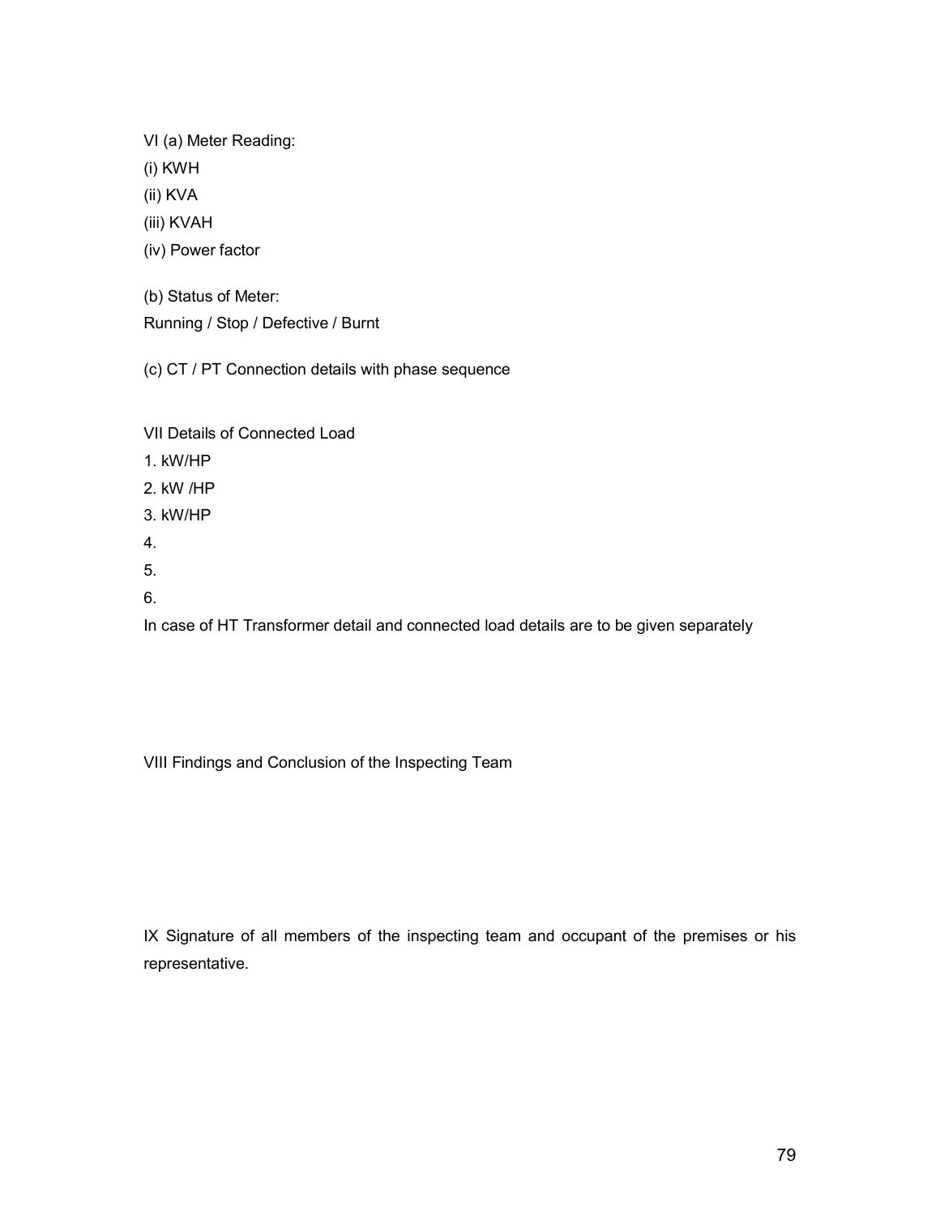VI (a) Meter Reading:

(i) KWH

(ii) KVA

(iii) KVAH

(iv) Power factor

(b) Status of Meter:

Running / Stop / Defective / Burnt

(c) CT / PT Connection details with phase sequence

VII Details of Connected Load

1. kW/HP
2. kW /HP
3. kW/HP
4. 
5. 
6. 

In case of HT Transformer detail and connected load details are to be given separately

VIII Findings and Conclusion of the Inspecting Team

IX Signature of all members of the inspecting team and occupant of the premises or his representative.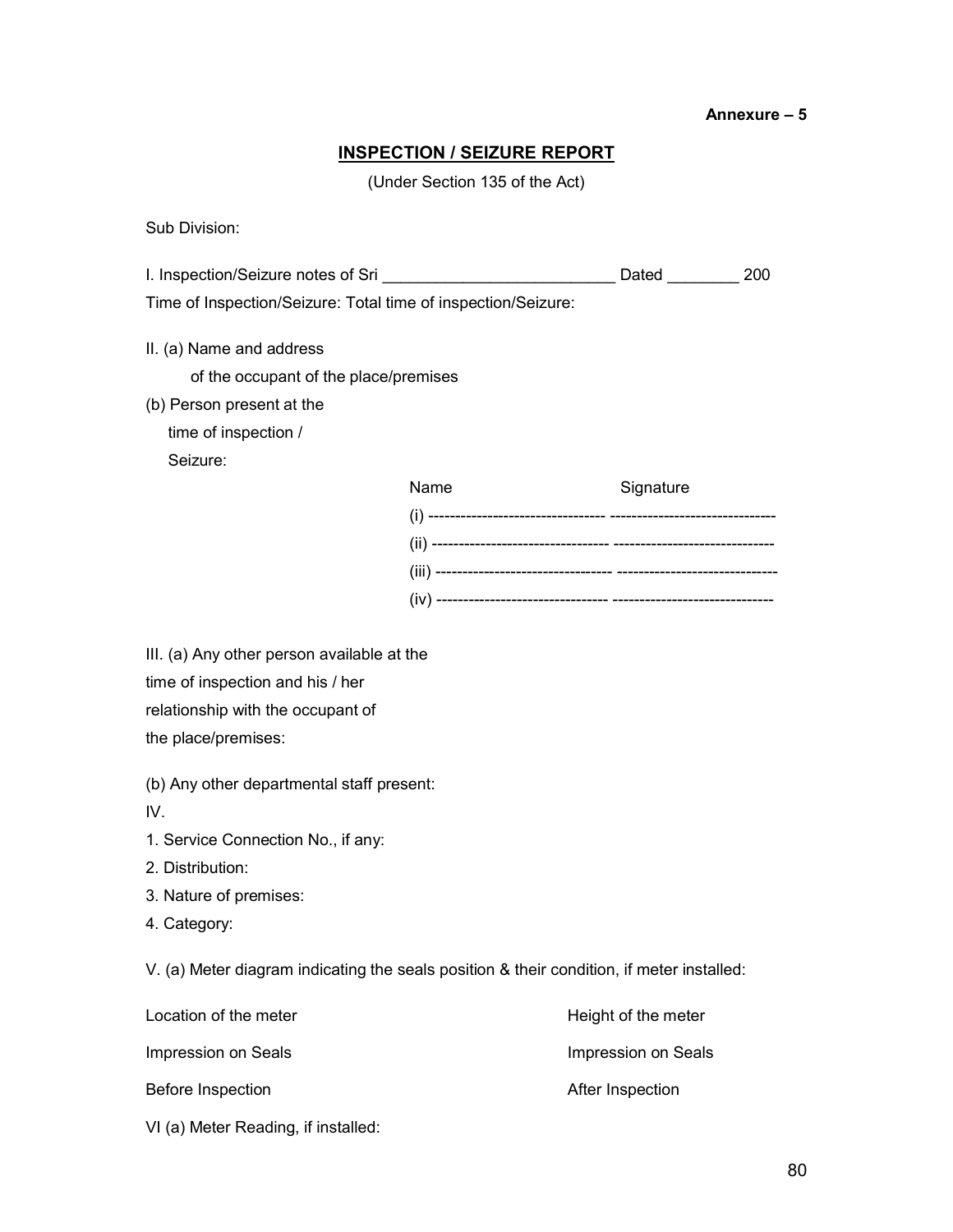**Annexure – 5**

## INSPECTION / SEIZURE REPORT

(Under Section 135 of the Act)

Sub Division:

I. Inspection/Seizure notes of Sri __________________________ Dated ________ 200

Time of Inspection/Seizure: Total time of inspection/Seizure:

II. (a) Name and address of the occupant of the place/premises

(b) Person present at the time of inspection / Seizure:

| Name | Signature |
|---|---|
| (i) -------------------------------- | ------------------------------- |
| (ii) -------------------------------- | ------------------------------ |
| (iii) -------------------------------- | ------------------------------ |
| (iv) ------------------------------- | ------------------------------ |

III. (a) Any other person available at the time of inspection and his / her relationship with the occupant of the place/premises:

(b) Any other departmental staff present:

IV.

1. Service Connection No., if any:
2. Distribution:
3. Nature of premises:
4. Category:

V. (a) Meter diagram indicating the seals position & their condition, if meter installed:

| | |
|---|---|
| Location of the meter | Height of the meter |
| Impression on Seals | Impression on Seals |
| Before Inspection | After Inspection |

VI (a) Meter Reading, if installed: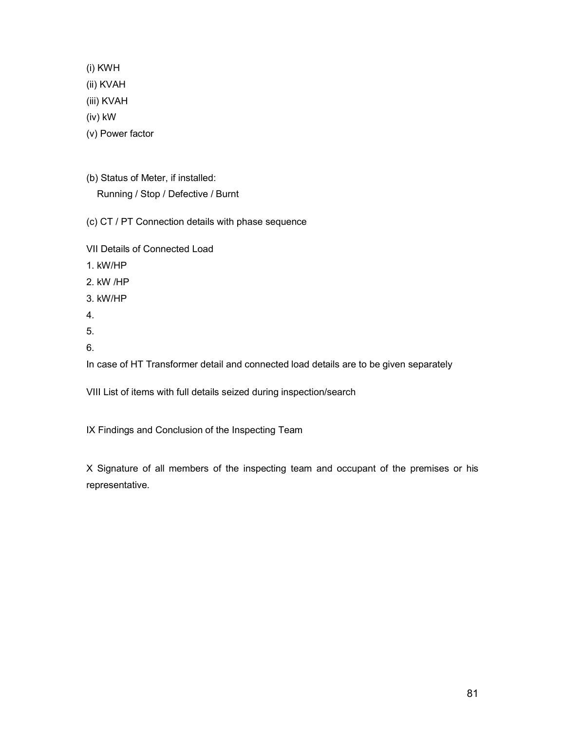(i) KWH

(ii) KVAH

(iii) KVAH

(iv) kW

(v) Power factor

(b) Status of Meter, if installed:
Running / Stop / Defective / Burnt

(c) CT / PT Connection details with phase sequence

VII Details of Connected Load

1. kW/HP
2. kW /HP
3. kW/HP
4. 
5. 
6. 

In case of HT Transformer detail and connected load details are to be given separately

VIII List of items with full details seized during inspection/search

IX Findings and Conclusion of the Inspecting Team

X Signature of all members of the inspecting team and occupant of the premises or his representative.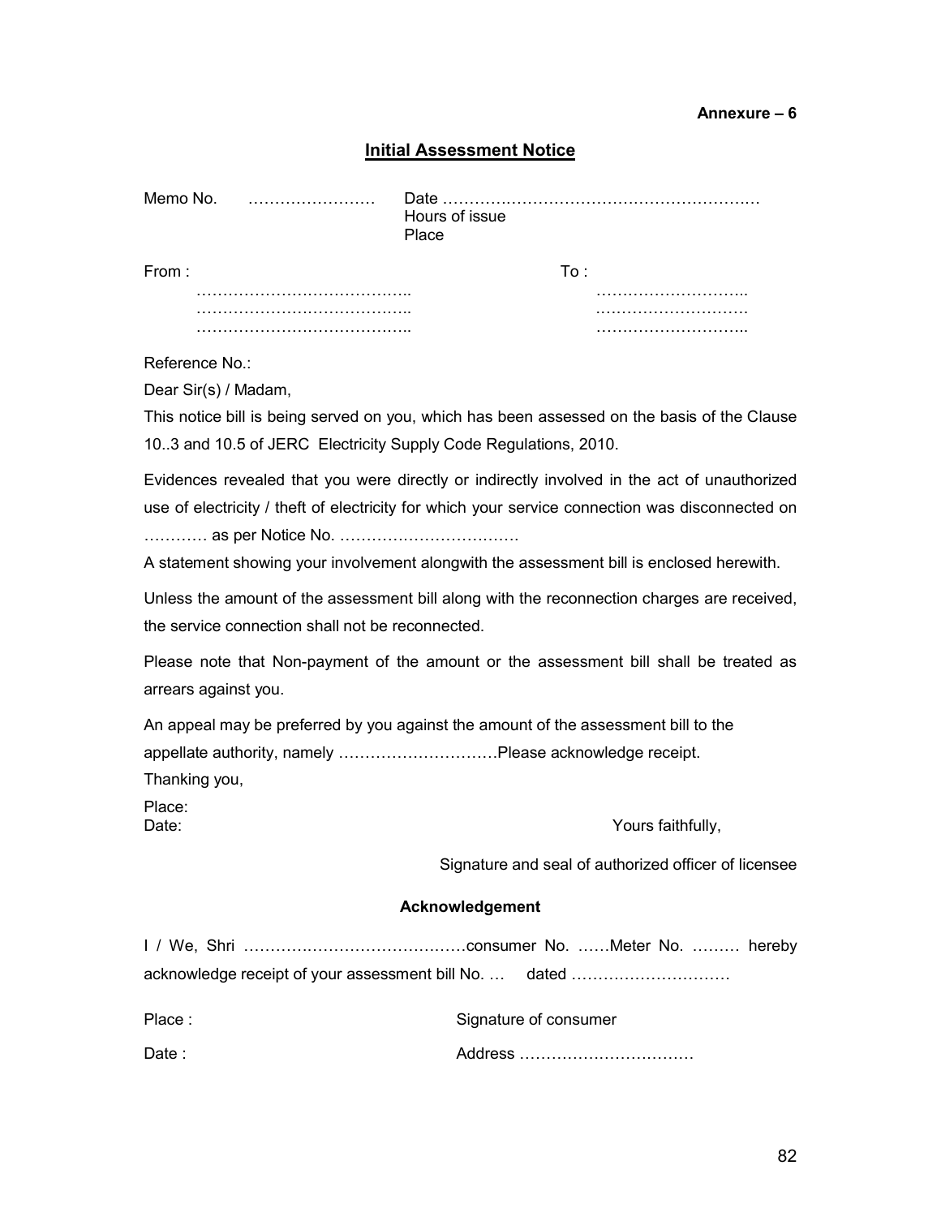**Annexure – 6**

## Initial Assessment Notice

Memo No. …………………… Date ……………………………………………………
Hours of issue
Place

From :
…………………………………..
…………………………………..
…………………………………..

To :
………………………..
………………………..
………………………..

Reference No.:

Dear Sir(s) / Madam,

This notice bill is being served on you, which has been assessed on the basis of the Clause 10..3 and 10.5 of JERC Electricity Supply Code Regulations, 2010.

Evidences revealed that you were directly or indirectly involved in the act of unauthorized use of electricity / theft of electricity for which your service connection was disconnected on ………… as per Notice No. ……………………………

A statement showing your involvement alongwith the assessment bill is enclosed herewith.

Unless the amount of the assessment bill along with the reconnection charges are received, the service connection shall not be reconnected.

Please note that Non-payment of the amount or the assessment bill shall be treated as arrears against you.

An appeal may be preferred by you against the amount of the assessment bill to the appellate authority, namely …………………………Please acknowledge receipt.

Thanking you,

Place:
Date:

Yours faithfully,

Signature and seal of authorized officer of licensee

### Acknowledgement

I / We, Shri ……………………………………consumer No. ……Meter No. ……… hereby acknowledge receipt of your assessment bill No. … dated …………………………

Place : Signature of consumer

Date : Address ……………………………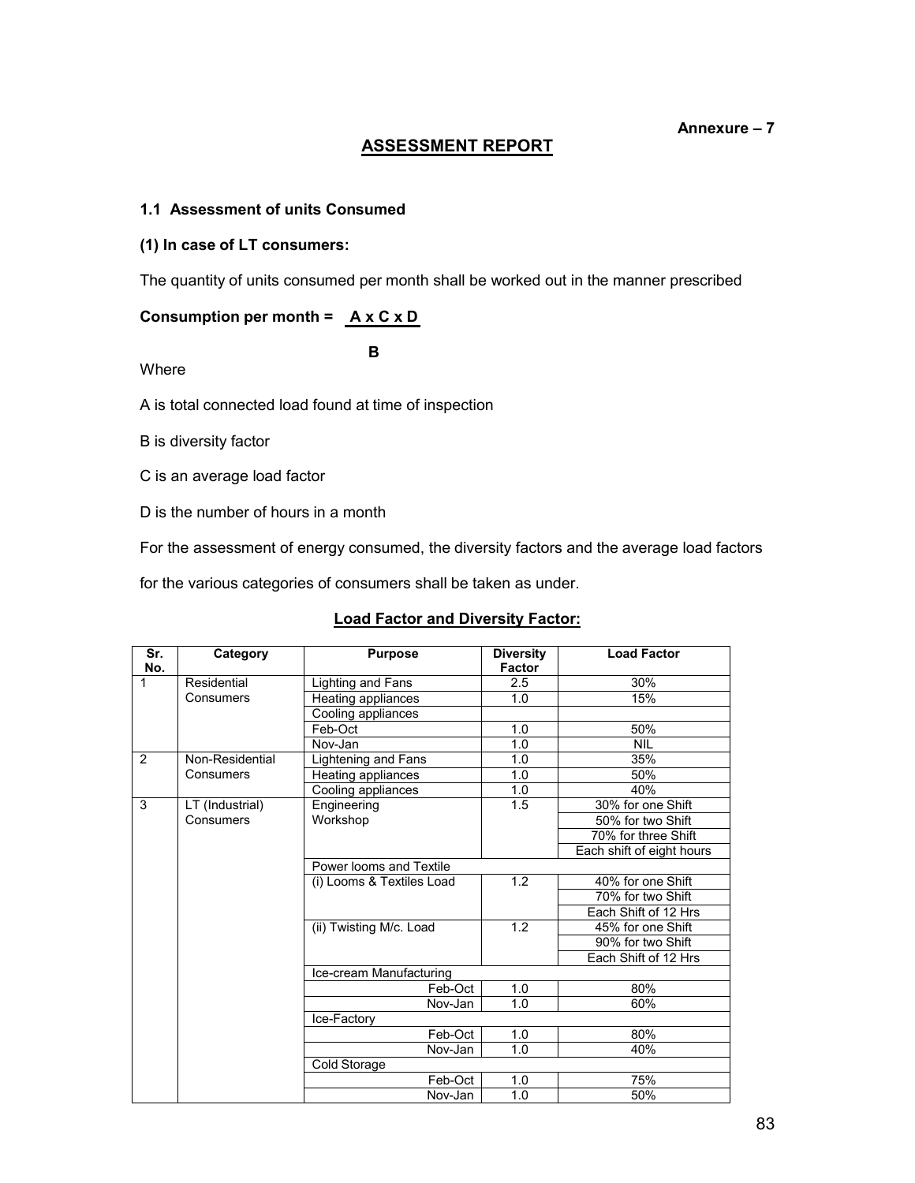Annexure – 7

# ASSESSMENT REPORT

### 1.1 Assessment of units Consumed

**(1) In case of LT consumers:**

The quantity of units consumed per month shall be worked out in the manner prescribed

**Consumption per month =** $\frac{A \times C \times D}{B}$

Where

A is total connected load found at time of inspection

B is diversity factor

C is an average load factor

D is the number of hours in a month

For the assessment of energy consumed, the diversity factors and the average load factors for the various categories of consumers shall be taken as under.

**Load Factor and Diversity Factor:**

| Sr. No. | Category | Purpose | Diversity Factor | Load Factor |
|---|---|---|---|---|
| 1 | Residential Consumers | Lighting and Fans | 2.5 | 30% |
| | | Heating appliances | 1.0 | 15% |
| | | Cooling appliances | | |
| | | Feb-Oct | 1.0 | 50% |
| | | Nov-Jan | 1.0 | NIL |
| 2 | Non-Residential Consumers | Lightening and Fans | 1.0 | 35% |
| | | Heating appliances | 1.0 | 50% |
| | | Cooling appliances | 1.0 | 40% |
| 3 | LT (Industrial) Consumers | Engineering Workshop | 1.5 | 30% for one Shift |
| | | | | 50% for two Shift |
| | | | | 70% for three Shift |
| | | | | Each shift of eight hours |
| | | Power looms and Textile | | |
| | | (i) Looms & Textiles Load | 1.2 | 40% for one Shift |
| | | | | 70% for two Shift |
| | | | | Each Shift of 12 Hrs |
| | | (ii) Twisting M/c. Load | 1.2 | 45% for one Shift |
| | | | | 90% for two Shift |
| | | | | Each Shift of 12 Hrs |
| | | Ice-cream Manufacturing | | |
| | | Feb-Oct | 1.0 | 80% |
| | | Nov-Jan | 1.0 | 60% |
| | | Ice-Factory | | |
| | | Feb-Oct | 1.0 | 80% |
| | | Nov-Jan | 1.0 | 40% |
| | | Cold Storage | | |
| | | Feb-Oct | 1.0 | 75% |
| | | Nov-Jan | 1.0 | 50% |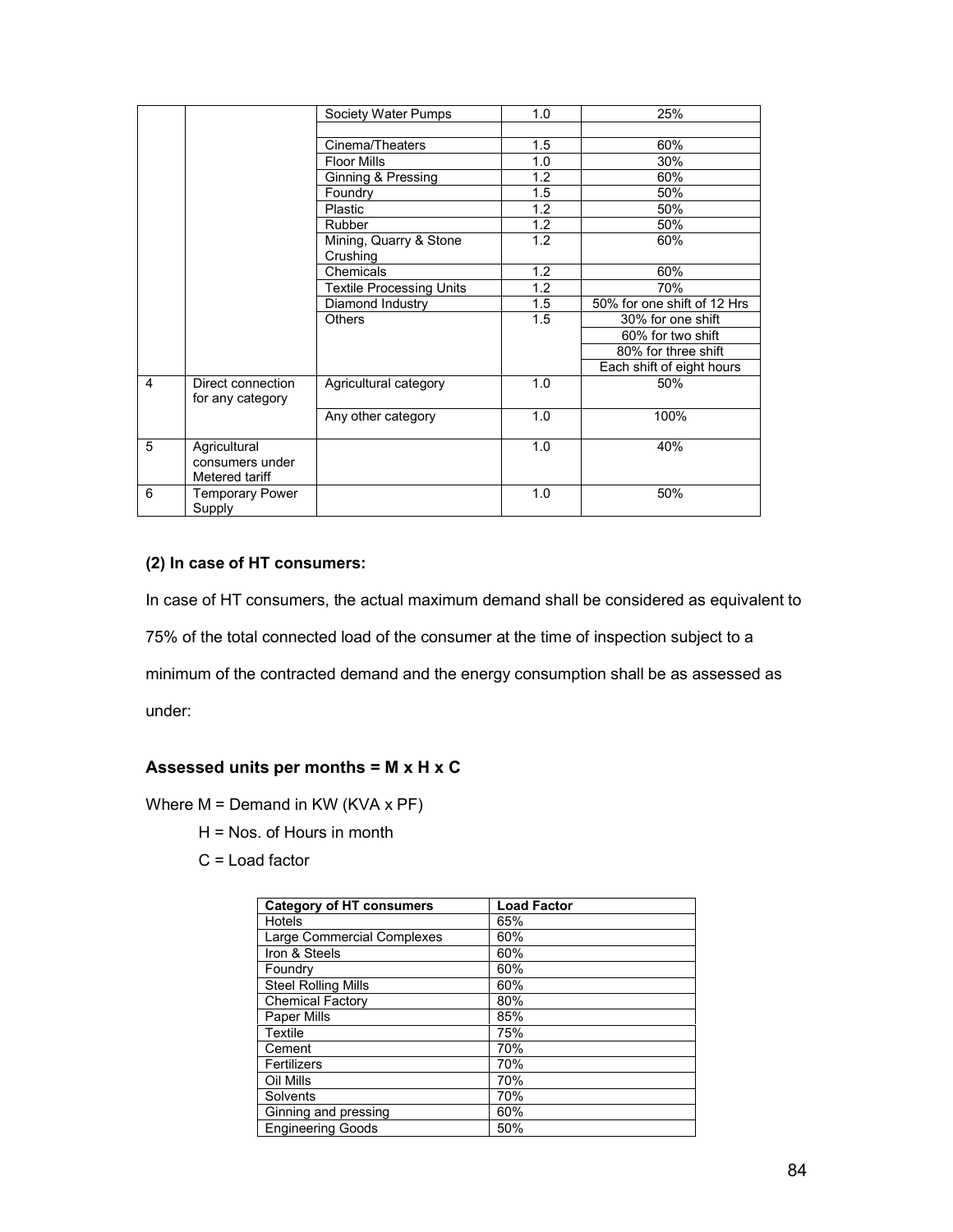| | | Society Water Pumps | 1.0 | 25% |
|---|---|---|---|---|
| | | | | |
| | | Cinema/Theaters | 1.5 | 60% |
| | | Floor Mills | 1.0 | 30% |
| | | Ginning & Pressing | 1.2 | 60% |
| | | Foundry | 1.5 | 50% |
| | | Plastic | 1.2 | 50% |
| | | Rubber | 1.2 | 50% |
| | | Mining, Quarry & Stone Crushing | 1.2 | 60% |
| | | Chemicals | 1.2 | 60% |
| | | Textile Processing Units | 1.2 | 70% |
| | | Diamond Industry | 1.5 | 50% for one shift of 12 Hrs |
| | | Others | 1.5 | 30% for one shift |
| | | | | 60% for two shift |
| | | | | 80% for three shift |
| | | | | Each shift of eight hours |
| 4 | Direct connection for any category | Agricultural category | 1.0 | 50% |
| | | Any other category | 1.0 | 100% |
| 5 | Agricultural consumers under Metered tariff | | 1.0 | 40% |
| 6 | Temporary Power Supply | | 1.0 | 50% |

**(2) In case of HT consumers:**

In case of HT consumers, the actual maximum demand shall be considered as equivalent to 75% of the total connected load of the consumer at the time of inspection subject to a minimum of the contracted demand and the energy consumption shall be as assessed as under:

**Assessed units per months = M x H x C**

Where M = Demand in KW (KVA x PF)

H = Nos. of Hours in month

C = Load factor

| Category of HT consumers | Load Factor |
|---|---|
| Hotels | 65% |
| Large Commercial Complexes | 60% |
| Iron & Steels | 60% |
| Foundry | 60% |
| Steel Rolling Mills | 60% |
| Chemical Factory | 80% |
| Paper Mills | 85% |
| Textile | 75% |
| Cement | 70% |
| Fertilizers | 70% |
| Oil Mills | 70% |
| Solvents | 70% |
| Ginning and pressing | 60% |
| Engineering Goods | 50% |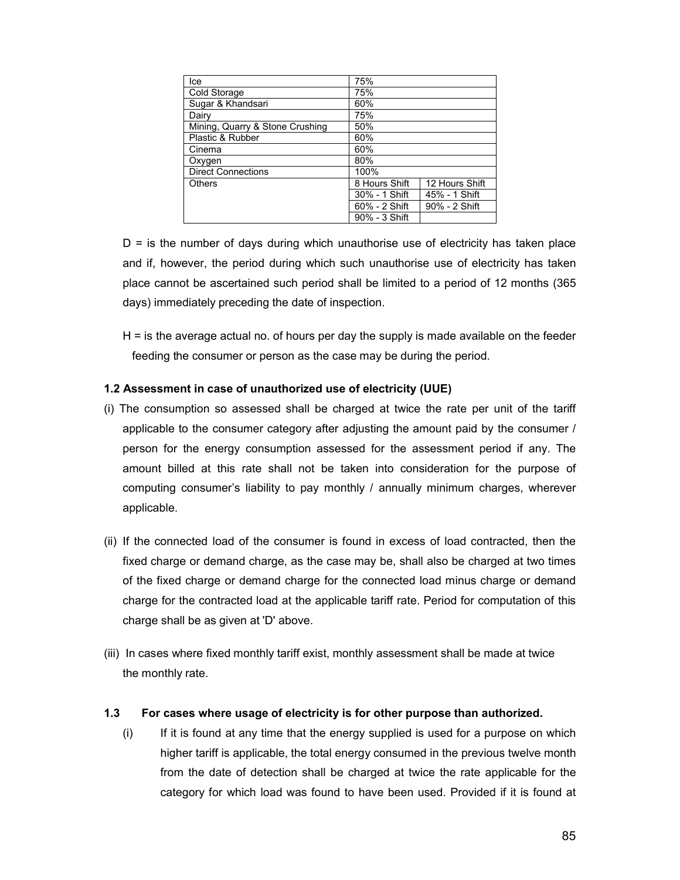| | | |
|---|---|---|
| Ice | 75% | |
| Cold Storage | 75% | |
| Sugar & Khandsari | 60% | |
| Dairy | 75% | |
| Mining, Quarry & Stone Crushing | 50% | |
| Plastic & Rubber | 60% | |
| Cinema | 60% | |
| Oxygen | 80% | |
| Direct Connections | 100% | |
| Others | 8 Hours Shift | 12 Hours Shift |
| | 30% - 1 Shift | 45% - 1 Shift |
| | 60% - 2 Shift | 90% - 2 Shift |
| | 90% - 3 Shift | |

D = is the number of days during which unauthorise use of electricity has taken place and if, however, the period during which such unauthorise use of electricity has taken place cannot be ascertained such period shall be limited to a period of 12 months (365 days) immediately preceding the date of inspection.

H = is the average actual no. of hours per day the supply is made available on the feeder feeding the consumer or person as the case may be during the period.

**1.2 Assessment in case of unauthorized use of electricity (UUE)**

(i) The consumption so assessed shall be charged at twice the rate per unit of the tariff applicable to the consumer category after adjusting the amount paid by the consumer / person for the energy consumption assessed for the assessment period if any. The amount billed at this rate shall not be taken into consideration for the purpose of computing consumer's liability to pay monthly / annually minimum charges, wherever applicable.

(ii) If the connected load of the consumer is found in excess of load contracted, then the fixed charge or demand charge, as the case may be, shall also be charged at two times of the fixed charge or demand charge for the connected load minus charge or demand charge for the contracted load at the applicable tariff rate. Period for computation of this charge shall be as given at 'D' above.

(iii) In cases where fixed monthly tariff exist, monthly assessment shall be made at twice the monthly rate.

**1.3 For cases where usage of electricity is for other purpose than authorized.**

(i) If it is found at any time that the energy supplied is used for a purpose on which higher tariff is applicable, the total energy consumed in the previous twelve month from the date of detection shall be charged at twice the rate applicable for the category for which load was found to have been used. Provided if it is found at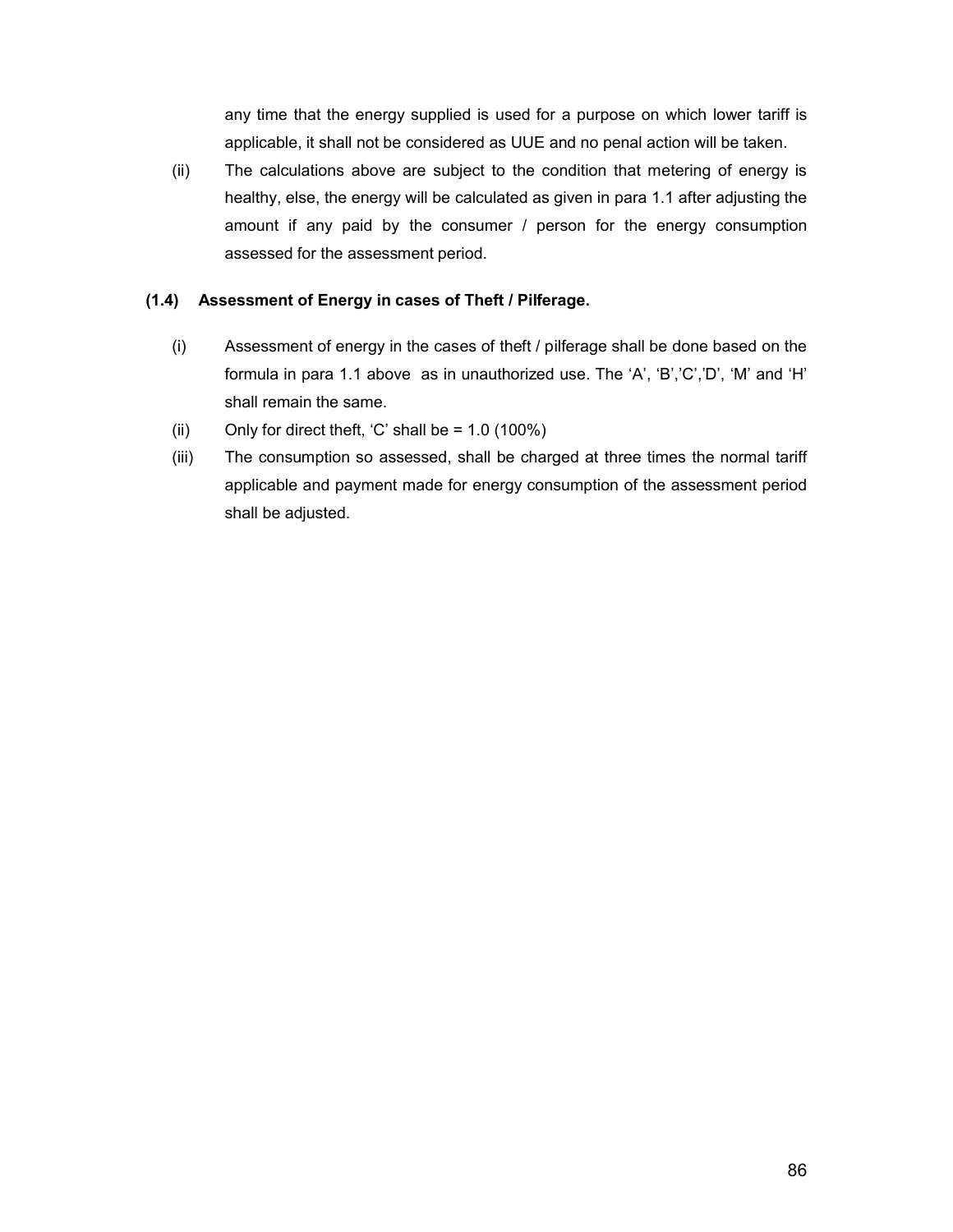any time that the energy supplied is used for a purpose on which lower tariff is applicable, it shall not be considered as UUE and no penal action will be taken.

(ii) The calculations above are subject to the condition that metering of energy is healthy, else, the energy will be calculated as given in para 1.1 after adjusting the amount if any paid by the consumer / person for the energy consumption assessed for the assessment period.

**(1.4) Assessment of Energy in cases of Theft / Pilferage.**

(i) Assessment of energy in the cases of theft / pilferage shall be done based on the formula in para 1.1 above as in unauthorized use. The ‘A’, ‘B’,’C’,’D’, ‘M’ and ‘H’ shall remain the same.

(ii) Only for direct theft, ‘C’ shall be = 1.0 (100%)

(iii) The consumption so assessed, shall be charged at three times the normal tariff applicable and payment made for energy consumption of the assessment period shall be adjusted.